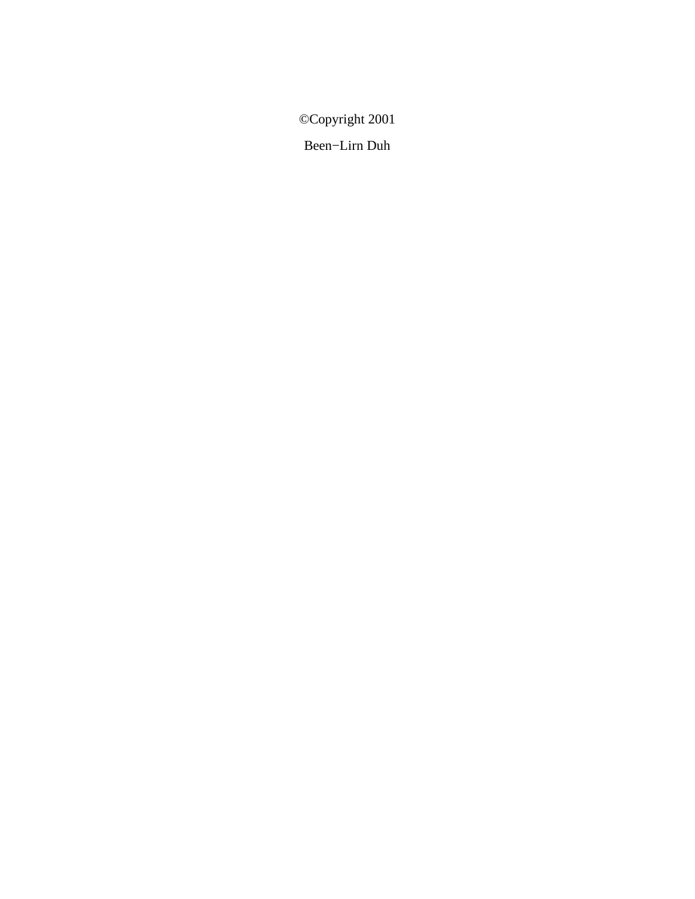©Copyright 2001

Been−Lirn Duh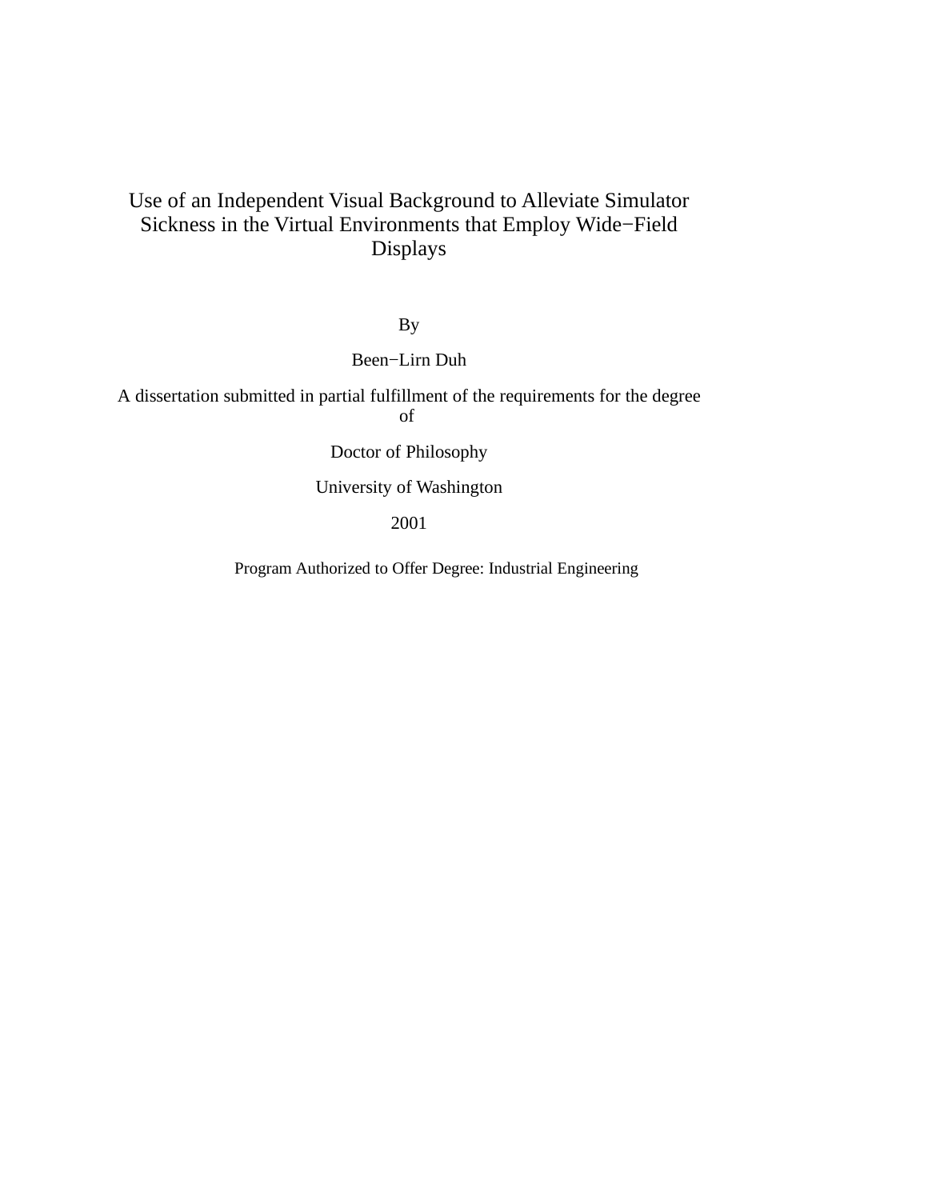# Use of an Independent Visual Background to Alleviate Simulator Sickness in the Virtual Environments that Employ Wide−Field Displays

By

Been−Lirn Duh

A dissertation submitted in partial fulfillment of the requirements for the degree of

Doctor of Philosophy

University of Washington

2001

Program Authorized to Offer Degree: Industrial Engineering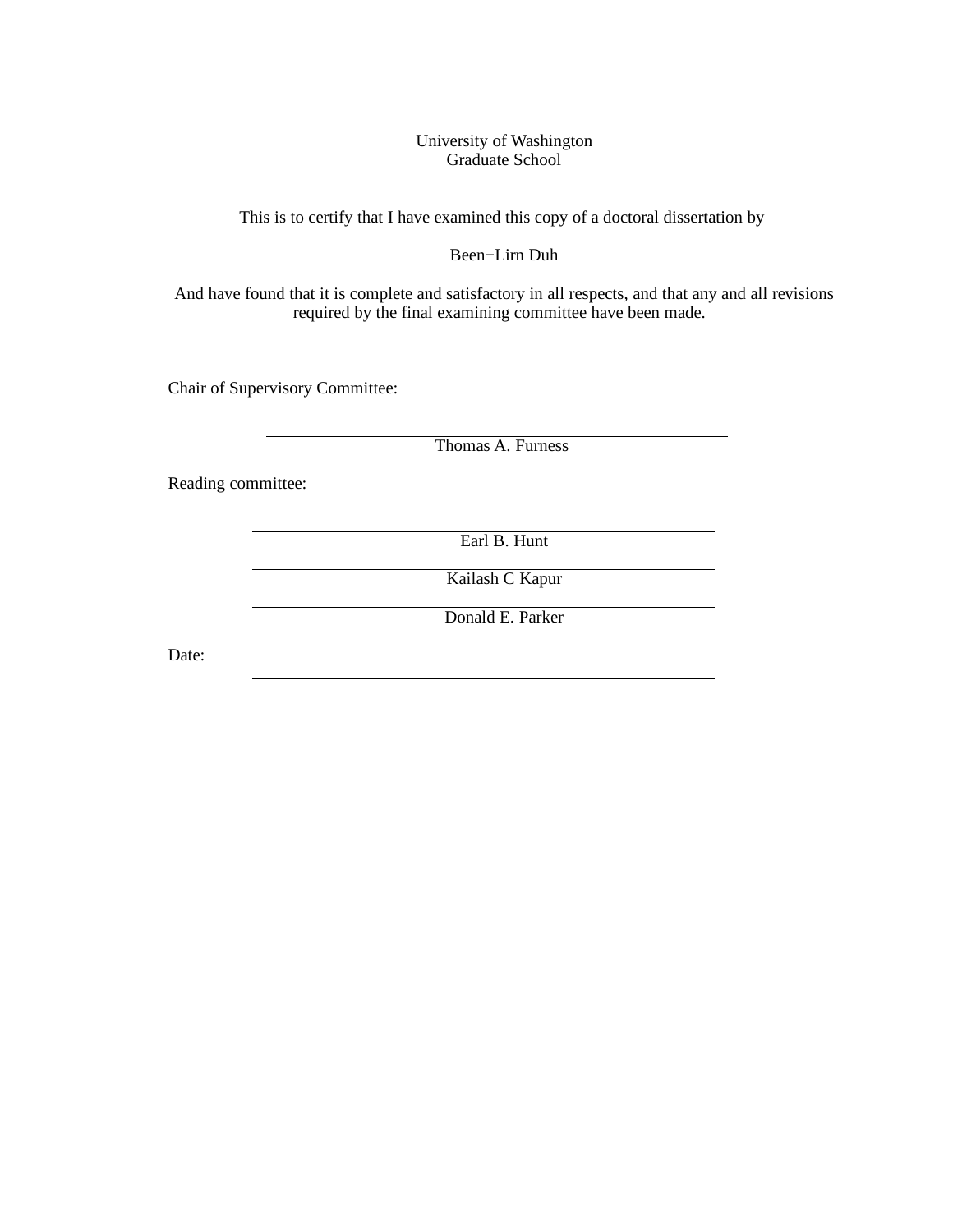University of Washington
Graduate School

This is to certify that I have examined this copy of a doctoral dissertation by

Been−Lirn Duh

And have found that it is complete and satisfactory in all respects, and that any and all revisions required by the final examining committee have been made.

Chair of Supervisory Committee:

\_\_\_\_\_\_\_\_\_\_\_\_\_\_\_\_\_\_\_\_\_\_\_\_\_\_\_\_\_\_\_\_\_\_\_\_\_\_\_\_
Thomas A. Furness

Reading committee:

\_\_\_\_\_\_\_\_\_\_\_\_\_\_\_\_\_\_\_\_\_\_\_\_\_\_\_\_\_\_\_\_\_\_\_\_\_\_\_\_
Earl B. Hunt

\_\_\_\_\_\_\_\_\_\_\_\_\_\_\_\_\_\_\_\_\_\_\_\_\_\_\_\_\_\_\_\_\_\_\_\_\_\_\_\_
Kailash C Kapur

\_\_\_\_\_\_\_\_\_\_\_\_\_\_\_\_\_\_\_\_\_\_\_\_\_\_\_\_\_\_\_\_\_\_\_\_\_\_\_\_
Donald E. Parker

Date: \_\_\_\_\_\_\_\_\_\_\_\_\_\_\_\_\_\_\_\_\_\_\_\_\_\_\_\_\_\_\_\_\_\_\_\_\_\_\_\_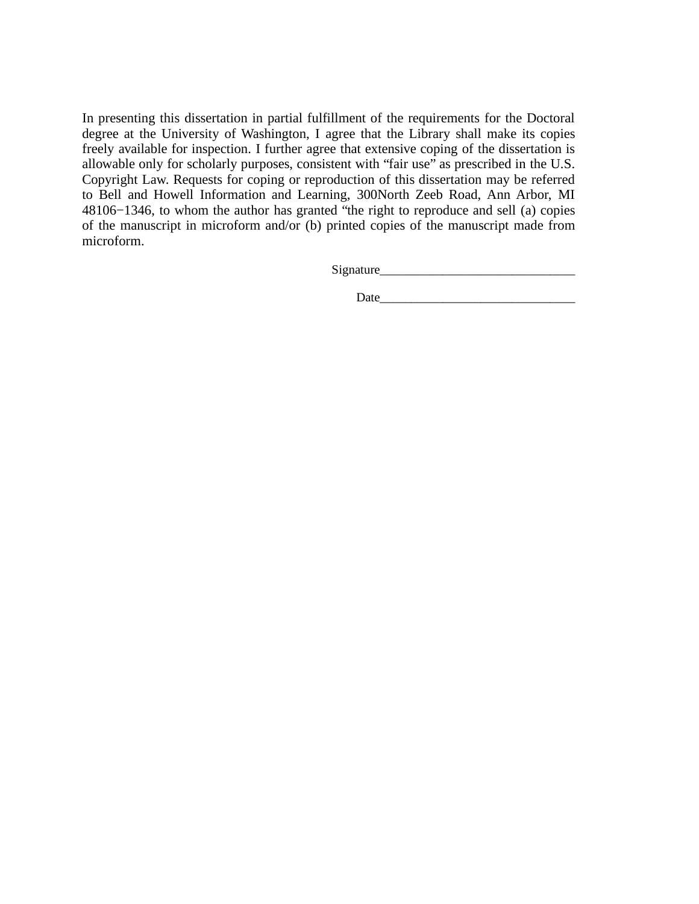In presenting this dissertation in partial fulfillment of the requirements for the Doctoral degree at the University of Washington, I agree that the Library shall make its copies freely available for inspection. I further agree that extensive coping of the dissertation is allowable only for scholarly purposes, consistent with “fair use” as prescribed in the U.S. Copyright Law. Requests for coping or reproduction of this dissertation may be referred to Bell and Howell Information and Learning, 300North Zeeb Road, Ann Arbor, MI 48106−1346, to whom the author has granted “the right to reproduce and sell (a) copies of the manuscript in microform and/or (b) printed copies of the manuscript made from microform.

Signature______________________________

Date______________________________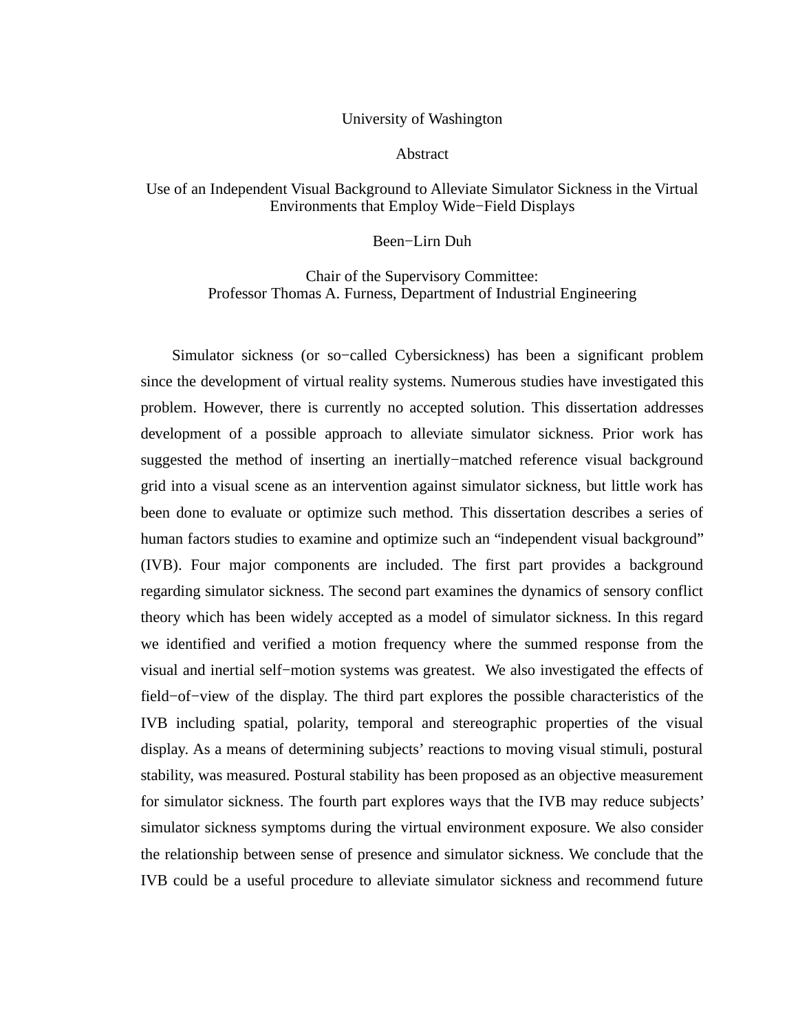University of Washington

Abstract

Use of an Independent Visual Background to Alleviate Simulator Sickness in the Virtual Environments that Employ Wide−Field Displays

Been−Lirn Duh

Chair of the Supervisory Committee:
Professor Thomas A. Furness, Department of Industrial Engineering

Simulator sickness (or so−called Cybersickness) has been a significant problem since the development of virtual reality systems. Numerous studies have investigated this problem. However, there is currently no accepted solution. This dissertation addresses development of a possible approach to alleviate simulator sickness. Prior work has suggested the method of inserting an inertially−matched reference visual background grid into a visual scene as an intervention against simulator sickness, but little work has been done to evaluate or optimize such method. This dissertation describes a series of human factors studies to examine and optimize such an "independent visual background" (IVB). Four major components are included. The first part provides a background regarding simulator sickness. The second part examines the dynamics of sensory conflict theory which has been widely accepted as a model of simulator sickness. In this regard we identified and verified a motion frequency where the summed response from the visual and inertial self−motion systems was greatest. We also investigated the effects of field−of−view of the display. The third part explores the possible characteristics of the IVB including spatial, polarity, temporal and stereographic properties of the visual display. As a means of determining subjects' reactions to moving visual stimuli, postural stability, was measured. Postural stability has been proposed as an objective measurement for simulator sickness. The fourth part explores ways that the IVB may reduce subjects' simulator sickness symptoms during the virtual environment exposure. We also consider the relationship between sense of presence and simulator sickness. We conclude that the IVB could be a useful procedure to alleviate simulator sickness and recommend future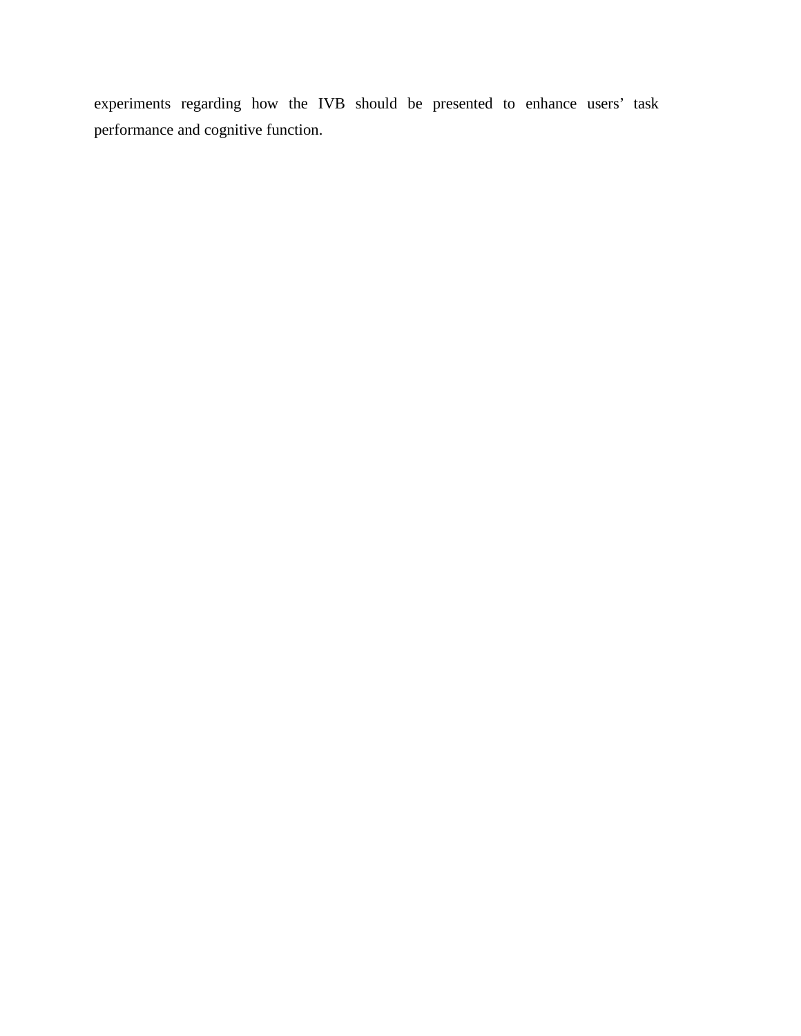experiments regarding how the IVB should be presented to enhance users' task performance and cognitive function.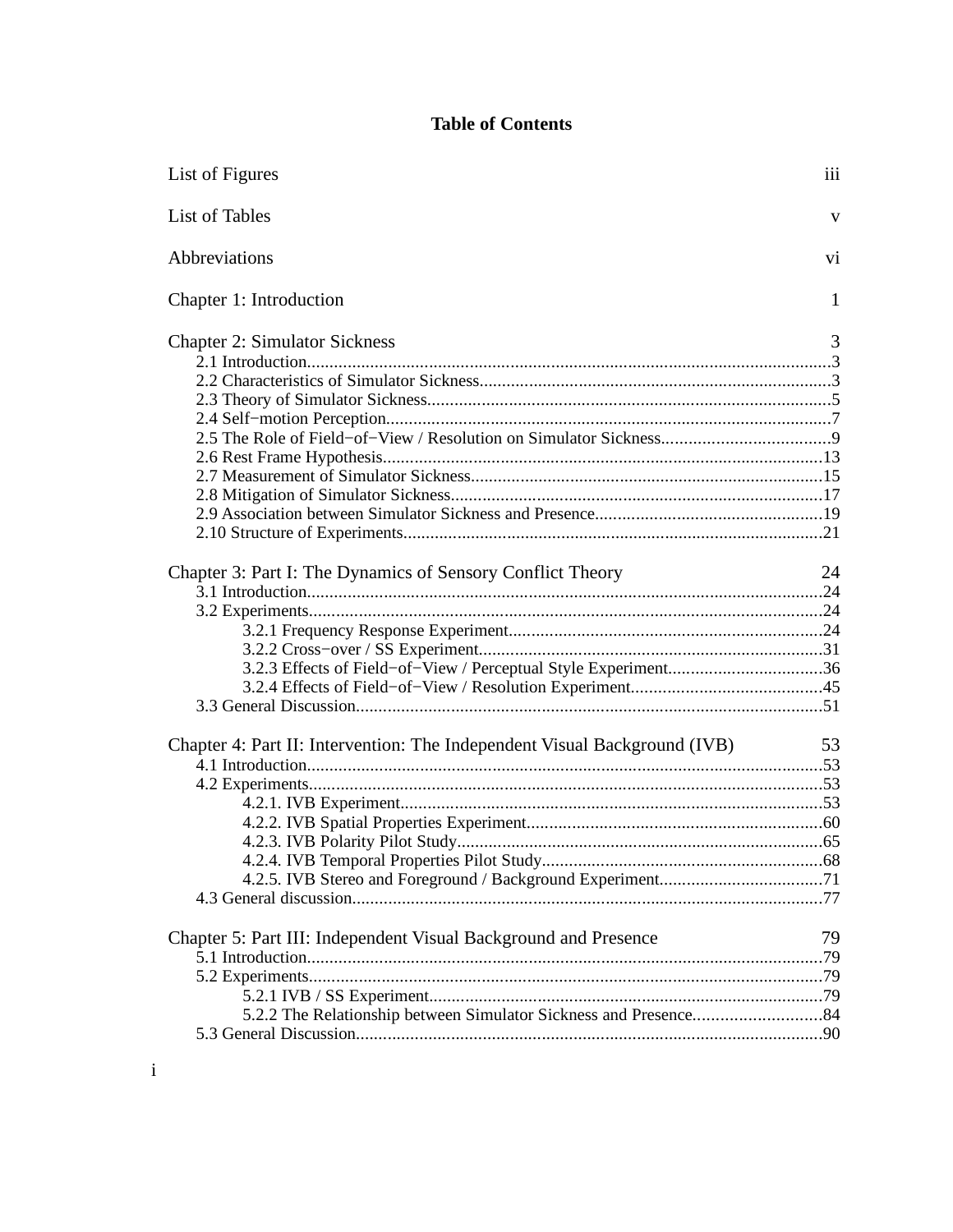# Table of Contents

List of Figures iii

List of Tables v

Abbreviations vi

Chapter 1: Introduction 1

Chapter 2: Simulator Sickness 3
- 2.1 Introduction....3
- 2.2 Characteristics of Simulator Sickness....3
- 2.3 Theory of Simulator Sickness....5
- 2.4 Self−motion Perception....7
- 2.5 The Role of Field−of−View / Resolution on Simulator Sickness....9
- 2.6 Rest Frame Hypothesis....13
- 2.7 Measurement of Simulator Sickness....15
- 2.8 Mitigation of Simulator Sickness....17
- 2.9 Association between Simulator Sickness and Presence....19
- 2.10 Structure of Experiments....21

Chapter 3: Part I: The Dynamics of Sensory Conflict Theory 24
- 3.1 Introduction....24
- 3.2 Experiments....24
  - 3.2.1 Frequency Response Experiment....24
  - 3.2.2 Cross−over / SS Experiment....31
  - 3.2.3 Effects of Field−of−View / Perceptual Style Experiment....36
  - 3.2.4 Effects of Field−of−View / Resolution Experiment....45
- 3.3 General Discussion....51

Chapter 4: Part II: Intervention: The Independent Visual Background (IVB) 53
- 4.1 Introduction....53
- 4.2 Experiments....53
  - 4.2.1. IVB Experiment....53
  - 4.2.2. IVB Spatial Properties Experiment....60
  - 4.2.3. IVB Polarity Pilot Study....65
  - 4.2.4. IVB Temporal Properties Pilot Study....68
  - 4.2.5. IVB Stereo and Foreground / Background Experiment....71
- 4.3 General discussion....77

Chapter 5: Part III: Independent Visual Background and Presence 79
- 5.1 Introduction....79
- 5.2 Experiments....79
  - 5.2.1 IVB / SS Experiment....79
  - 5.2.2 The Relationship between Simulator Sickness and Presence....84
- 5.3 General Discussion....90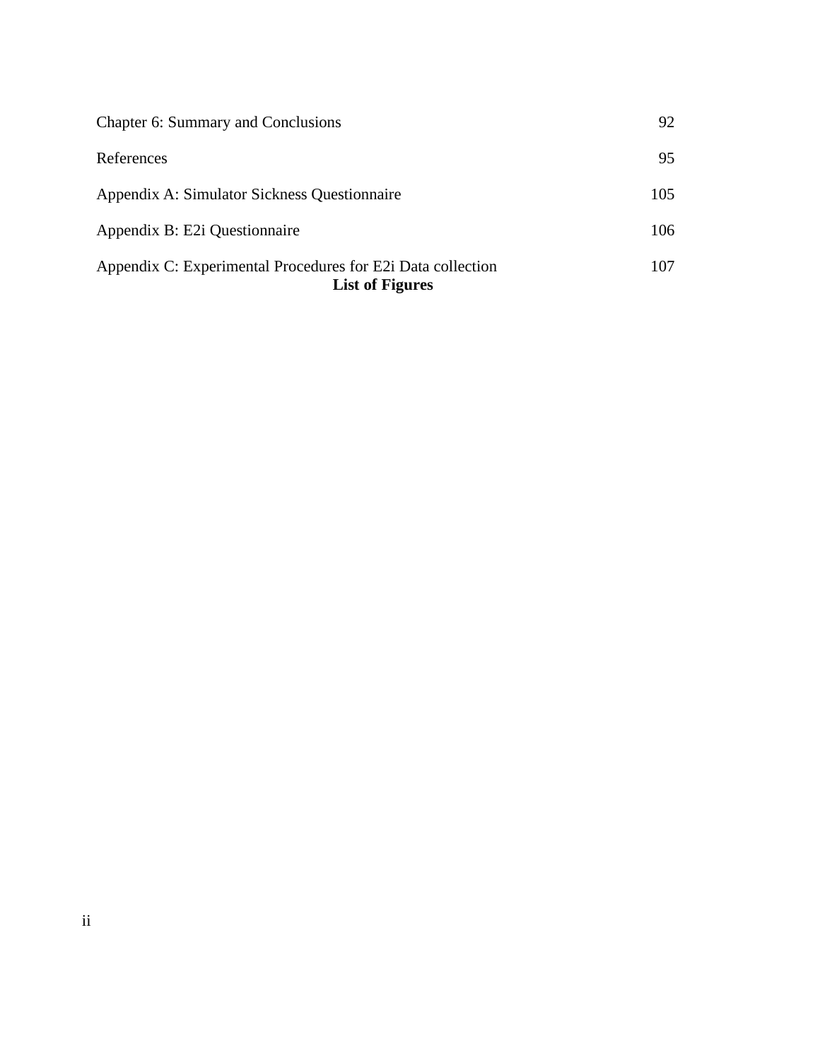| | |
|---|---|
| Chapter 6: Summary and Conclusions | 92 |
| References | 95 |
| Appendix A: Simulator Sickness Questionnaire | 105 |
| Appendix B: E2i Questionnaire | 106 |
| Appendix C: Experimental Procedures for E2i Data collection | 107 |

**List of Figures**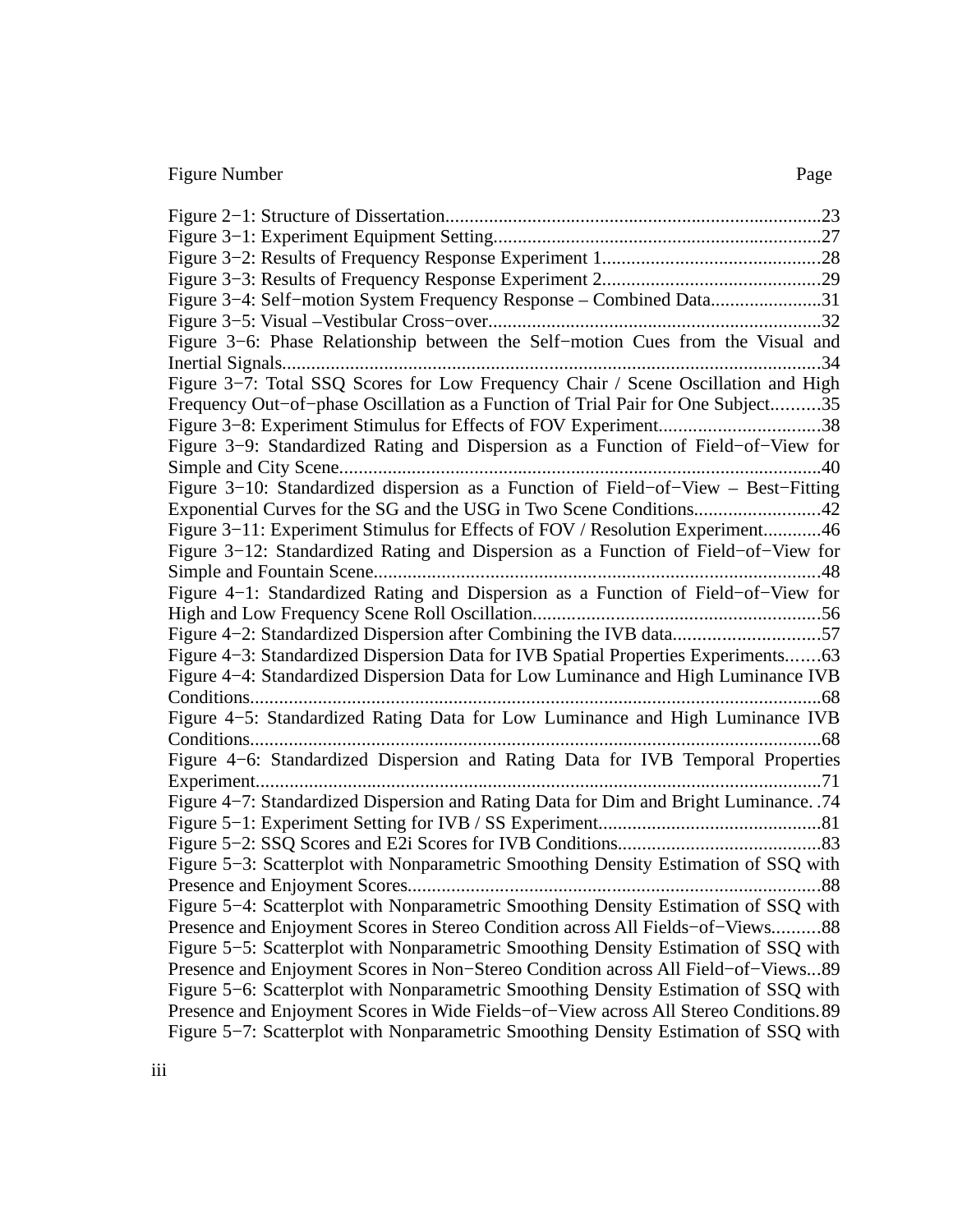Figure Number Page

Figure 2−1: Structure of Dissertation.............................................................................23
Figure 3−1: Experiment Equipment Setting....................................................................27
Figure 3−2: Results of Frequency Response Experiment 1.............................................28
Figure 3−3: Results of Frequency Response Experiment 2.............................................29
Figure 3−4: Self−motion System Frequency Response – Combined Data.......................31
Figure 3−5: Visual –Vestibular Cross−over.....................................................................32
Figure 3−6: Phase Relationship between the Self−motion Cues from the Visual and Inertial Signals................................................................................................................34
Figure 3−7: Total SSQ Scores for Low Frequency Chair / Scene Oscillation and High Frequency Out−of−phase Oscillation as a Function of Trial Pair for One Subject..........35
Figure 3−8: Experiment Stimulus for Effects of FOV Experiment.................................38
Figure 3−9: Standardized Rating and Dispersion as a Function of Field−of−View for Simple and City Scene....................................................................................................40
Figure 3−10: Standardized dispersion as a Function of Field−of−View – Best−Fitting Exponential Curves for the SG and the USG in Two Scene Conditions..........................42
Figure 3−11: Experiment Stimulus for Effects of FOV / Resolution Experiment............46
Figure 3−12: Standardized Rating and Dispersion as a Function of Field−of−View for Simple and Fountain Scene............................................................................................48
Figure 4−1: Standardized Rating and Dispersion as a Function of Field−of−View for High and Low Frequency Scene Roll Oscillation...........................................................56
Figure 4−2: Standardized Dispersion after Combining the IVB data..............................57
Figure 4−3: Standardized Dispersion Data for IVB Spatial Properties Experiments.......63
Figure 4−4: Standardized Dispersion Data for Low Luminance and High Luminance IVB Conditions.......................................................................................................................68
Figure 4−5: Standardized Rating Data for Low Luminance and High Luminance IVB Conditions.......................................................................................................................68
Figure 4−6: Standardized Dispersion and Rating Data for IVB Temporal Properties Experiment......................................................................................................................71
Figure 4−7: Standardized Dispersion and Rating Data for Dim and Bright Luminance. .74
Figure 5−1: Experiment Setting for IVB / SS Experiment..............................................81
Figure 5−2: SSQ Scores and E2i Scores for IVB Conditions..........................................83
Figure 5−3: Scatterplot with Nonparametric Smoothing Density Estimation of SSQ with Presence and Enjoyment Scores.....................................................................................88
Figure 5−4: Scatterplot with Nonparametric Smoothing Density Estimation of SSQ with Presence and Enjoyment Scores in Stereo Condition across All Fields−of−Views..........88
Figure 5−5: Scatterplot with Nonparametric Smoothing Density Estimation of SSQ with Presence and Enjoyment Scores in Non−Stereo Condition across All Field−of−Views...89
Figure 5−6: Scatterplot with Nonparametric Smoothing Density Estimation of SSQ with Presence and Enjoyment Scores in Wide Fields−of−View across All Stereo Conditions.89
Figure 5−7: Scatterplot with Nonparametric Smoothing Density Estimation of SSQ with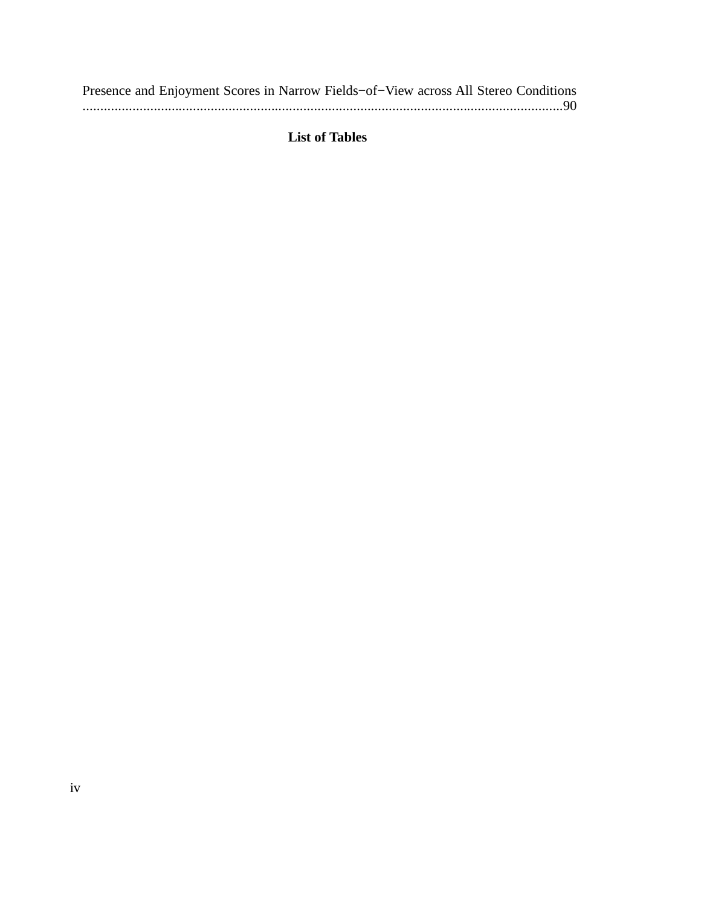Presence and Enjoyment Scores in Narrow Fields−of−View across All Stereo Conditions ........................................................................................................................................90

## List of Tables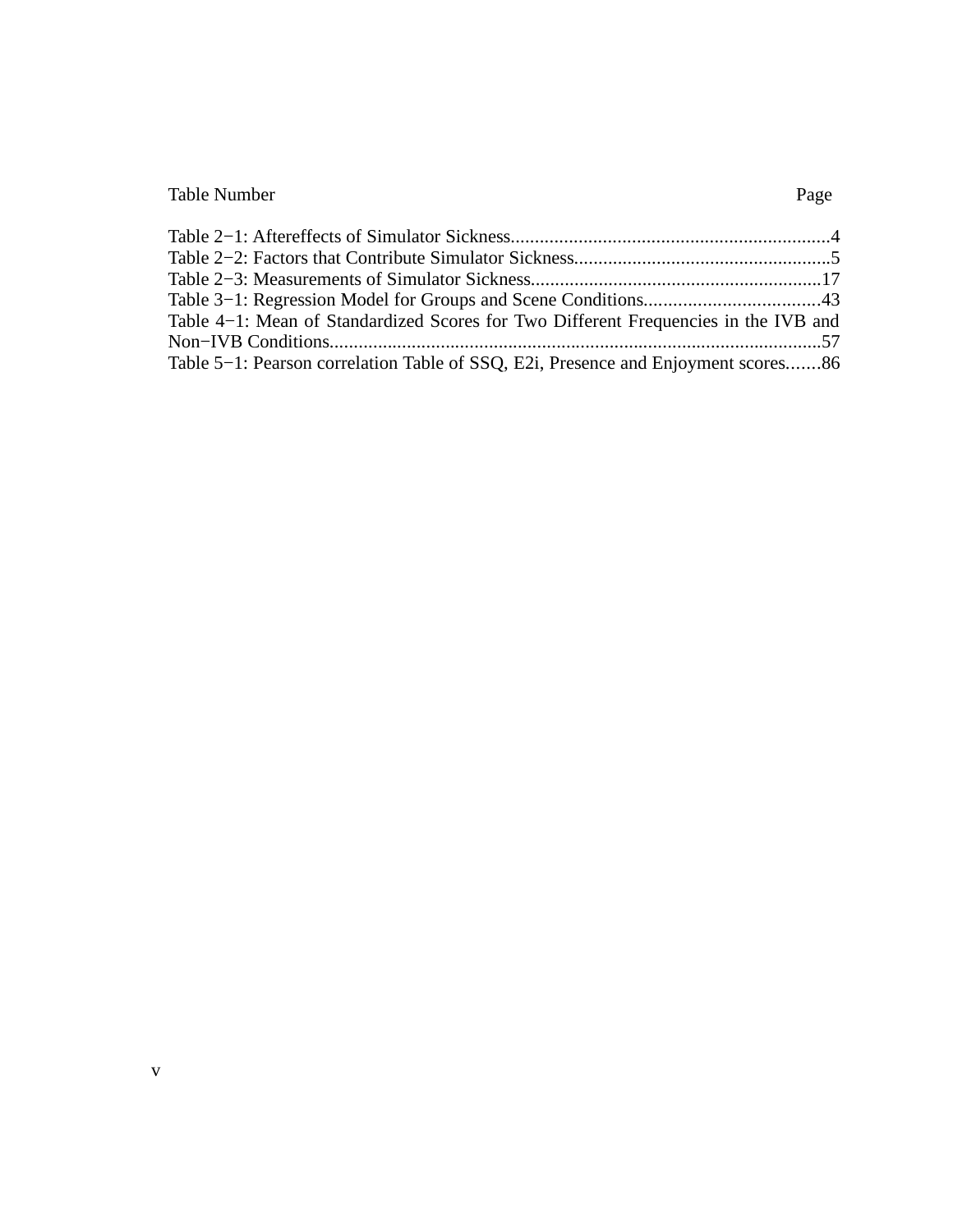Table Number Page

Table 2−1: Aftereffects of Simulator Sickness..................................................................4
Table 2−2: Factors that Contribute Simulator Sickness.....................................................5
Table 2−3: Measurements of Simulator Sickness............................................................17
Table 3−1: Regression Model for Groups and Scene Conditions....................................43
Table 4−1: Mean of Standardized Scores for Two Different Frequencies in the IVB and Non−IVB Conditions......................................................................................................57
Table 5−1: Pearson correlation Table of SSQ, E2i, Presence and Enjoyment scores.......86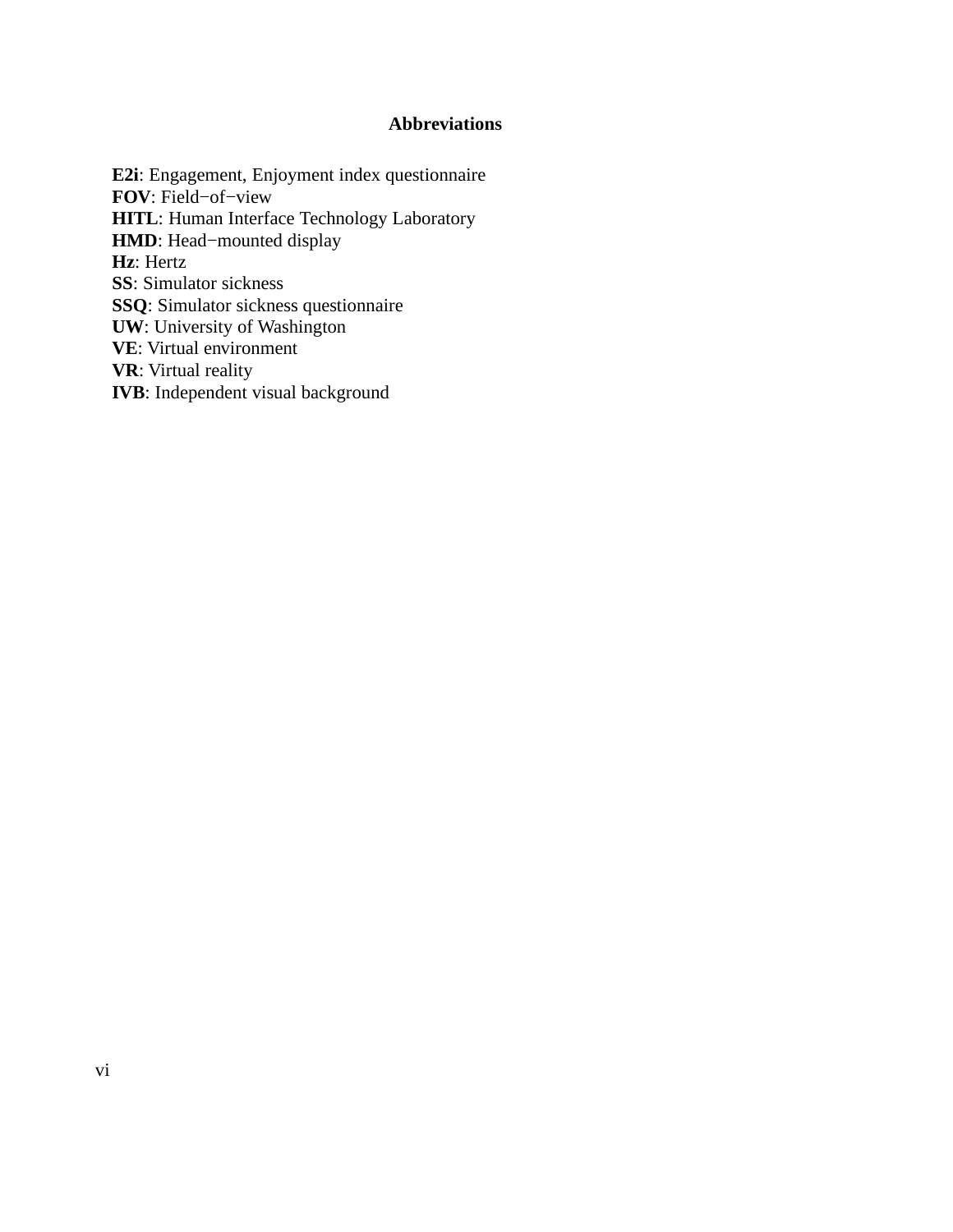# Abbreviations

**E2i**: Engagement, Enjoyment index questionnaire
**FOV**: Field−of−view
**HITL**: Human Interface Technology Laboratory
**HMD**: Head−mounted display
**Hz**: Hertz
**SS**: Simulator sickness
**SSQ**: Simulator sickness questionnaire
**UW**: University of Washington
**VE**: Virtual environment
**VR**: Virtual reality
**IVB**: Independent visual background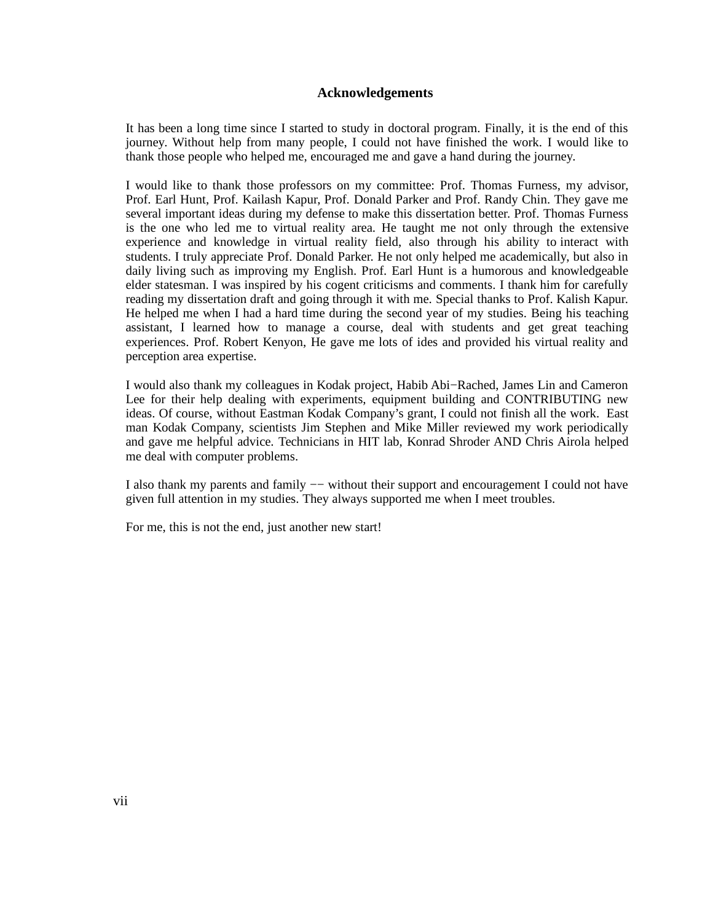# Acknowledgements

It has been a long time since I started to study in doctoral program. Finally, it is the end of this journey. Without help from many people, I could not have finished the work. I would like to thank those people who helped me, encouraged me and gave a hand during the journey.

I would like to thank those professors on my committee: Prof. Thomas Furness, my advisor, Prof. Earl Hunt, Prof. Kailash Kapur, Prof. Donald Parker and Prof. Randy Chin. They gave me several important ideas during my defense to make this dissertation better. Prof. Thomas Furness is the one who led me to virtual reality area. He taught me not only through the extensive experience and knowledge in virtual reality field, also through his ability to interact with students. I truly appreciate Prof. Donald Parker. He not only helped me academically, but also in daily living such as improving my English. Prof. Earl Hunt is a humorous and knowledgeable elder statesman. I was inspired by his cogent criticisms and comments. I thank him for carefully reading my dissertation draft and going through it with me. Special thanks to Prof. Kalish Kapur. He helped me when I had a hard time during the second year of my studies. Being his teaching assistant, I learned how to manage a course, deal with students and get great teaching experiences. Prof. Robert Kenyon, He gave me lots of ides and provided his virtual reality and perception area expertise.

I would also thank my colleagues in Kodak project, Habib Abi−Rached, James Lin and Cameron Lee for their help dealing with experiments, equipment building and CONTRIBUTING new ideas. Of course, without Eastman Kodak Company's grant, I could not finish all the work. East man Kodak Company, scientists Jim Stephen and Mike Miller reviewed my work periodically and gave me helpful advice. Technicians in HIT lab, Konrad Shroder AND Chris Airola helped me deal with computer problems.

I also thank my parents and family −− without their support and encouragement I could not have given full attention in my studies. They always supported me when I meet troubles.

For me, this is not the end, just another new start!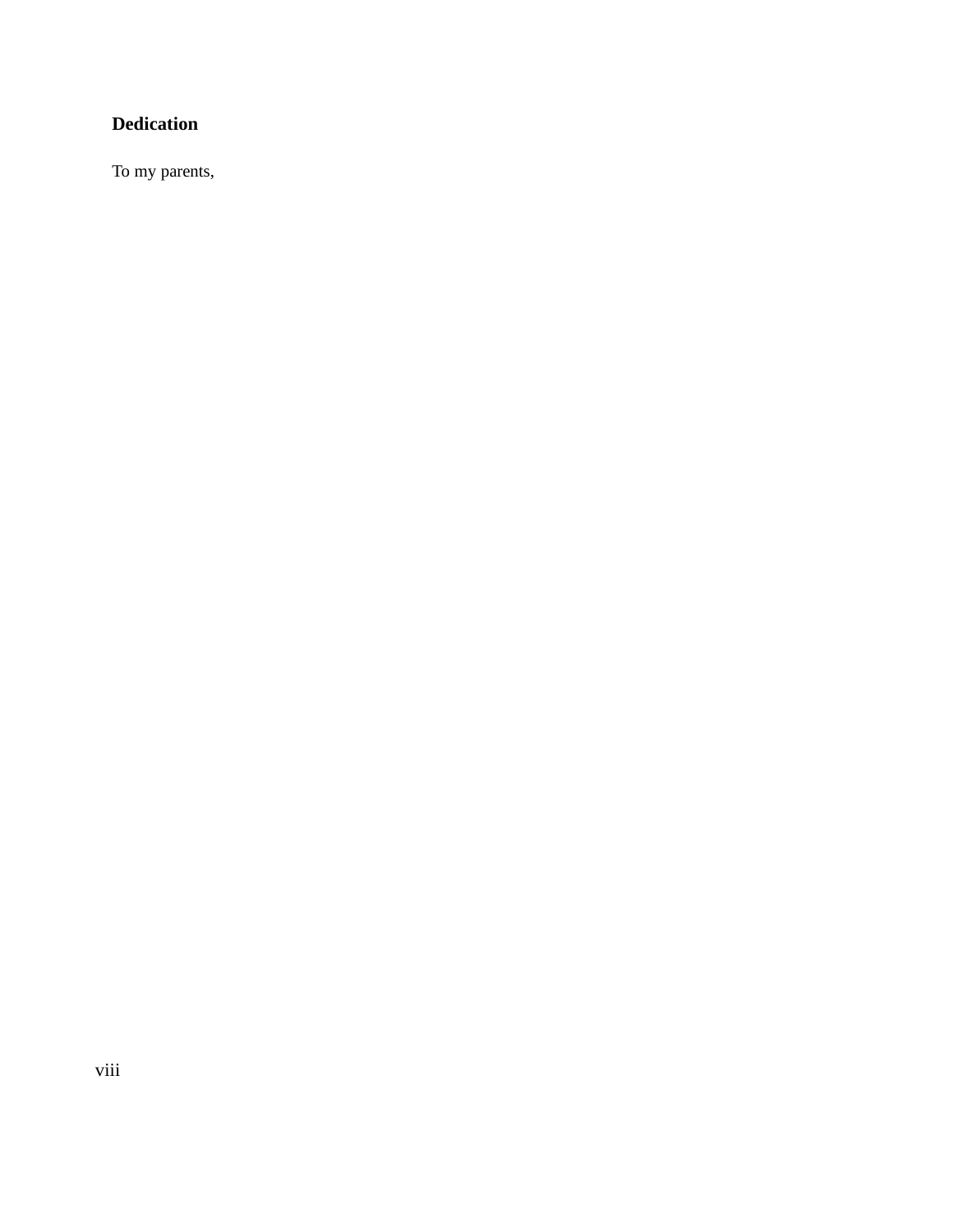## Dedication

To my parents,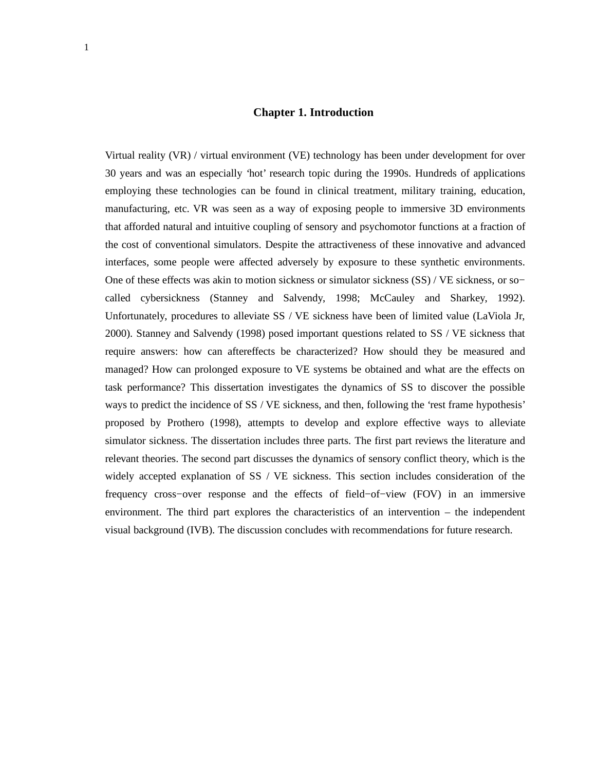# Chapter 1. Introduction

Virtual reality (VR) / virtual environment (VE) technology has been under development for over 30 years and was an especially 'hot' research topic during the 1990s. Hundreds of applications employing these technologies can be found in clinical treatment, military training, education, manufacturing, etc. VR was seen as a way of exposing people to immersive 3D environments that afforded natural and intuitive coupling of sensory and psychomotor functions at a fraction of the cost of conventional simulators. Despite the attractiveness of these innovative and advanced interfaces, some people were affected adversely by exposure to these synthetic environments. One of these effects was akin to motion sickness or simulator sickness (SS) / VE sickness, or so−called cybersickness (Stanney and Salvendy, 1998; McCauley and Sharkey, 1992). Unfortunately, procedures to alleviate SS / VE sickness have been of limited value (LaViola Jr, 2000). Stanney and Salvendy (1998) posed important questions related to SS / VE sickness that require answers: how can aftereffects be characterized? How should they be measured and managed? How can prolonged exposure to VE systems be obtained and what are the effects on task performance? This dissertation investigates the dynamics of SS to discover the possible ways to predict the incidence of SS / VE sickness, and then, following the 'rest frame hypothesis' proposed by Prothero (1998), attempts to develop and explore effective ways to alleviate simulator sickness. The dissertation includes three parts. The first part reviews the literature and relevant theories. The second part discusses the dynamics of sensory conflict theory, which is the widely accepted explanation of SS / VE sickness. This section includes consideration of the frequency cross−over response and the effects of field−of−view (FOV) in an immersive environment. The third part explores the characteristics of an intervention – the independent visual background (IVB). The discussion concludes with recommendations for future research.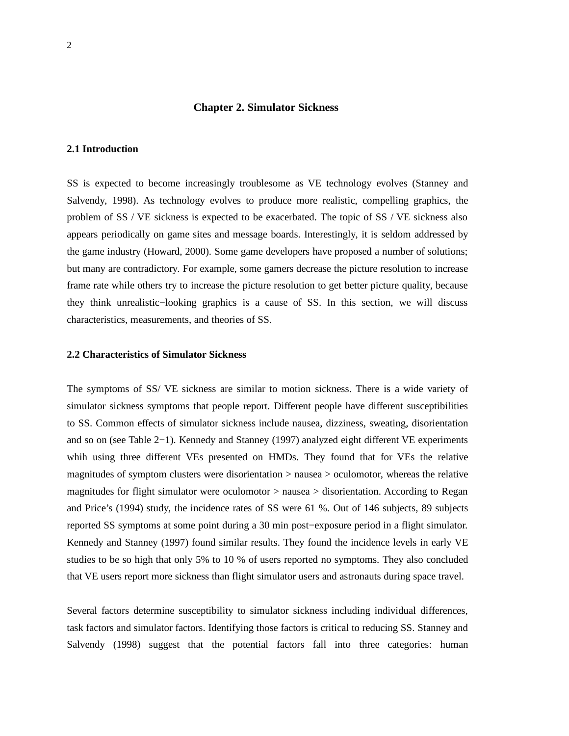# Chapter 2. Simulator Sickness

## 2.1 Introduction

SS is expected to become increasingly troublesome as VE technology evolves (Stanney and Salvendy, 1998). As technology evolves to produce more realistic, compelling graphics, the problem of SS / VE sickness is expected to be exacerbated. The topic of SS / VE sickness also appears periodically on game sites and message boards. Interestingly, it is seldom addressed by the game industry (Howard, 2000). Some game developers have proposed a number of solutions; but many are contradictory. For example, some gamers decrease the picture resolution to increase frame rate while others try to increase the picture resolution to get better picture quality, because they think unrealistic−looking graphics is a cause of SS. In this section, we will discuss characteristics, measurements, and theories of SS.

## 2.2 Characteristics of Simulator Sickness

The symptoms of SS/ VE sickness are similar to motion sickness. There is a wide variety of simulator sickness symptoms that people report. Different people have different susceptibilities to SS. Common effects of simulator sickness include nausea, dizziness, sweating, disorientation and so on (see Table 2−1). Kennedy and Stanney (1997) analyzed eight different VE experiments whih using three different VEs presented on HMDs. They found that for VEs the relative magnitudes of symptom clusters were disorientation > nausea > oculomotor, whereas the relative magnitudes for flight simulator were oculomotor > nausea > disorientation. According to Regan and Price’s (1994) study, the incidence rates of SS were 61 %. Out of 146 subjects, 89 subjects reported SS symptoms at some point during a 30 min post−exposure period in a flight simulator. Kennedy and Stanney (1997) found similar results. They found the incidence levels in early VE studies to be so high that only 5% to 10 % of users reported no symptoms. They also concluded that VE users report more sickness than flight simulator users and astronauts during space travel.

Several factors determine susceptibility to simulator sickness including individual differences, task factors and simulator factors. Identifying those factors is critical to reducing SS. Stanney and Salvendy (1998) suggest that the potential factors fall into three categories: human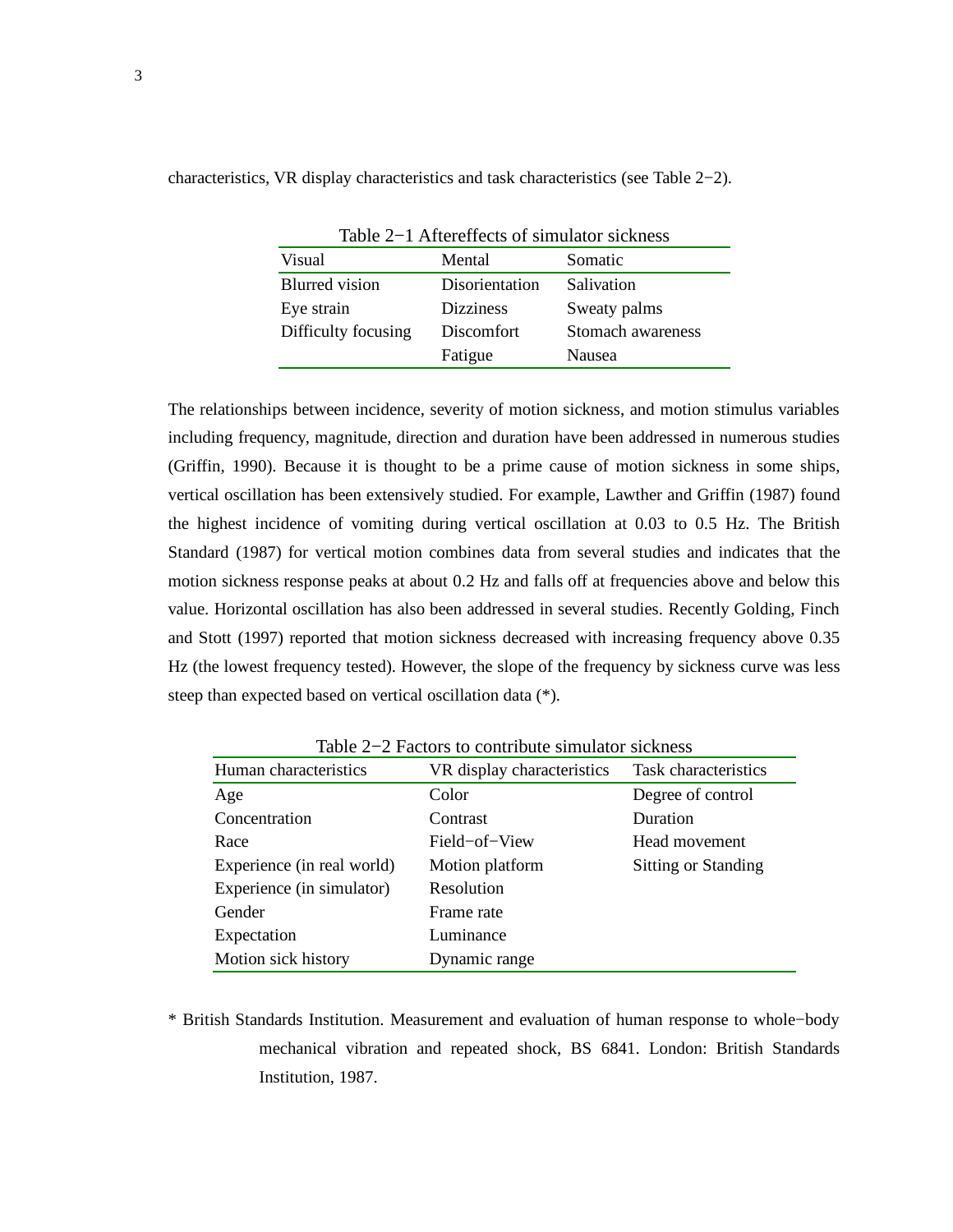characteristics, VR display characteristics and task characteristics (see Table 2−2).

Table 2−1 Aftereffects of simulator sickness

| Visual | Mental | Somatic |
| --- | --- | --- |
| Blurred vision | Disorientation | Salivation |
| Eye strain | Dizziness | Sweaty palms |
| Difficulty focusing | Discomfort | Stomach awareness |
| | Fatigue | Nausea |

The relationships between incidence, severity of motion sickness, and motion stimulus variables including frequency, magnitude, direction and duration have been addressed in numerous studies (Griffin, 1990). Because it is thought to be a prime cause of motion sickness in some ships, vertical oscillation has been extensively studied. For example, Lawther and Griffin (1987) found the highest incidence of vomiting during vertical oscillation at 0.03 to 0.5 Hz. The British Standard (1987) for vertical motion combines data from several studies and indicates that the motion sickness response peaks at about 0.2 Hz and falls off at frequencies above and below this value. Horizontal oscillation has also been addressed in several studies. Recently Golding, Finch and Stott (1997) reported that motion sickness decreased with increasing frequency above 0.35 Hz (the lowest frequency tested). However, the slope of the frequency by sickness curve was less steep than expected based on vertical oscillation data (*).

Table 2−2 Factors to contribute simulator sickness

| Human characteristics | VR display characteristics | Task characteristics |
| --- | --- | --- |
| Age | Color | Degree of control |
| Concentration | Contrast | Duration |
| Race | Field−of−View | Head movement |
| Experience (in real world) | Motion platform | Sitting or Standing |
| Experience (in simulator) | Resolution | |
| Gender | Frame rate | |
| Expectation | Luminance | |
| Motion sick history | Dynamic range | |

* British Standards Institution. Measurement and evaluation of human response to whole−body mechanical vibration and repeated shock, BS 6841. London: British Standards Institution, 1987.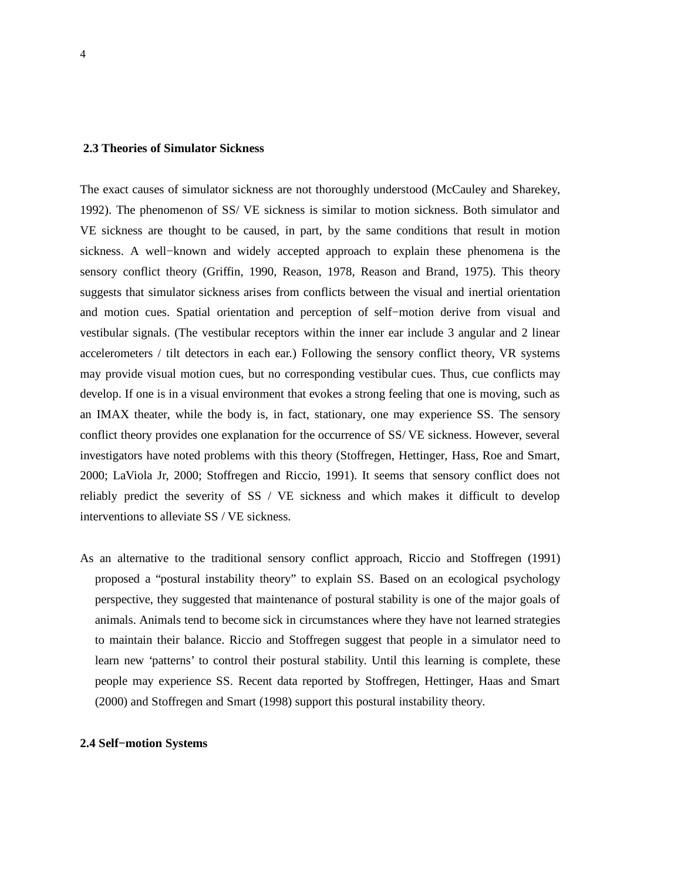### 2.3 Theories of Simulator Sickness

The exact causes of simulator sickness are not thoroughly understood (McCauley and Sharekey, 1992). The phenomenon of SS/ VE sickness is similar to motion sickness. Both simulator and VE sickness are thought to be caused, in part, by the same conditions that result in motion sickness. A well−known and widely accepted approach to explain these phenomena is the sensory conflict theory (Griffin, 1990, Reason, 1978, Reason and Brand, 1975). This theory suggests that simulator sickness arises from conflicts between the visual and inertial orientation and motion cues. Spatial orientation and perception of self−motion derive from visual and vestibular signals. (The vestibular receptors within the inner ear include 3 angular and 2 linear accelerometers / tilt detectors in each ear.) Following the sensory conflict theory, VR systems may provide visual motion cues, but no corresponding vestibular cues. Thus, cue conflicts may develop. If one is in a visual environment that evokes a strong feeling that one is moving, such as an IMAX theater, while the body is, in fact, stationary, one may experience SS. The sensory conflict theory provides one explanation for the occurrence of SS/ VE sickness. However, several investigators have noted problems with this theory (Stoffregen, Hettinger, Hass, Roe and Smart, 2000; LaViola Jr, 2000; Stoffregen and Riccio, 1991). It seems that sensory conflict does not reliably predict the severity of SS / VE sickness and which makes it difficult to develop interventions to alleviate SS / VE sickness.

As an alternative to the traditional sensory conflict approach, Riccio and Stoffregen (1991) proposed a “postural instability theory” to explain SS. Based on an ecological psychology perspective, they suggested that maintenance of postural stability is one of the major goals of animals. Animals tend to become sick in circumstances where they have not learned strategies to maintain their balance. Riccio and Stoffregen suggest that people in a simulator need to learn new ‘patterns’ to control their postural stability. Until this learning is complete, these people may experience SS. Recent data reported by Stoffregen, Hettinger, Haas and Smart (2000) and Stoffregen and Smart (1998) support this postural instability theory.

### 2.4 Self−motion Systems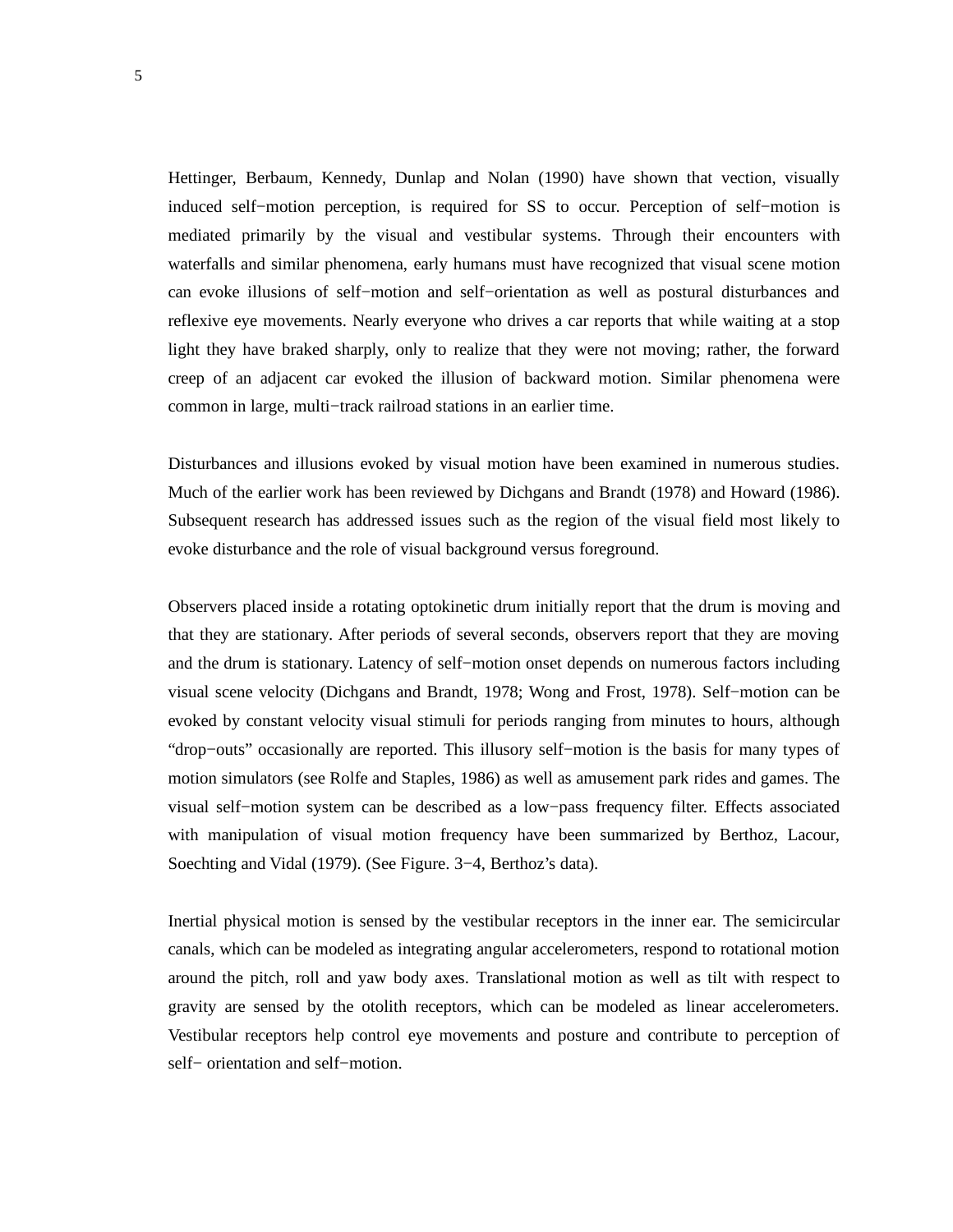Hettinger, Berbaum, Kennedy, Dunlap and Nolan (1990) have shown that vection, visually induced self−motion perception, is required for SS to occur. Perception of self−motion is mediated primarily by the visual and vestibular systems. Through their encounters with waterfalls and similar phenomena, early humans must have recognized that visual scene motion can evoke illusions of self−motion and self−orientation as well as postural disturbances and reflexive eye movements. Nearly everyone who drives a car reports that while waiting at a stop light they have braked sharply, only to realize that they were not moving; rather, the forward creep of an adjacent car evoked the illusion of backward motion. Similar phenomena were common in large, multi−track railroad stations in an earlier time.

Disturbances and illusions evoked by visual motion have been examined in numerous studies. Much of the earlier work has been reviewed by Dichgans and Brandt (1978) and Howard (1986). Subsequent research has addressed issues such as the region of the visual field most likely to evoke disturbance and the role of visual background versus foreground.

Observers placed inside a rotating optokinetic drum initially report that the drum is moving and that they are stationary. After periods of several seconds, observers report that they are moving and the drum is stationary. Latency of self−motion onset depends on numerous factors including visual scene velocity (Dichgans and Brandt, 1978; Wong and Frost, 1978). Self−motion can be evoked by constant velocity visual stimuli for periods ranging from minutes to hours, although "drop−outs" occasionally are reported. This illusory self−motion is the basis for many types of motion simulators (see Rolfe and Staples, 1986) as well as amusement park rides and games. The visual self−motion system can be described as a low−pass frequency filter. Effects associated with manipulation of visual motion frequency have been summarized by Berthoz, Lacour, Soechting and Vidal (1979). (See Figure. 3−4, Berthoz's data).

Inertial physical motion is sensed by the vestibular receptors in the inner ear. The semicircular canals, which can be modeled as integrating angular accelerometers, respond to rotational motion around the pitch, roll and yaw body axes. Translational motion as well as tilt with respect to gravity are sensed by the otolith receptors, which can be modeled as linear accelerometers. Vestibular receptors help control eye movements and posture and contribute to perception of self− orientation and self−motion.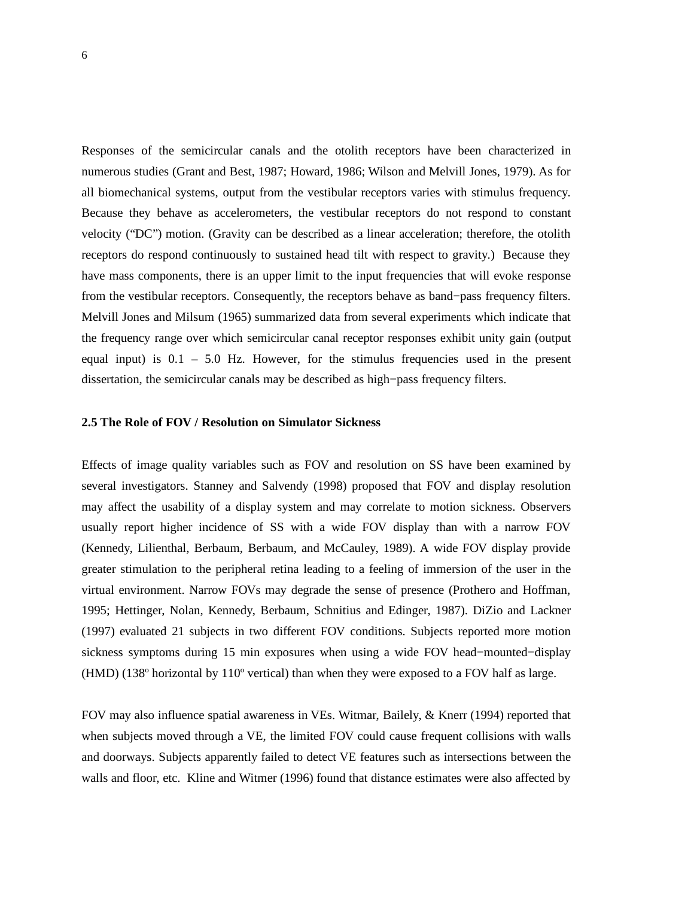Responses of the semicircular canals and the otolith receptors have been characterized in numerous studies (Grant and Best, 1987; Howard, 1986; Wilson and Melvill Jones, 1979). As for all biomechanical systems, output from the vestibular receptors varies with stimulus frequency. Because they behave as accelerometers, the vestibular receptors do not respond to constant velocity ("DC") motion. (Gravity can be described as a linear acceleration; therefore, the otolith receptors do respond continuously to sustained head tilt with respect to gravity.) Because they have mass components, there is an upper limit to the input frequencies that will evoke response from the vestibular receptors. Consequently, the receptors behave as band−pass frequency filters. Melvill Jones and Milsum (1965) summarized data from several experiments which indicate that the frequency range over which semicircular canal receptor responses exhibit unity gain (output equal input) is 0.1 – 5.0 Hz. However, for the stimulus frequencies used in the present dissertation, the semicircular canals may be described as high−pass frequency filters.

### 2.5 The Role of FOV / Resolution on Simulator Sickness

Effects of image quality variables such as FOV and resolution on SS have been examined by several investigators. Stanney and Salvendy (1998) proposed that FOV and display resolution may affect the usability of a display system and may correlate to motion sickness. Observers usually report higher incidence of SS with a wide FOV display than with a narrow FOV (Kennedy, Lilienthal, Berbaum, Berbaum, and McCauley, 1989). A wide FOV display provide greater stimulation to the peripheral retina leading to a feeling of immersion of the user in the virtual environment. Narrow FOVs may degrade the sense of presence (Prothero and Hoffman, 1995; Hettinger, Nolan, Kennedy, Berbaum, Schnitius and Edinger, 1987). DiZio and Lackner (1997) evaluated 21 subjects in two different FOV conditions. Subjects reported more motion sickness symptoms during 15 min exposures when using a wide FOV head−mounted−display (HMD) (138º horizontal by 110º vertical) than when they were exposed to a FOV half as large.

FOV may also influence spatial awareness in VEs. Witmar, Bailely, & Knerr (1994) reported that when subjects moved through a VE, the limited FOV could cause frequent collisions with walls and doorways. Subjects apparently failed to detect VE features such as intersections between the walls and floor, etc. Kline and Witmer (1996) found that distance estimates were also affected by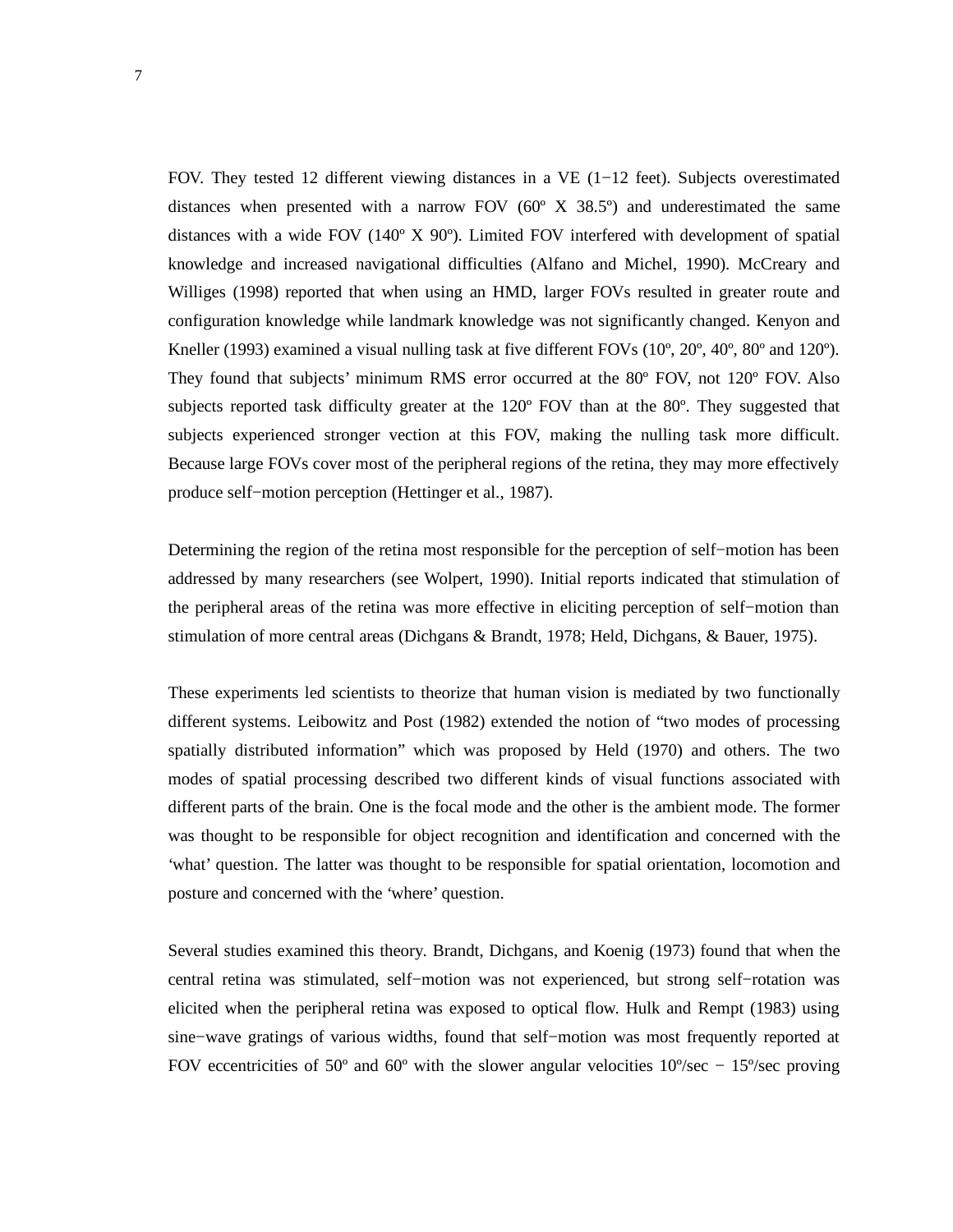FOV. They tested 12 different viewing distances in a VE (1−12 feet). Subjects overestimated distances when presented with a narrow FOV (60º X 38.5º) and underestimated the same distances with a wide FOV (140º X 90º). Limited FOV interfered with development of spatial knowledge and increased navigational difficulties (Alfano and Michel, 1990). McCreary and Williges (1998) reported that when using an HMD, larger FOVs resulted in greater route and configuration knowledge while landmark knowledge was not significantly changed. Kenyon and Kneller (1993) examined a visual nulling task at five different FOVs (10º, 20º, 40º, 80º and 120º). They found that subjects' minimum RMS error occurred at the 80º FOV, not 120º FOV. Also subjects reported task difficulty greater at the 120º FOV than at the 80º. They suggested that subjects experienced stronger vection at this FOV, making the nulling task more difficult. Because large FOVs cover most of the peripheral regions of the retina, they may more effectively produce self−motion perception (Hettinger et al., 1987).

Determining the region of the retina most responsible for the perception of self−motion has been addressed by many researchers (see Wolpert, 1990). Initial reports indicated that stimulation of the peripheral areas of the retina was more effective in eliciting perception of self−motion than stimulation of more central areas (Dichgans & Brandt, 1978; Held, Dichgans, & Bauer, 1975).

These experiments led scientists to theorize that human vision is mediated by two functionally different systems. Leibowitz and Post (1982) extended the notion of "two modes of processing spatially distributed information" which was proposed by Held (1970) and others. The two modes of spatial processing described two different kinds of visual functions associated with different parts of the brain. One is the focal mode and the other is the ambient mode. The former was thought to be responsible for object recognition and identification and concerned with the 'what' question. The latter was thought to be responsible for spatial orientation, locomotion and posture and concerned with the 'where' question.

Several studies examined this theory. Brandt, Dichgans, and Koenig (1973) found that when the central retina was stimulated, self−motion was not experienced, but strong self−rotation was elicited when the peripheral retina was exposed to optical flow. Hulk and Rempt (1983) using sine−wave gratings of various widths, found that self−motion was most frequently reported at FOV eccentricities of 50º and 60º with the slower angular velocities 10º/sec − 15º/sec proving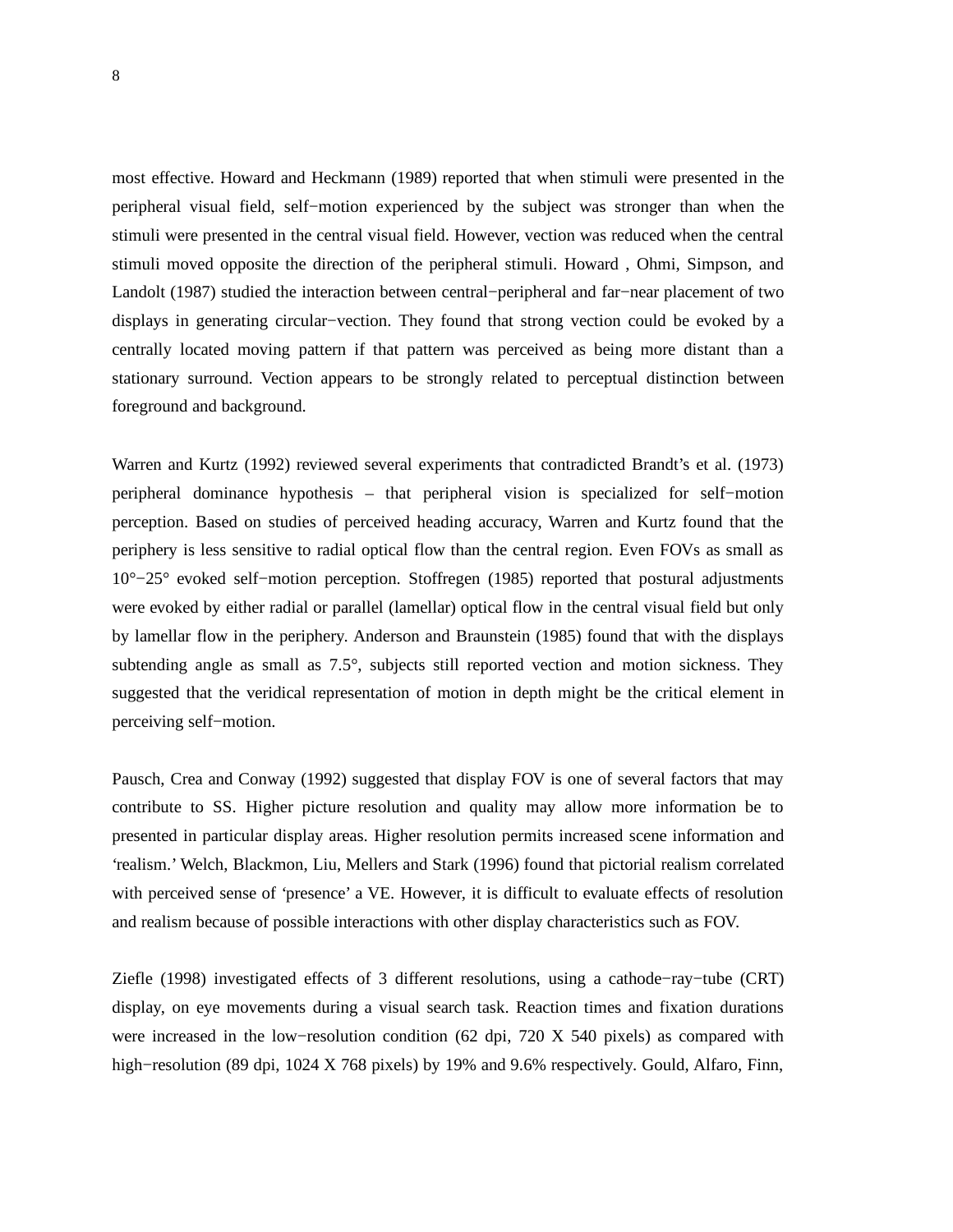most effective. Howard and Heckmann (1989) reported that when stimuli were presented in the peripheral visual field, self−motion experienced by the subject was stronger than when the stimuli were presented in the central visual field. However, vection was reduced when the central stimuli moved opposite the direction of the peripheral stimuli. Howard , Ohmi, Simpson, and Landolt (1987) studied the interaction between central−peripheral and far−near placement of two displays in generating circular−vection. They found that strong vection could be evoked by a centrally located moving pattern if that pattern was perceived as being more distant than a stationary surround. Vection appears to be strongly related to perceptual distinction between foreground and background.

Warren and Kurtz (1992) reviewed several experiments that contradicted Brandt's et al. (1973) peripheral dominance hypothesis – that peripheral vision is specialized for self−motion perception. Based on studies of perceived heading accuracy, Warren and Kurtz found that the periphery is less sensitive to radial optical flow than the central region. Even FOVs as small as 10°−25° evoked self−motion perception. Stoffregen (1985) reported that postural adjustments were evoked by either radial or parallel (lamellar) optical flow in the central visual field but only by lamellar flow in the periphery. Anderson and Braunstein (1985) found that with the displays subtending angle as small as 7.5°, subjects still reported vection and motion sickness. They suggested that the veridical representation of motion in depth might be the critical element in perceiving self−motion.

Pausch, Crea and Conway (1992) suggested that display FOV is one of several factors that may contribute to SS. Higher picture resolution and quality may allow more information be to presented in particular display areas. Higher resolution permits increased scene information and 'realism.' Welch, Blackmon, Liu, Mellers and Stark (1996) found that pictorial realism correlated with perceived sense of 'presence' a VE. However, it is difficult to evaluate effects of resolution and realism because of possible interactions with other display characteristics such as FOV.

Ziefle (1998) investigated effects of 3 different resolutions, using a cathode−ray−tube (CRT) display, on eye movements during a visual search task. Reaction times and fixation durations were increased in the low−resolution condition (62 dpi, 720 X 540 pixels) as compared with high−resolution (89 dpi, 1024 X 768 pixels) by 19% and 9.6% respectively. Gould, Alfaro, Finn,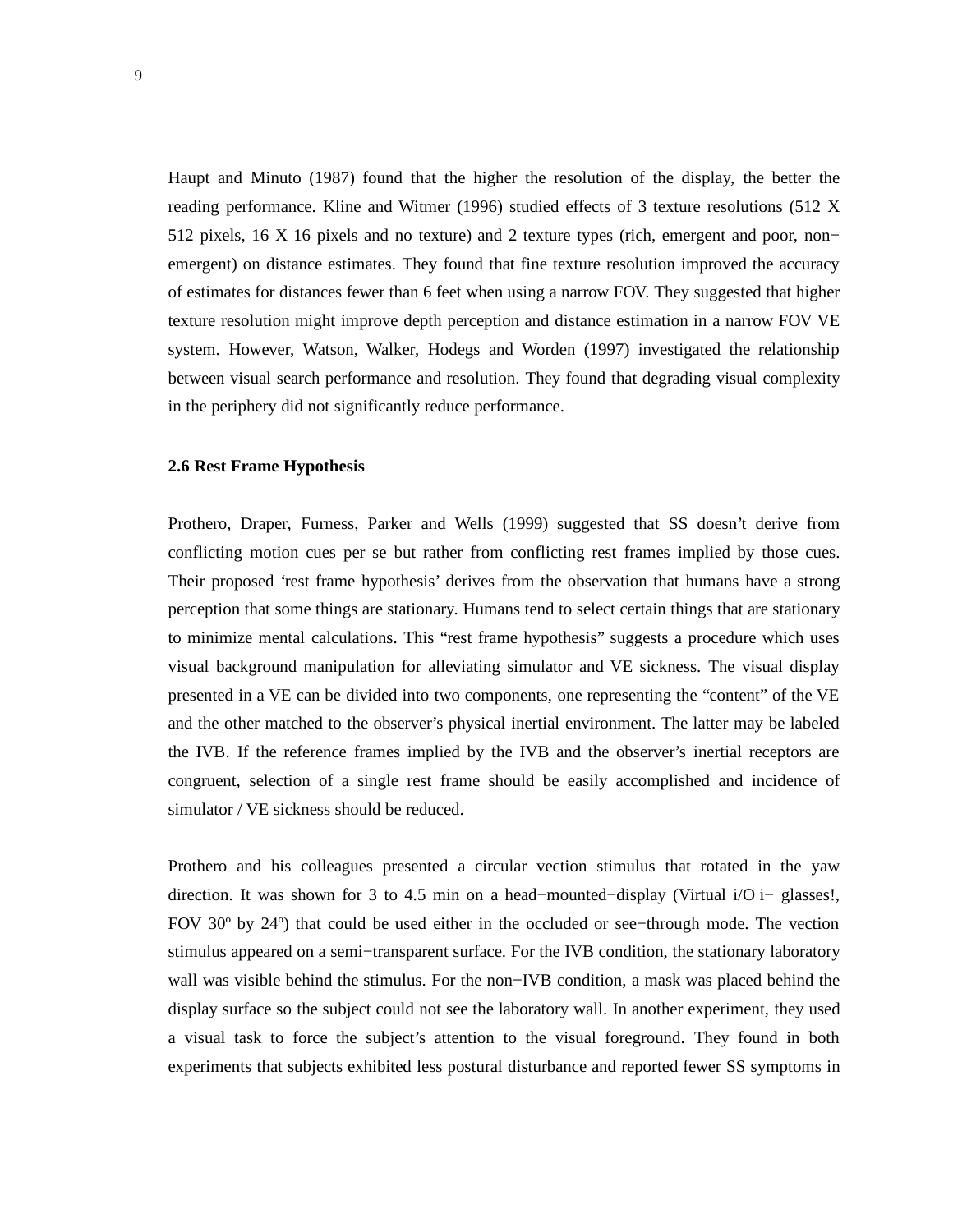Haupt and Minuto (1987) found that the higher the resolution of the display, the better the reading performance. Kline and Witmer (1996) studied effects of 3 texture resolutions (512 X 512 pixels, 16 X 16 pixels and no texture) and 2 texture types (rich, emergent and poor, non−emergent) on distance estimates. They found that fine texture resolution improved the accuracy of estimates for distances fewer than 6 feet when using a narrow FOV. They suggested that higher texture resolution might improve depth perception and distance estimation in a narrow FOV VE system. However, Watson, Walker, Hodegs and Worden (1997) investigated the relationship between visual search performance and resolution. They found that degrading visual complexity in the periphery did not significantly reduce performance.

**2.6 Rest Frame Hypothesis**

Prothero, Draper, Furness, Parker and Wells (1999) suggested that SS doesn't derive from conflicting motion cues per se but rather from conflicting rest frames implied by those cues. Their proposed 'rest frame hypothesis' derives from the observation that humans have a strong perception that some things are stationary. Humans tend to select certain things that are stationary to minimize mental calculations. This "rest frame hypothesis" suggests a procedure which uses visual background manipulation for alleviating simulator and VE sickness. The visual display presented in a VE can be divided into two components, one representing the "content" of the VE and the other matched to the observer's physical inertial environment. The latter may be labeled the IVB. If the reference frames implied by the IVB and the observer's inertial receptors are congruent, selection of a single rest frame should be easily accomplished and incidence of simulator / VE sickness should be reduced.

Prothero and his colleagues presented a circular vection stimulus that rotated in the yaw direction. It was shown for 3 to 4.5 min on a head−mounted−display (Virtual i/O i− glasses!, FOV 30º by 24º) that could be used either in the occluded or see−through mode. The vection stimulus appeared on a semi−transparent surface. For the IVB condition, the stationary laboratory wall was visible behind the stimulus. For the non−IVB condition, a mask was placed behind the display surface so the subject could not see the laboratory wall. In another experiment, they used a visual task to force the subject's attention to the visual foreground. They found in both experiments that subjects exhibited less postural disturbance and reported fewer SS symptoms in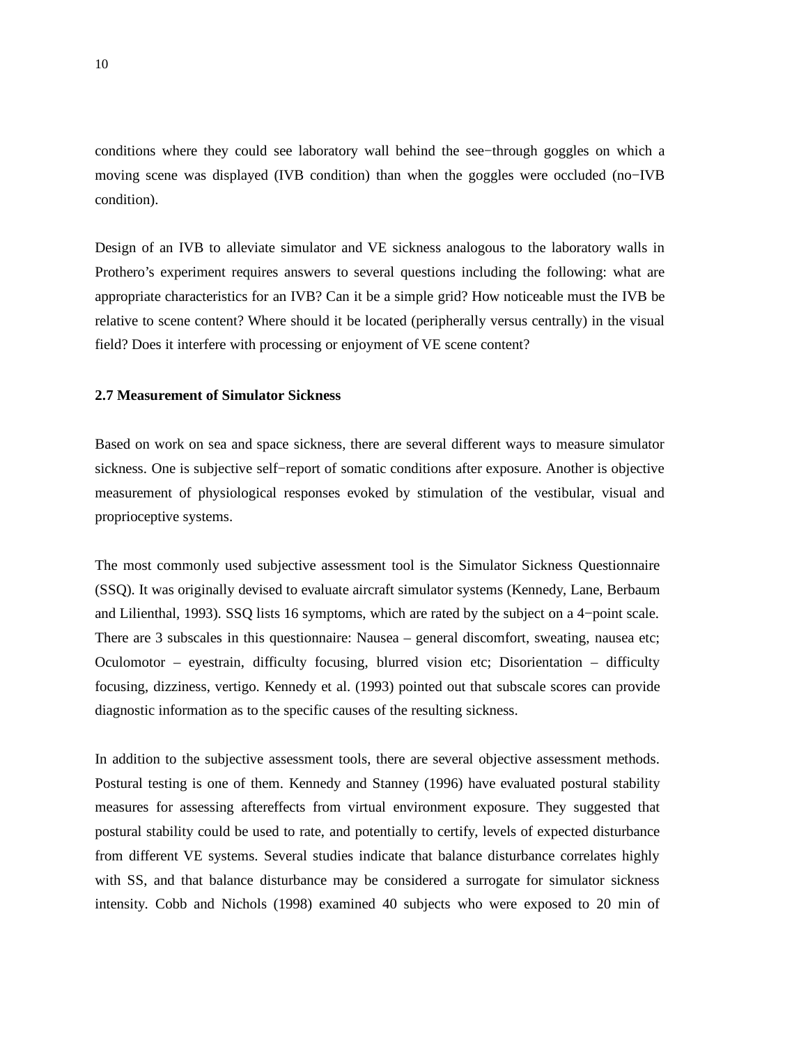conditions where they could see laboratory wall behind the see−through goggles on which a moving scene was displayed (IVB condition) than when the goggles were occluded (no−IVB condition).

Design of an IVB to alleviate simulator and VE sickness analogous to the laboratory walls in Prothero's experiment requires answers to several questions including the following: what are appropriate characteristics for an IVB? Can it be a simple grid? How noticeable must the IVB be relative to scene content? Where should it be located (peripherally versus centrally) in the visual field? Does it interfere with processing or enjoyment of VE scene content?

### 2.7 Measurement of Simulator Sickness

Based on work on sea and space sickness, there are several different ways to measure simulator sickness. One is subjective self−report of somatic conditions after exposure. Another is objective measurement of physiological responses evoked by stimulation of the vestibular, visual and proprioceptive systems.

The most commonly used subjective assessment tool is the Simulator Sickness Questionnaire (SSQ). It was originally devised to evaluate aircraft simulator systems (Kennedy, Lane, Berbaum and Lilienthal, 1993). SSQ lists 16 symptoms, which are rated by the subject on a 4−point scale. There are 3 subscales in this questionnaire: Nausea – general discomfort, sweating, nausea etc; Oculomotor – eyestrain, difficulty focusing, blurred vision etc; Disorientation – difficulty focusing, dizziness, vertigo. Kennedy et al. (1993) pointed out that subscale scores can provide diagnostic information as to the specific causes of the resulting sickness.

In addition to the subjective assessment tools, there are several objective assessment methods. Postural testing is one of them. Kennedy and Stanney (1996) have evaluated postural stability measures for assessing aftereffects from virtual environment exposure. They suggested that postural stability could be used to rate, and potentially to certify, levels of expected disturbance from different VE systems. Several studies indicate that balance disturbance correlates highly with SS, and that balance disturbance may be considered a surrogate for simulator sickness intensity. Cobb and Nichols (1998) examined 40 subjects who were exposed to 20 min of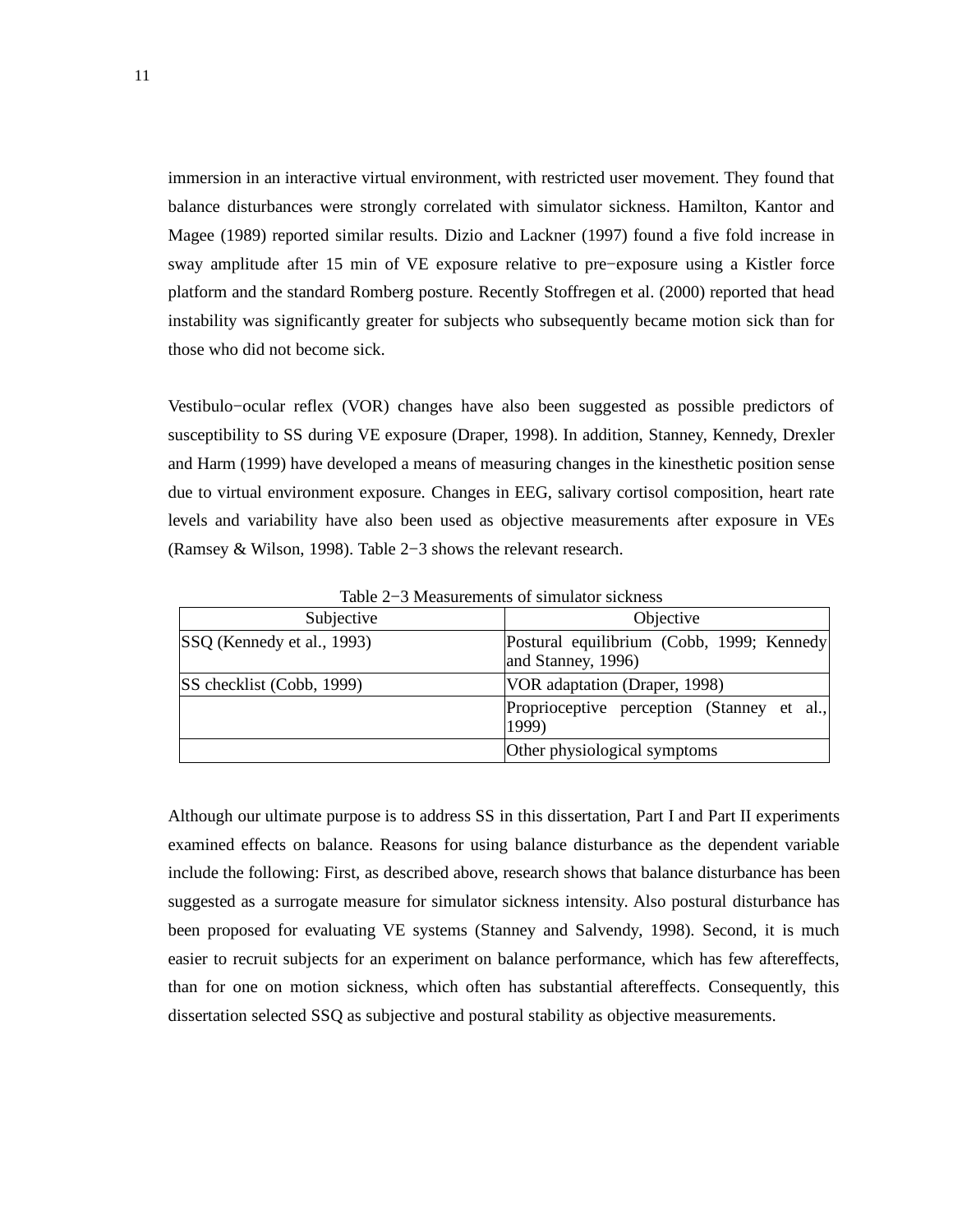immersion in an interactive virtual environment, with restricted user movement. They found that balance disturbances were strongly correlated with simulator sickness. Hamilton, Kantor and Magee (1989) reported similar results. Dizio and Lackner (1997) found a five fold increase in sway amplitude after 15 min of VE exposure relative to pre−exposure using a Kistler force platform and the standard Romberg posture. Recently Stoffregen et al. (2000) reported that head instability was significantly greater for subjects who subsequently became motion sick than for those who did not become sick.

Vestibulo−ocular reflex (VOR) changes have also been suggested as possible predictors of susceptibility to SS during VE exposure (Draper, 1998). In addition, Stanney, Kennedy, Drexler and Harm (1999) have developed a means of measuring changes in the kinesthetic position sense due to virtual environment exposure. Changes in EEG, salivary cortisol composition, heart rate levels and variability have also been used as objective measurements after exposure in VEs (Ramsey & Wilson, 1998). Table 2−3 shows the relevant research.

Table 2−3 Measurements of simulator sickness

| Subjective | Objective |
| --- | --- |
| SSQ (Kennedy et al., 1993) | Postural equilibrium (Cobb, 1999; Kennedy and Stanney, 1996) |
| SS checklist (Cobb, 1999) | VOR adaptation (Draper, 1998) |
| | Proprioceptive perception (Stanney et al., 1999) |
| | Other physiological symptoms |

Although our ultimate purpose is to address SS in this dissertation, Part I and Part II experiments examined effects on balance. Reasons for using balance disturbance as the dependent variable include the following: First, as described above, research shows that balance disturbance has been suggested as a surrogate measure for simulator sickness intensity. Also postural disturbance has been proposed for evaluating VE systems (Stanney and Salvendy, 1998). Second, it is much easier to recruit subjects for an experiment on balance performance, which has few aftereffects, than for one on motion sickness, which often has substantial aftereffects. Consequently, this dissertation selected SSQ as subjective and postural stability as objective measurements.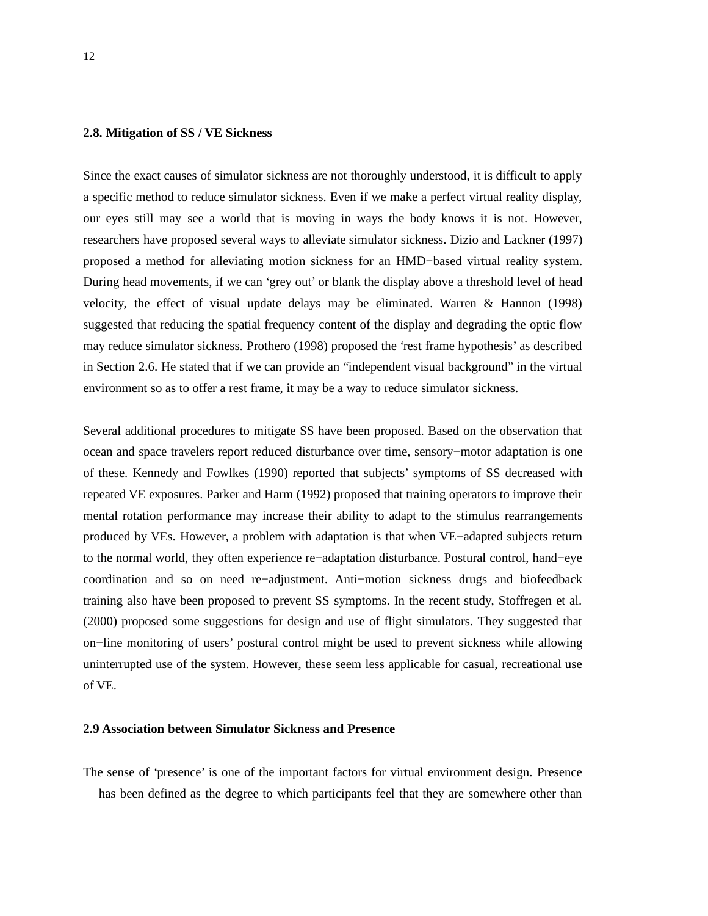### 2.8. Mitigation of SS / VE Sickness

Since the exact causes of simulator sickness are not thoroughly understood, it is difficult to apply a specific method to reduce simulator sickness. Even if we make a perfect virtual reality display, our eyes still may see a world that is moving in ways the body knows it is not. However, researchers have proposed several ways to alleviate simulator sickness. Dizio and Lackner (1997) proposed a method for alleviating motion sickness for an HMD−based virtual reality system. During head movements, if we can 'grey out' or blank the display above a threshold level of head velocity, the effect of visual update delays may be eliminated. Warren & Hannon (1998) suggested that reducing the spatial frequency content of the display and degrading the optic flow may reduce simulator sickness. Prothero (1998) proposed the 'rest frame hypothesis' as described in Section 2.6. He stated that if we can provide an "independent visual background" in the virtual environment so as to offer a rest frame, it may be a way to reduce simulator sickness.

Several additional procedures to mitigate SS have been proposed. Based on the observation that ocean and space travelers report reduced disturbance over time, sensory−motor adaptation is one of these. Kennedy and Fowlkes (1990) reported that subjects' symptoms of SS decreased with repeated VE exposures. Parker and Harm (1992) proposed that training operators to improve their mental rotation performance may increase their ability to adapt to the stimulus rearrangements produced by VEs. However, a problem with adaptation is that when VE−adapted subjects return to the normal world, they often experience re−adaptation disturbance. Postural control, hand−eye coordination and so on need re−adjustment. Anti−motion sickness drugs and biofeedback training also have been proposed to prevent SS symptoms. In the recent study, Stoffregen et al. (2000) proposed some suggestions for design and use of flight simulators. They suggested that on−line monitoring of users' postural control might be used to prevent sickness while allowing uninterrupted use of the system. However, these seem less applicable for casual, recreational use of VE.

### 2.9 Association between Simulator Sickness and Presence

The sense of 'presence' is one of the important factors for virtual environment design. Presence has been defined as the degree to which participants feel that they are somewhere other than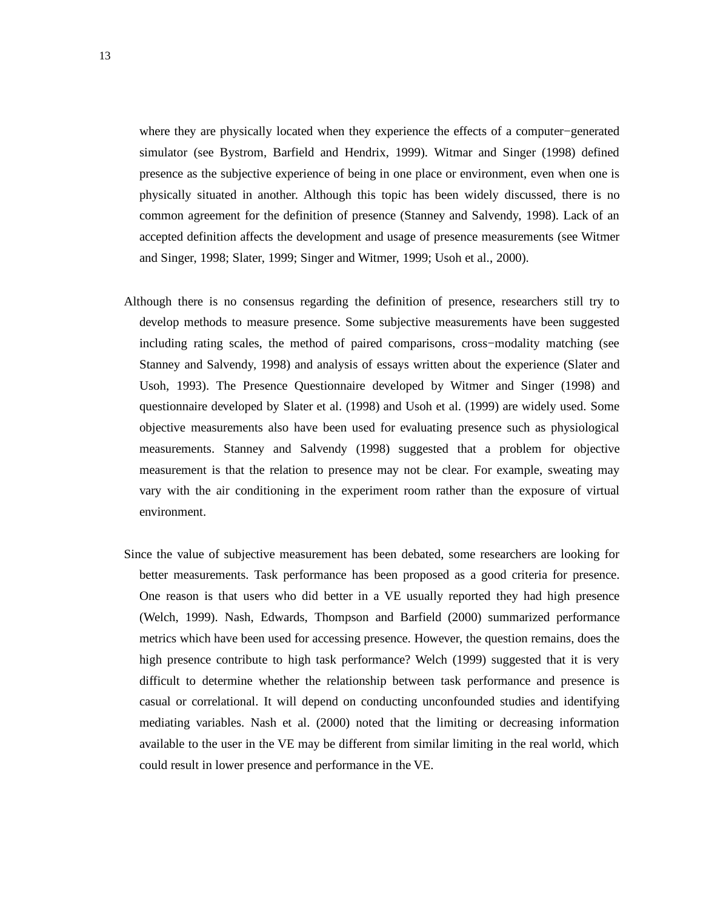where they are physically located when they experience the effects of a computer−generated simulator (see Bystrom, Barfield and Hendrix, 1999). Witmar and Singer (1998) defined presence as the subjective experience of being in one place or environment, even when one is physically situated in another. Although this topic has been widely discussed, there is no common agreement for the definition of presence (Stanney and Salvendy, 1998). Lack of an accepted definition affects the development and usage of presence measurements (see Witmer and Singer, 1998; Slater, 1999; Singer and Witmer, 1999; Usoh et al., 2000).

Although there is no consensus regarding the definition of presence, researchers still try to develop methods to measure presence. Some subjective measurements have been suggested including rating scales, the method of paired comparisons, cross−modality matching (see Stanney and Salvendy, 1998) and analysis of essays written about the experience (Slater and Usoh, 1993). The Presence Questionnaire developed by Witmer and Singer (1998) and questionnaire developed by Slater et al. (1998) and Usoh et al. (1999) are widely used. Some objective measurements also have been used for evaluating presence such as physiological measurements. Stanney and Salvendy (1998) suggested that a problem for objective measurement is that the relation to presence may not be clear. For example, sweating may vary with the air conditioning in the experiment room rather than the exposure of virtual environment.

Since the value of subjective measurement has been debated, some researchers are looking for better measurements. Task performance has been proposed as a good criteria for presence. One reason is that users who did better in a VE usually reported they had high presence (Welch, 1999). Nash, Edwards, Thompson and Barfield (2000) summarized performance metrics which have been used for accessing presence. However, the question remains, does the high presence contribute to high task performance? Welch (1999) suggested that it is very difficult to determine whether the relationship between task performance and presence is casual or correlational. It will depend on conducting unconfounded studies and identifying mediating variables. Nash et al. (2000) noted that the limiting or decreasing information available to the user in the VE may be different from similar limiting in the real world, which could result in lower presence and performance in the VE.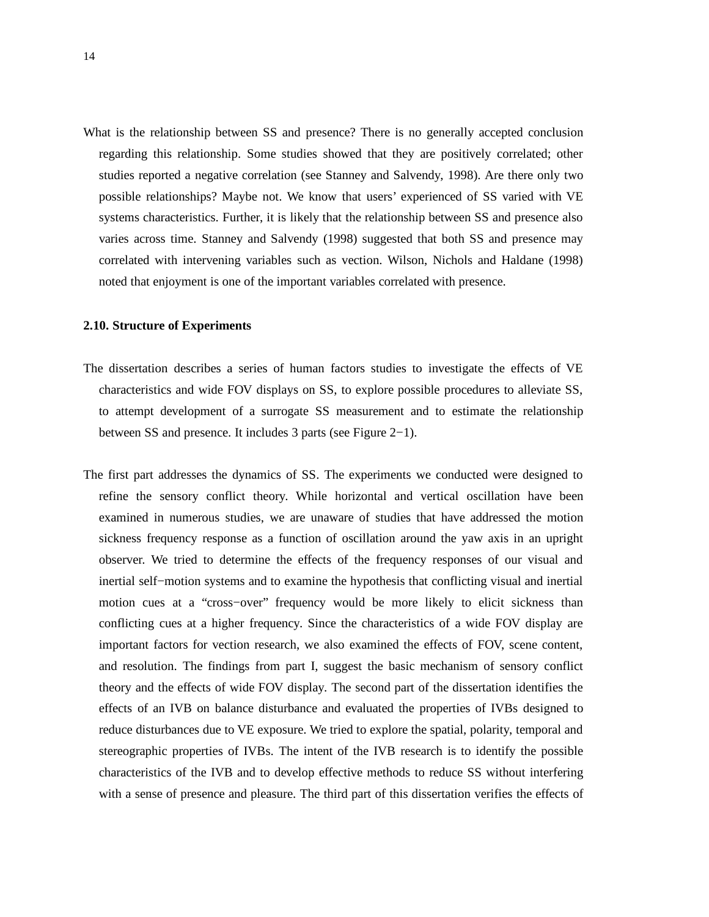What is the relationship between SS and presence? There is no generally accepted conclusion regarding this relationship. Some studies showed that they are positively correlated; other studies reported a negative correlation (see Stanney and Salvendy, 1998). Are there only two possible relationships? Maybe not. We know that users' experienced of SS varied with VE systems characteristics. Further, it is likely that the relationship between SS and presence also varies across time. Stanney and Salvendy (1998) suggested that both SS and presence may correlated with intervening variables such as vection. Wilson, Nichols and Haldane (1998) noted that enjoyment is one of the important variables correlated with presence.

## 2.10. Structure of Experiments

The dissertation describes a series of human factors studies to investigate the effects of VE characteristics and wide FOV displays on SS, to explore possible procedures to alleviate SS, to attempt development of a surrogate SS measurement and to estimate the relationship between SS and presence. It includes 3 parts (see Figure 2−1).

The first part addresses the dynamics of SS. The experiments we conducted were designed to refine the sensory conflict theory. While horizontal and vertical oscillation have been examined in numerous studies, we are unaware of studies that have addressed the motion sickness frequency response as a function of oscillation around the yaw axis in an upright observer. We tried to determine the effects of the frequency responses of our visual and inertial self−motion systems and to examine the hypothesis that conflicting visual and inertial motion cues at a "cross−over" frequency would be more likely to elicit sickness than conflicting cues at a higher frequency. Since the characteristics of a wide FOV display are important factors for vection research, we also examined the effects of FOV, scene content, and resolution. The findings from part I, suggest the basic mechanism of sensory conflict theory and the effects of wide FOV display. The second part of the dissertation identifies the effects of an IVB on balance disturbance and evaluated the properties of IVBs designed to reduce disturbances due to VE exposure. We tried to explore the spatial, polarity, temporal and stereographic properties of IVBs. The intent of the IVB research is to identify the possible characteristics of the IVB and to develop effective methods to reduce SS without interfering with a sense of presence and pleasure. The third part of this dissertation verifies the effects of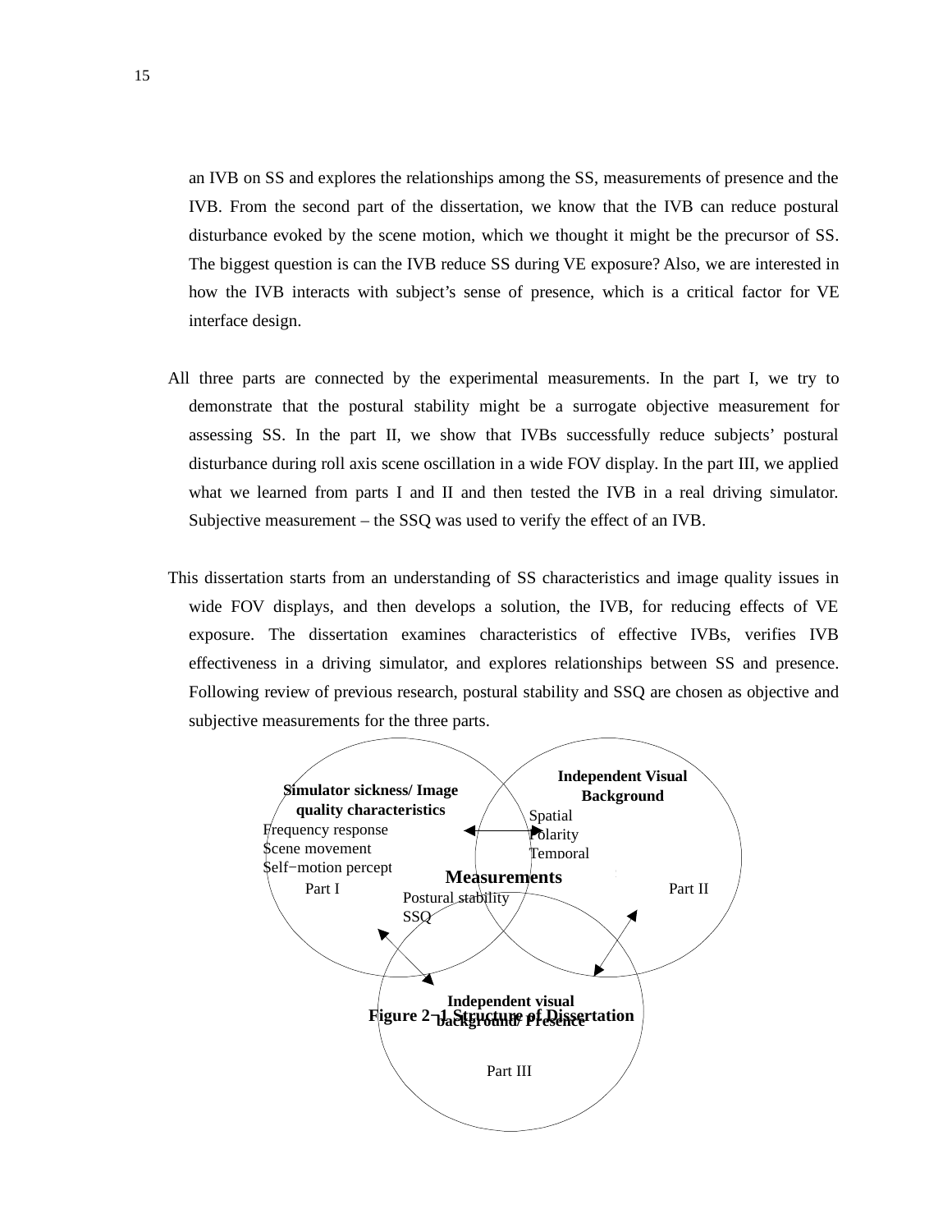an IVB on SS and explores the relationships among the SS, measurements of presence and the IVB. From the second part of the dissertation, we know that the IVB can reduce postural disturbance evoked by the scene motion, which we thought it might be the precursor of SS. The biggest question is can the IVB reduce SS during VE exposure? Also, we are interested in how the IVB interacts with subject's sense of presence, which is a critical factor for VE interface design.

All three parts are connected by the experimental measurements. In the part I, we try to demonstrate that the postural stability might be a surrogate objective measurement for assessing SS. In the part II, we show that IVBs successfully reduce subjects' postural disturbance during roll axis scene oscillation in a wide FOV display. In the part III, we applied what we learned from parts I and II and then tested the IVB in a real driving simulator. Subjective measurement – the SSQ was used to verify the effect of an IVB.

This dissertation starts from an understanding of SS characteristics and image quality issues in wide FOV displays, and then develops a solution, the IVB, for reducing effects of VE exposure. The dissertation examines characteristics of effective IVBs, verifies IVB effectiveness in a driving simulator, and explores relationships between SS and presence. Following review of previous research, postural stability and SSQ are chosen as objective and subjective measurements for the three parts.

**Simulator sickness/ Image quality characteristics**
Frequency response
Scene movement
Self-motion percept
Part I

**Independent Visual Background**
Spatial
Polarity
Temporal
Part II

**Measurements**
Postural stability
SSQ

**Independent visual background/ Presence**
Part III

**Figure 2-1 Structure of Dissertation**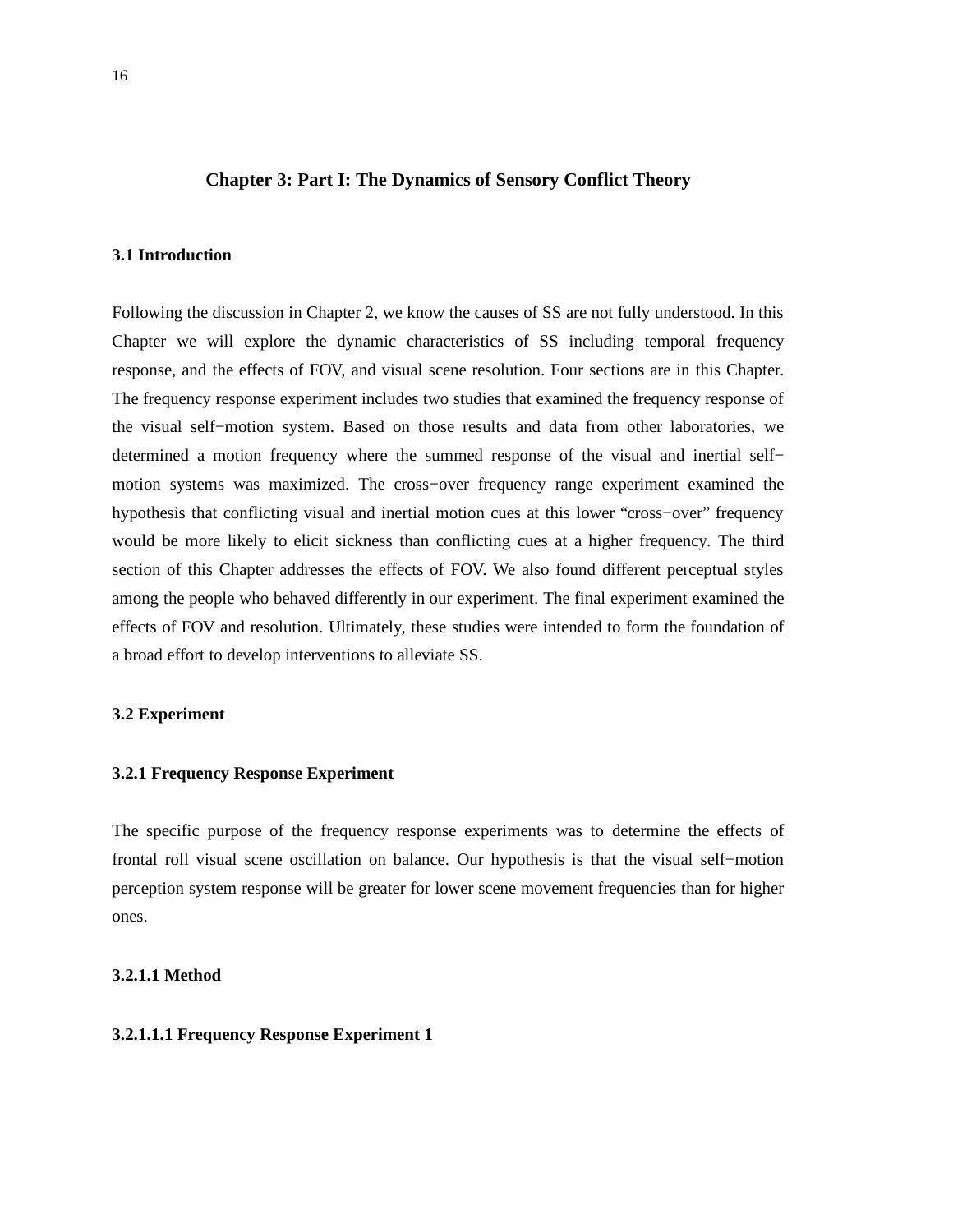# Chapter 3: Part I: The Dynamics of Sensory Conflict Theory

## 3.1 Introduction

Following the discussion in Chapter 2, we know the causes of SS are not fully understood. In this Chapter we will explore the dynamic characteristics of SS including temporal frequency response, and the effects of FOV, and visual scene resolution. Four sections are in this Chapter. The frequency response experiment includes two studies that examined the frequency response of the visual self−motion system. Based on those results and data from other laboratories, we determined a motion frequency where the summed response of the visual and inertial self−motion systems was maximized. The cross−over frequency range experiment examined the hypothesis that conflicting visual and inertial motion cues at this lower "cross−over" frequency would be more likely to elicit sickness than conflicting cues at a higher frequency. The third section of this Chapter addresses the effects of FOV. We also found different perceptual styles among the people who behaved differently in our experiment. The final experiment examined the effects of FOV and resolution. Ultimately, these studies were intended to form the foundation of a broad effort to develop interventions to alleviate SS.

## 3.2 Experiment

### 3.2.1 Frequency Response Experiment

The specific purpose of the frequency response experiments was to determine the effects of frontal roll visual scene oscillation on balance. Our hypothesis is that the visual self−motion perception system response will be greater for lower scene movement frequencies than for higher ones.

#### 3.2.1.1 Method

##### 3.2.1.1.1 Frequency Response Experiment 1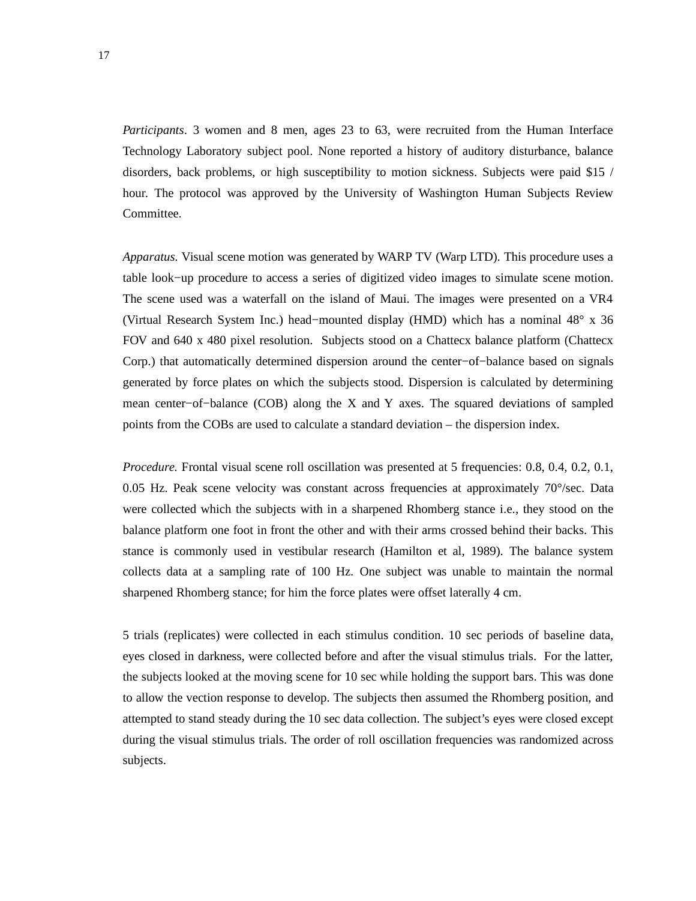*Participants*. 3 women and 8 men, ages 23 to 63, were recruited from the Human Interface Technology Laboratory subject pool. None reported a history of auditory disturbance, balance disorders, back problems, or high susceptibility to motion sickness. Subjects were paid $15 / hour. The protocol was approved by the University of Washington Human Subjects Review Committee.

*Apparatus.* Visual scene motion was generated by WARP TV (Warp LTD). This procedure uses a table look−up procedure to access a series of digitized video images to simulate scene motion. The scene used was a waterfall on the island of Maui. The images were presented on a VR4 (Virtual Research System Inc.) head−mounted display (HMD) which has a nominal 48° x 36 FOV and 640 x 480 pixel resolution. Subjects stood on a Chattecx balance platform (Chattecx Corp.) that automatically determined dispersion around the center−of−balance based on signals generated by force plates on which the subjects stood. Dispersion is calculated by determining mean center−of−balance (COB) along the X and Y axes. The squared deviations of sampled points from the COBs are used to calculate a standard deviation – the dispersion index.

*Procedure.* Frontal visual scene roll oscillation was presented at 5 frequencies: 0.8, 0.4, 0.2, 0.1, 0.05 Hz. Peak scene velocity was constant across frequencies at approximately 70°/sec. Data were collected which the subjects with in a sharpened Rhomberg stance i.e., they stood on the balance platform one foot in front the other and with their arms crossed behind their backs. This stance is commonly used in vestibular research (Hamilton et al, 1989). The balance system collects data at a sampling rate of 100 Hz. One subject was unable to maintain the normal sharpened Rhomberg stance; for him the force plates were offset laterally 4 cm.

5 trials (replicates) were collected in each stimulus condition. 10 sec periods of baseline data, eyes closed in darkness, were collected before and after the visual stimulus trials. For the latter, the subjects looked at the moving scene for 10 sec while holding the support bars. This was done to allow the vection response to develop. The subjects then assumed the Rhomberg position, and attempted to stand steady during the 10 sec data collection. The subject's eyes were closed except during the visual stimulus trials. The order of roll oscillation frequencies was randomized across subjects.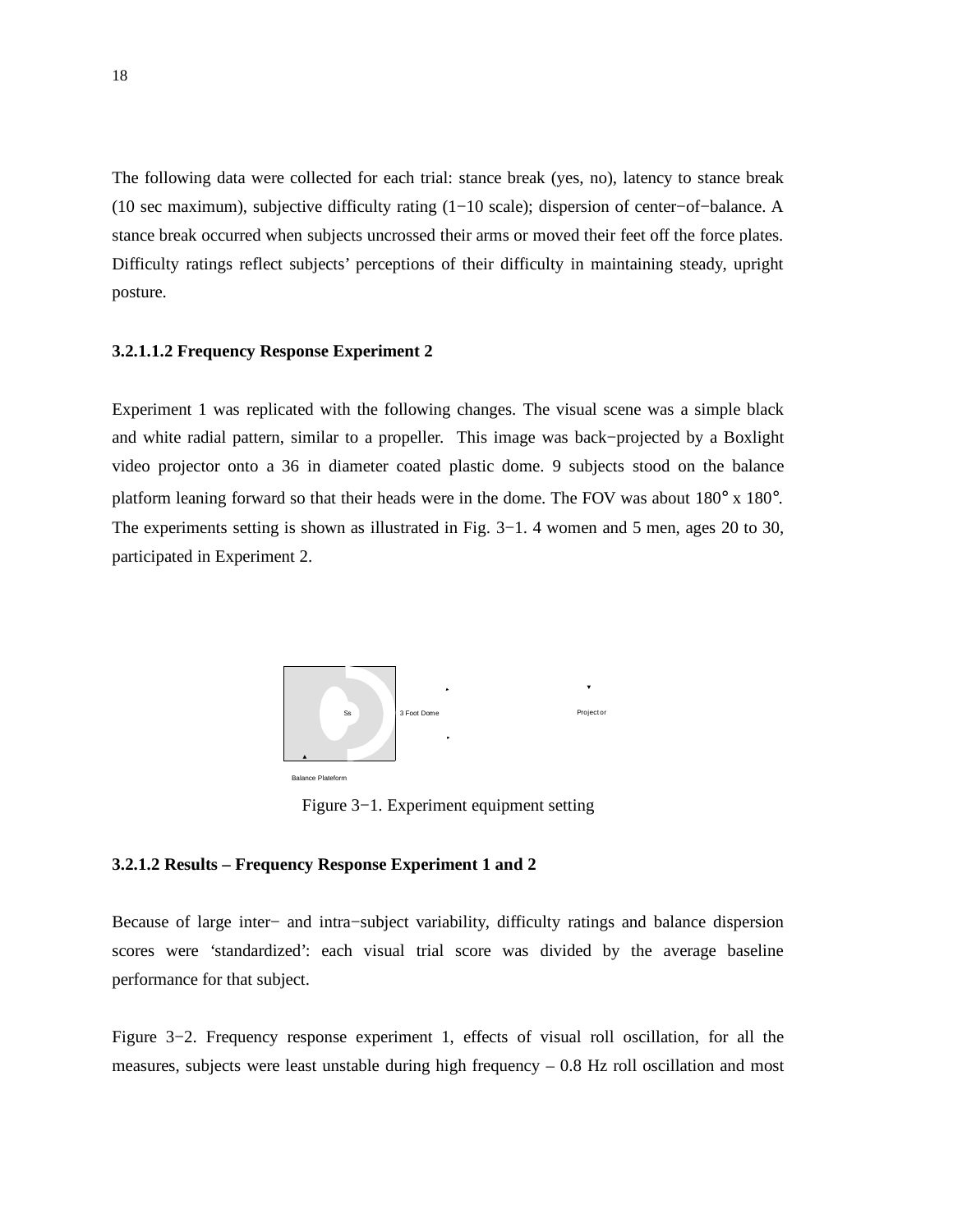The following data were collected for each trial: stance break (yes, no), latency to stance break (10 sec maximum), subjective difficulty rating (1−10 scale); dispersion of center−of−balance. A stance break occurred when subjects uncrossed their arms or moved their feet off the force plates. Difficulty ratings reflect subjects' perceptions of their difficulty in maintaining steady, upright posture.

#### 3.2.1.1.2 Frequency Response Experiment 2

Experiment 1 was replicated with the following changes. The visual scene was a simple black and white radial pattern, similar to a propeller. This image was back−projected by a Boxlight video projector onto a 36 in diameter coated plastic dome. 9 subjects stood on the balance platform leaning forward so that their heads were in the dome. The FOV was about 180° x 180°. The experiments setting is shown as illustrated in Fig. 3−1. 4 women and 5 men, ages 20 to 30, participated in Experiment 2.

Ss

3 Foot Dome

Projector

Balance Plateform

Figure 3−1. Experiment equipment setting

#### 3.2.1.2 Results – Frequency Response Experiment 1 and 2

Because of large inter− and intra−subject variability, difficulty ratings and balance dispersion scores were 'standardized': each visual trial score was divided by the average baseline performance for that subject.

Figure 3−2. Frequency response experiment 1, effects of visual roll oscillation, for all the measures, subjects were least unstable during high frequency – 0.8 Hz roll oscillation and most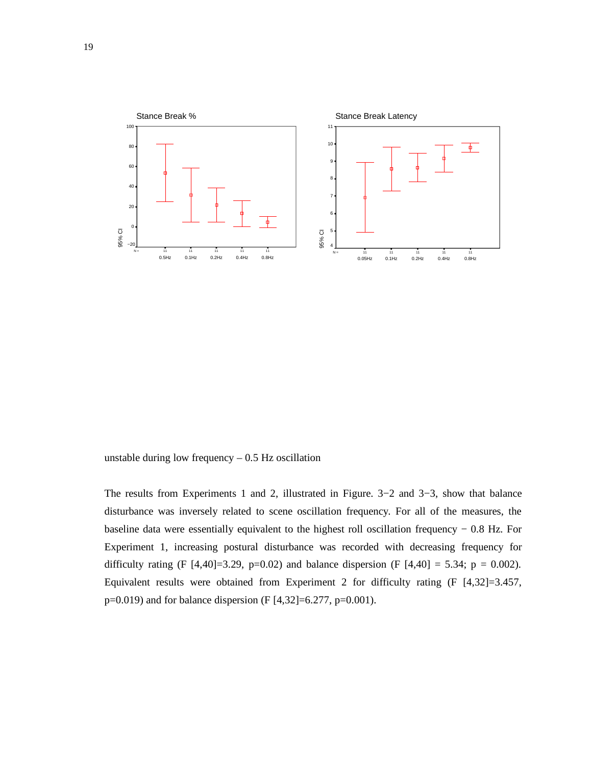unstable during low frequency – 0.5 Hz oscillation

The results from Experiments 1 and 2, illustrated in Figure. 3−2 and 3−3, show that balance disturbance was inversely related to scene oscillation frequency. For all of the measures, the baseline data were essentially equivalent to the highest roll oscillation frequency − 0.8 Hz. For Experiment 1, increasing postural disturbance was recorded with decreasing frequency for difficulty rating ($F[4,40]=3.29$, $p=0.02$) and balance dispersion ($F[4,40] = 5.34$; $p = 0.002$). Equivalent results were obtained from Experiment 2 for difficulty rating ($F[4,32]=3.457$, $p=0.019$) and for balance dispersion ($F[4,32]=6.277$, $p=0.001$).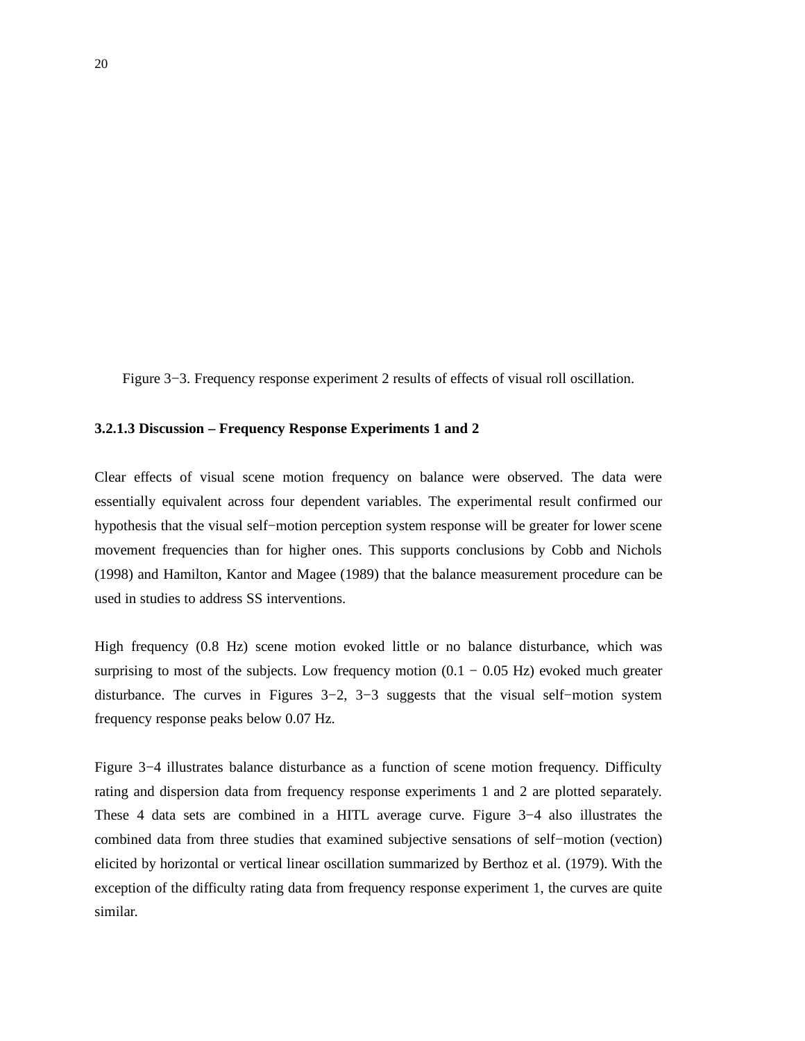Figure 3−3. Frequency response experiment 2 results of effects of visual roll oscillation.

### 3.2.1.3 Discussion – Frequency Response Experiments 1 and 2

Clear effects of visual scene motion frequency on balance were observed. The data were essentially equivalent across four dependent variables. The experimental result confirmed our hypothesis that the visual self−motion perception system response will be greater for lower scene movement frequencies than for higher ones. This supports conclusions by Cobb and Nichols (1998) and Hamilton, Kantor and Magee (1989) that the balance measurement procedure can be used in studies to address SS interventions.

High frequency (0.8 Hz) scene motion evoked little or no balance disturbance, which was surprising to most of the subjects. Low frequency motion (0.1 − 0.05 Hz) evoked much greater disturbance. The curves in Figures 3−2, 3−3 suggests that the visual self−motion system frequency response peaks below 0.07 Hz.

Figure 3−4 illustrates balance disturbance as a function of scene motion frequency. Difficulty rating and dispersion data from frequency response experiments 1 and 2 are plotted separately. These 4 data sets are combined in a HITL average curve. Figure 3−4 also illustrates the combined data from three studies that examined subjective sensations of self−motion (vection) elicited by horizontal or vertical linear oscillation summarized by Berthoz et al. (1979). With the exception of the difficulty rating data from frequency response experiment 1, the curves are quite similar.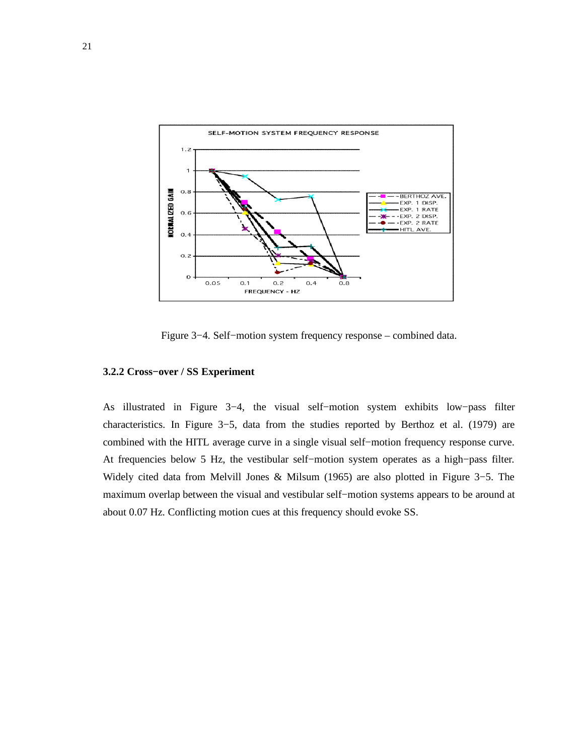Figure 3−4. Self−motion system frequency response – combined data.

### 3.2.2 Cross−over / SS Experiment

As illustrated in Figure 3−4, the visual self−motion system exhibits low−pass filter characteristics. In Figure 3−5, data from the studies reported by Berthoz et al. (1979) are combined with the HITL average curve in a single visual self−motion frequency response curve. At frequencies below 5 Hz, the vestibular self−motion system operates as a high−pass filter. Widely cited data from Melvill Jones & Milsum (1965) are also plotted in Figure 3−5. The maximum overlap between the visual and vestibular self−motion systems appears to be around at about 0.07 Hz. Conflicting motion cues at this frequency should evoke SS.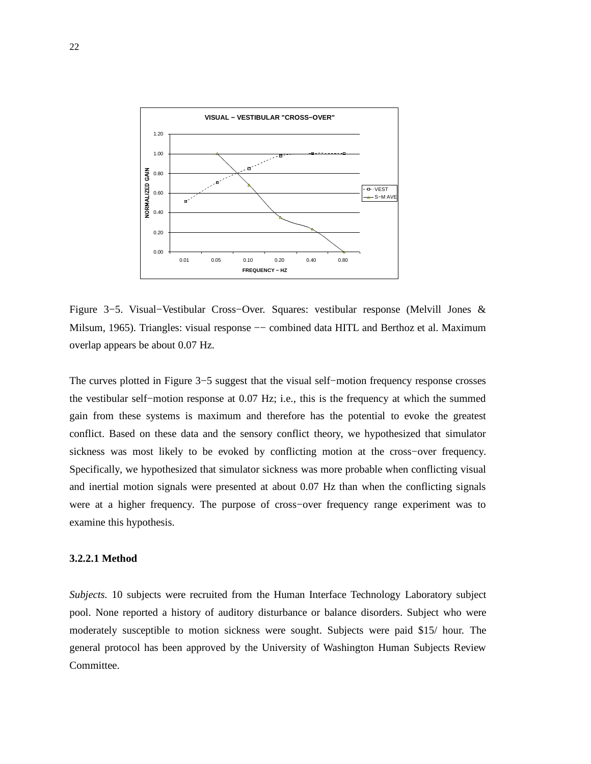Figure 3−5. Visual−Vestibular Cross−Over. Squares: vestibular response (Melvill Jones & Milsum, 1965). Triangles: visual response −− combined data HITL and Berthoz et al. Maximum overlap appears be about 0.07 Hz.

The curves plotted in Figure 3−5 suggest that the visual self−motion frequency response crosses the vestibular self−motion response at 0.07 Hz; i.e., this is the frequency at which the summed gain from these systems is maximum and therefore has the potential to evoke the greatest conflict. Based on these data and the sensory conflict theory, we hypothesized that simulator sickness was most likely to be evoked by conflicting motion at the cross−over frequency. Specifically, we hypothesized that simulator sickness was more probable when conflicting visual and inertial motion signals were presented at about 0.07 Hz than when the conflicting signals were at a higher frequency. The purpose of cross−over frequency range experiment was to examine this hypothesis.

#### 3.2.2.1 Method

*Subjects.* 10 subjects were recruited from the Human Interface Technology Laboratory subject pool. None reported a history of auditory disturbance or balance disorders. Subject who were moderately susceptible to motion sickness were sought. Subjects were paid $15/ hour. The general protocol has been approved by the University of Washington Human Subjects Review Committee.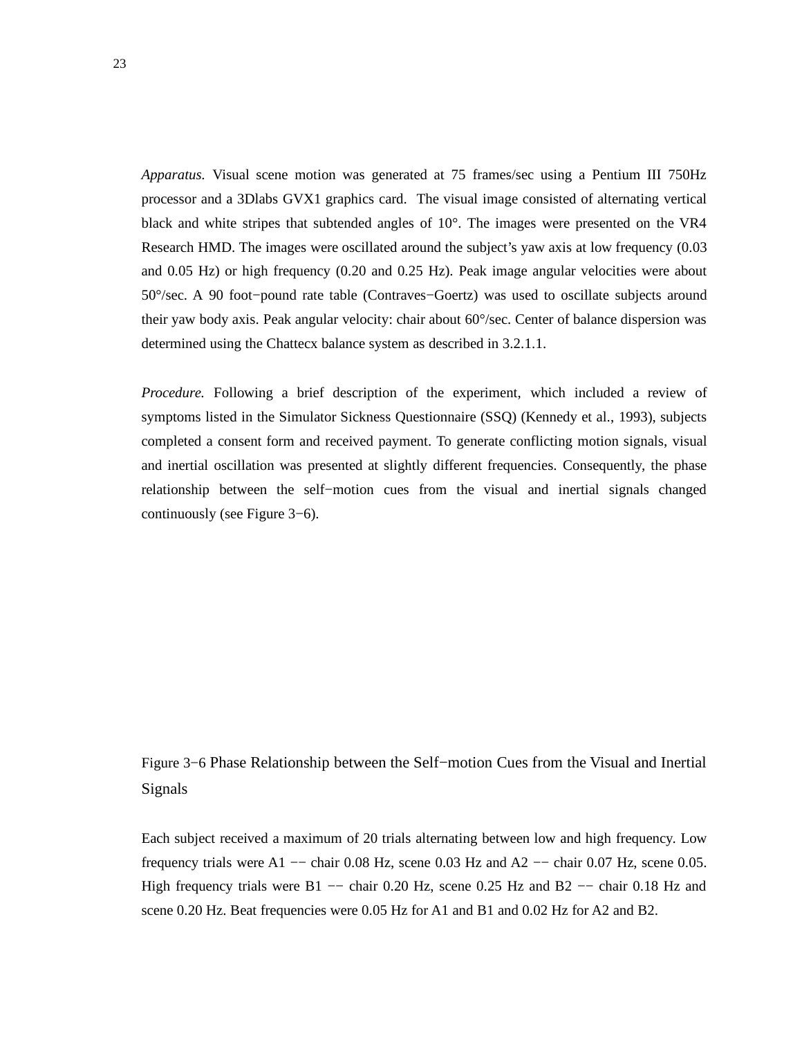*Apparatus.* Visual scene motion was generated at 75 frames/sec using a Pentium III 750Hz processor and a 3Dlabs GVX1 graphics card. The visual image consisted of alternating vertical black and white stripes that subtended angles of 10°. The images were presented on the VR4 Research HMD. The images were oscillated around the subject's yaw axis at low frequency (0.03 and 0.05 Hz) or high frequency (0.20 and 0.25 Hz). Peak image angular velocities were about 50°/sec. A 90 foot−pound rate table (Contraves−Goertz) was used to oscillate subjects around their yaw body axis. Peak angular velocity: chair about 60°/sec. Center of balance dispersion was determined using the Chattecx balance system as described in 3.2.1.1.

*Procedure.* Following a brief description of the experiment, which included a review of symptoms listed in the Simulator Sickness Questionnaire (SSQ) (Kennedy et al., 1993), subjects completed a consent form and received payment. To generate conflicting motion signals, visual and inertial oscillation was presented at slightly different frequencies. Consequently, the phase relationship between the self−motion cues from the visual and inertial signals changed continuously (see Figure 3−6).

Figure 3−6 Phase Relationship between the Self−motion Cues from the Visual and Inertial Signals

Each subject received a maximum of 20 trials alternating between low and high frequency. Low frequency trials were A1 −− chair 0.08 Hz, scene 0.03 Hz and A2 −− chair 0.07 Hz, scene 0.05. High frequency trials were B1 −− chair 0.20 Hz, scene 0.25 Hz and B2 −− chair 0.18 Hz and scene 0.20 Hz. Beat frequencies were 0.05 Hz for A1 and B1 and 0.02 Hz for A2 and B2.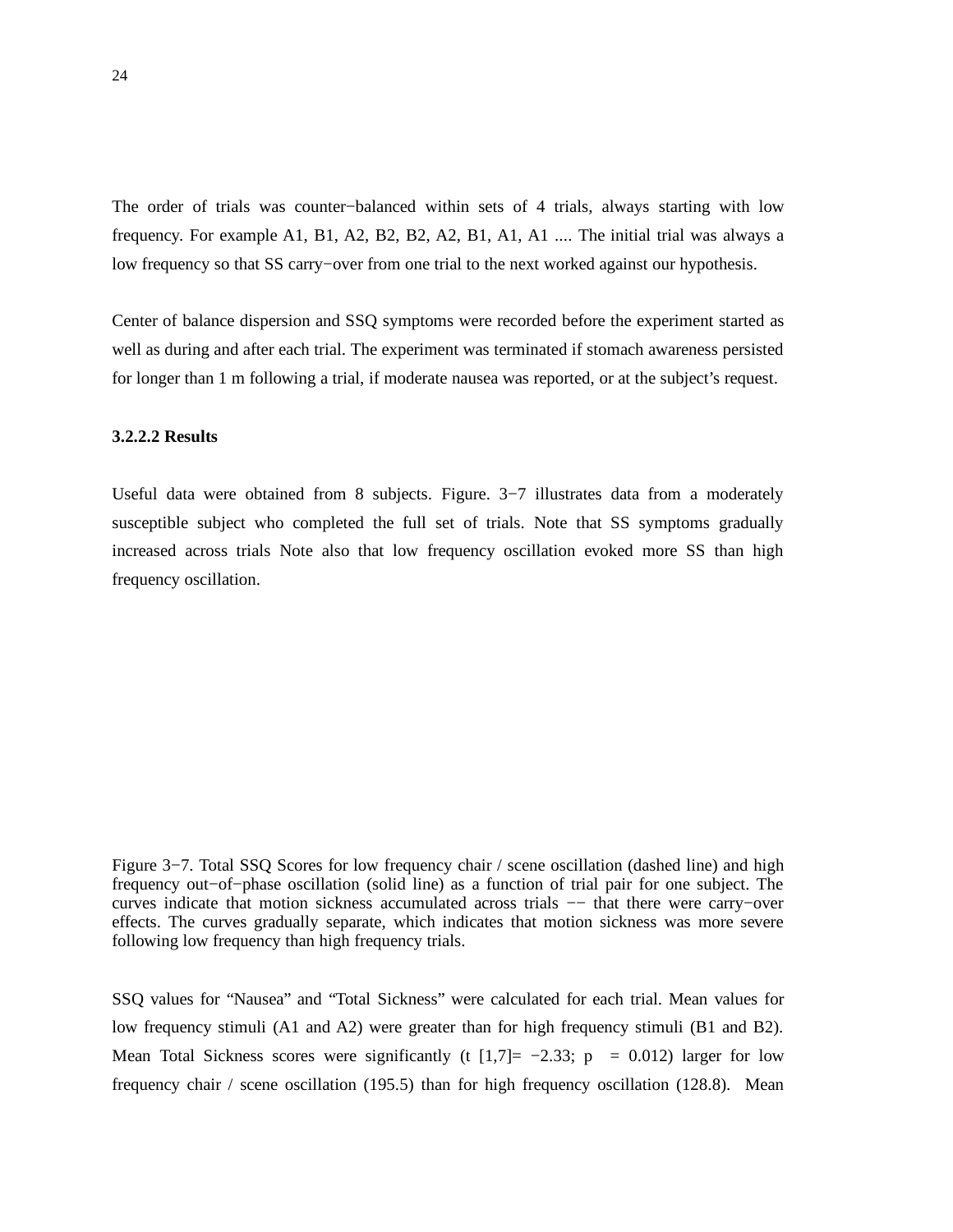The order of trials was counter−balanced within sets of 4 trials, always starting with low frequency. For example A1, B1, A2, B2, B2, A2, B1, A1, A1 .... The initial trial was always a low frequency so that SS carry−over from one trial to the next worked against our hypothesis.

Center of balance dispersion and SSQ symptoms were recorded before the experiment started as well as during and after each trial. The experiment was terminated if stomach awareness persisted for longer than 1 m following a trial, if moderate nausea was reported, or at the subject's request.

**3.2.2.2 Results**

Useful data were obtained from 8 subjects. Figure. 3−7 illustrates data from a moderately susceptible subject who completed the full set of trials. Note that SS symptoms gradually increased across trials Note also that low frequency oscillation evoked more SS than high frequency oscillation.

Figure 3−7. Total SSQ Scores for low frequency chair / scene oscillation (dashed line) and high frequency out−of−phase oscillation (solid line) as a function of trial pair for one subject. The curves indicate that motion sickness accumulated across trials −− that there were carry−over effects. The curves gradually separate, which indicates that motion sickness was more severe following low frequency than high frequency trials.

SSQ values for "Nausea" and "Total Sickness" were calculated for each trial. Mean values for low frequency stimuli (A1 and A2) were greater than for high frequency stimuli (B1 and B2). Mean Total Sickness scores were significantly ($t\ [1,7] = -2.33$; $p = 0.012$) larger for low frequency chair / scene oscillation (195.5) than for high frequency oscillation (128.8). Mean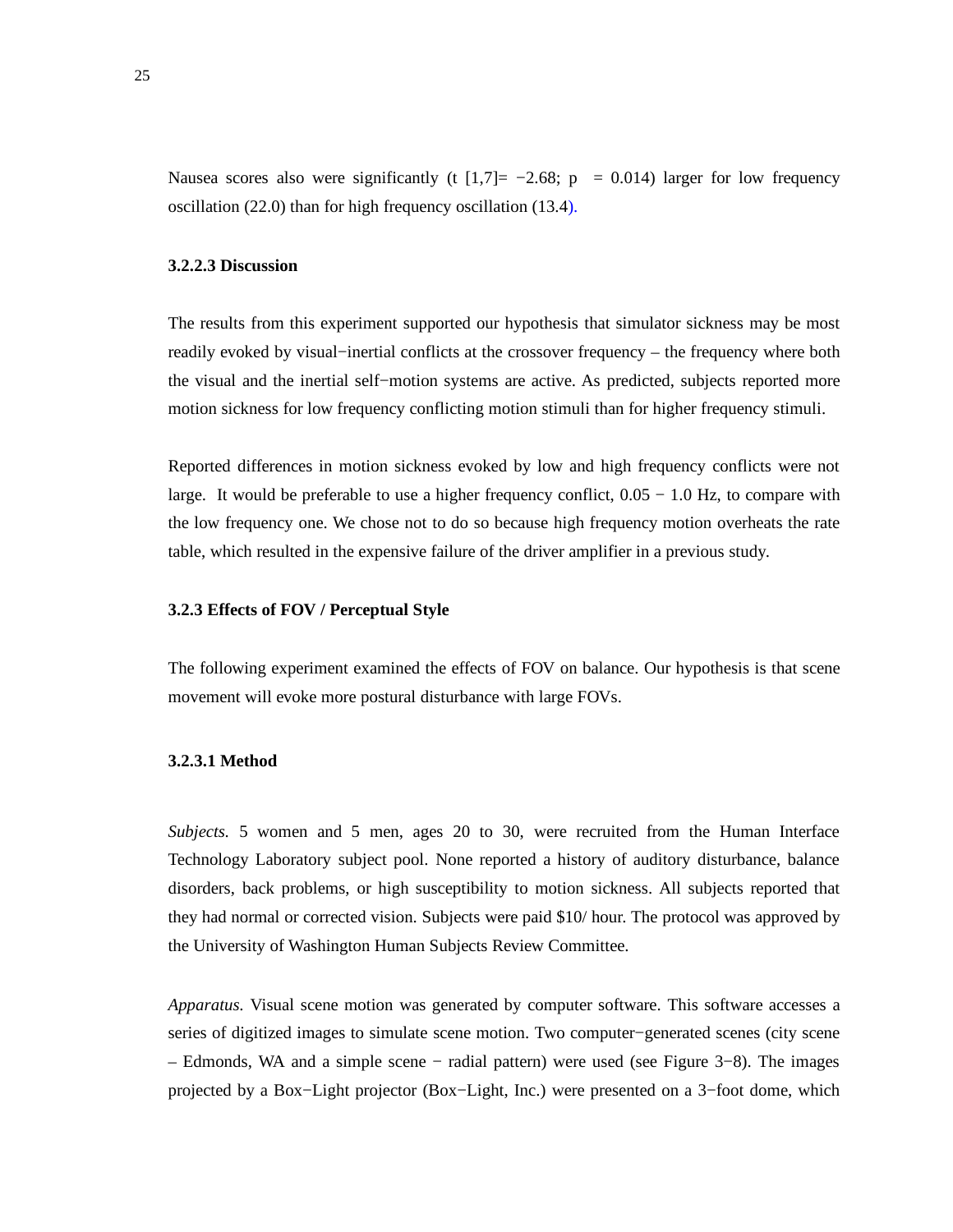Nausea scores also were significantly ($t\ [1,7] = -2.68$; $p = 0.014$) larger for low frequency oscillation (22.0) than for high frequency oscillation (13.4).

#### 3.2.2.3 Discussion

The results from this experiment supported our hypothesis that simulator sickness may be most readily evoked by visual−inertial conflicts at the crossover frequency – the frequency where both the visual and the inertial self−motion systems are active. As predicted, subjects reported more motion sickness for low frequency conflicting motion stimuli than for higher frequency stimuli.

Reported differences in motion sickness evoked by low and high frequency conflicts were not large. It would be preferable to use a higher frequency conflict, 0.05 − 1.0 Hz, to compare with the low frequency one. We chose not to do so because high frequency motion overheats the rate table, which resulted in the expensive failure of the driver amplifier in a previous study.

### 3.2.3 Effects of FOV / Perceptual Style

The following experiment examined the effects of FOV on balance. Our hypothesis is that scene movement will evoke more postural disturbance with large FOVs.

#### 3.2.3.1 Method

*Subjects.* 5 women and 5 men, ages 20 to 30, were recruited from the Human Interface Technology Laboratory subject pool. None reported a history of auditory disturbance, balance disorders, back problems, or high susceptibility to motion sickness. All subjects reported that they had normal or corrected vision. Subjects were paid $10/ hour. The protocol was approved by the University of Washington Human Subjects Review Committee.

*Apparatus.* Visual scene motion was generated by computer software. This software accesses a series of digitized images to simulate scene motion. Two computer−generated scenes (city scene – Edmonds, WA and a simple scene − radial pattern) were used (see Figure 3−8). The images projected by a Box−Light projector (Box−Light, Inc.) were presented on a 3−foot dome, which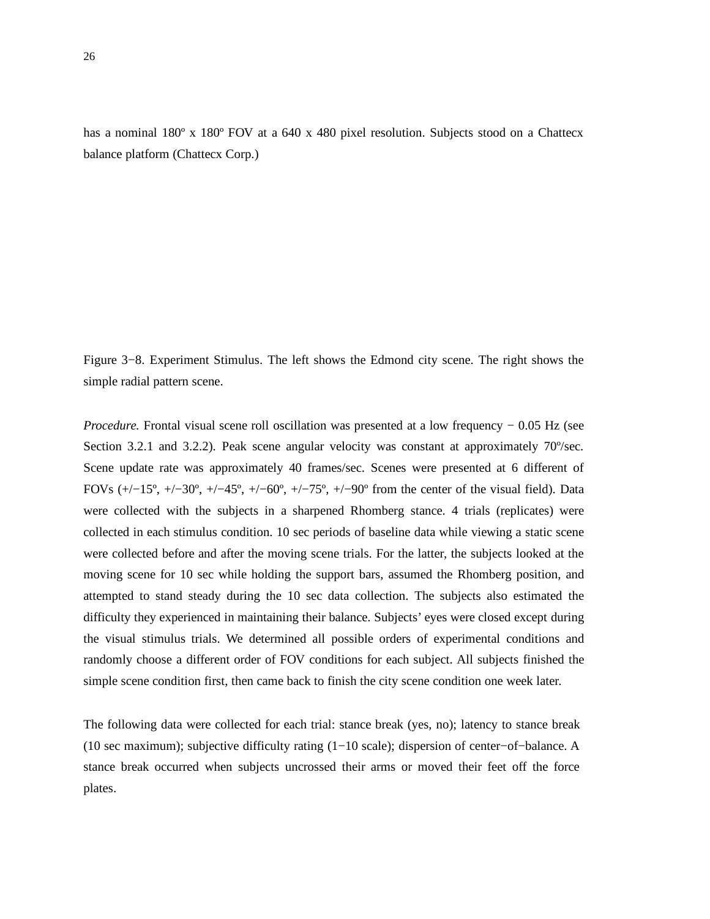has a nominal 180º x 180º FOV at a 640 x 480 pixel resolution. Subjects stood on a Chattecx balance platform (Chattecx Corp.)

Figure 3−8. Experiment Stimulus. The left shows the Edmond city scene. The right shows the simple radial pattern scene.

*Procedure.* Frontal visual scene roll oscillation was presented at a low frequency − 0.05 Hz (see Section 3.2.1 and 3.2.2). Peak scene angular velocity was constant at approximately 70º/sec. Scene update rate was approximately 40 frames/sec. Scenes were presented at 6 different of FOVs (+/−15º, +/−30º, +/−45º, +/−60º, +/−75º, +/−90º from the center of the visual field). Data were collected with the subjects in a sharpened Rhomberg stance. 4 trials (replicates) were collected in each stimulus condition. 10 sec periods of baseline data while viewing a static scene were collected before and after the moving scene trials. For the latter, the subjects looked at the moving scene for 10 sec while holding the support bars, assumed the Rhomberg position, and attempted to stand steady during the 10 sec data collection. The subjects also estimated the difficulty they experienced in maintaining their balance. Subjects' eyes were closed except during the visual stimulus trials. We determined all possible orders of experimental conditions and randomly choose a different order of FOV conditions for each subject. All subjects finished the simple scene condition first, then came back to finish the city scene condition one week later.

The following data were collected for each trial: stance break (yes, no); latency to stance break (10 sec maximum); subjective difficulty rating (1−10 scale); dispersion of center−of−balance. A stance break occurred when subjects uncrossed their arms or moved their feet off the force plates.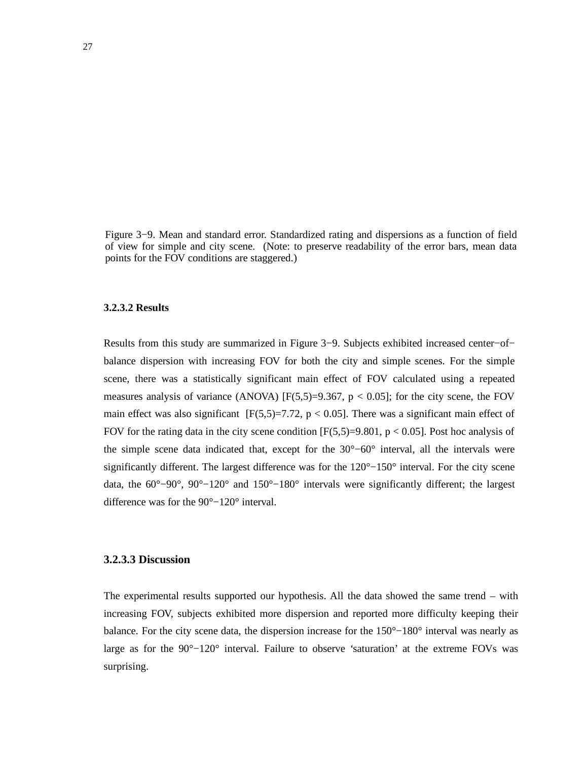Figure 3−9. Mean and standard error. Standardized rating and dispersions as a function of field of view for simple and city scene. (Note: to preserve readability of the error bars, mean data points for the FOV conditions are staggered.)

#### 3.2.3.2 Results

Results from this study are summarized in Figure 3−9. Subjects exhibited increased center−of−balance dispersion with increasing FOV for both the city and simple scenes. For the simple scene, there was a statistically significant main effect of FOV calculated using a repeated measures analysis of variance (ANOVA) [$F(5,5)=9.367$, $p < 0.05$]; for the city scene, the FOV main effect was also significant [$F(5,5)=7.72$, $p < 0.05$]. There was a significant main effect of FOV for the rating data in the city scene condition [$F(5,5)=9.801$, $p < 0.05$]. Post hoc analysis of the simple scene data indicated that, except for the 30°−60° interval, all the intervals were significantly different. The largest difference was for the 120°−150° interval. For the city scene data, the 60°−90°, 90°−120° and 150°−180° intervals were significantly different; the largest difference was for the 90°−120° interval.

#### 3.2.3.3 Discussion

The experimental results supported our hypothesis. All the data showed the same trend – with increasing FOV, subjects exhibited more dispersion and reported more difficulty keeping their balance. For the city scene data, the dispersion increase for the 150°−180° interval was nearly as large as for the 90°−120° interval. Failure to observe 'saturation' at the extreme FOVs was surprising.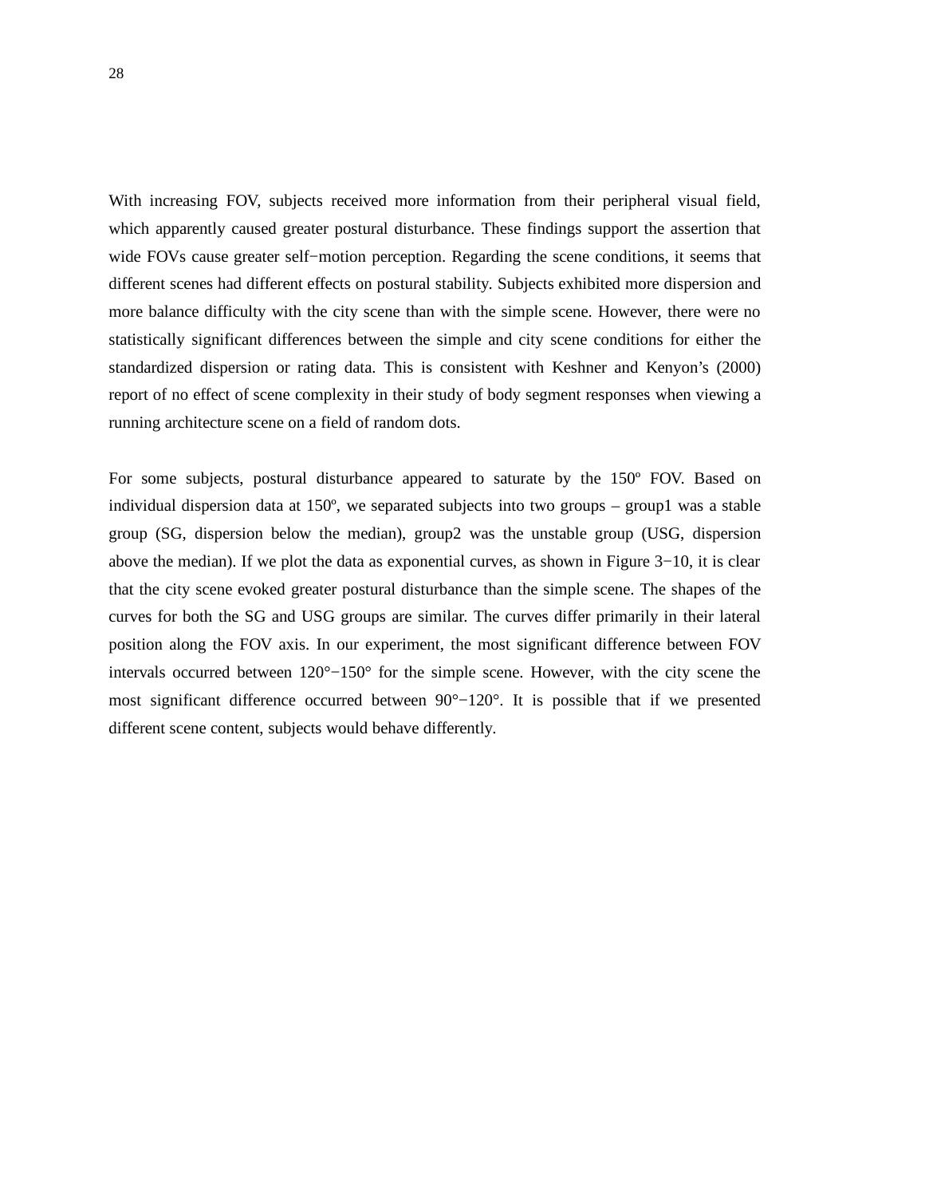With increasing FOV, subjects received more information from their peripheral visual field, which apparently caused greater postural disturbance. These findings support the assertion that wide FOVs cause greater self−motion perception. Regarding the scene conditions, it seems that different scenes had different effects on postural stability. Subjects exhibited more dispersion and more balance difficulty with the city scene than with the simple scene. However, there were no statistically significant differences between the simple and city scene conditions for either the standardized dispersion or rating data. This is consistent with Keshner and Kenyon's (2000) report of no effect of scene complexity in their study of body segment responses when viewing a running architecture scene on a field of random dots.

For some subjects, postural disturbance appeared to saturate by the 150º FOV. Based on individual dispersion data at 150º, we separated subjects into two groups – group1 was a stable group (SG, dispersion below the median), group2 was the unstable group (USG, dispersion above the median). If we plot the data as exponential curves, as shown in Figure 3−10, it is clear that the city scene evoked greater postural disturbance than the simple scene. The shapes of the curves for both the SG and USG groups are similar. The curves differ primarily in their lateral position along the FOV axis. In our experiment, the most significant difference between FOV intervals occurred between 120°−150° for the simple scene. However, with the city scene the most significant difference occurred between 90°−120°. It is possible that if we presented different scene content, subjects would behave differently.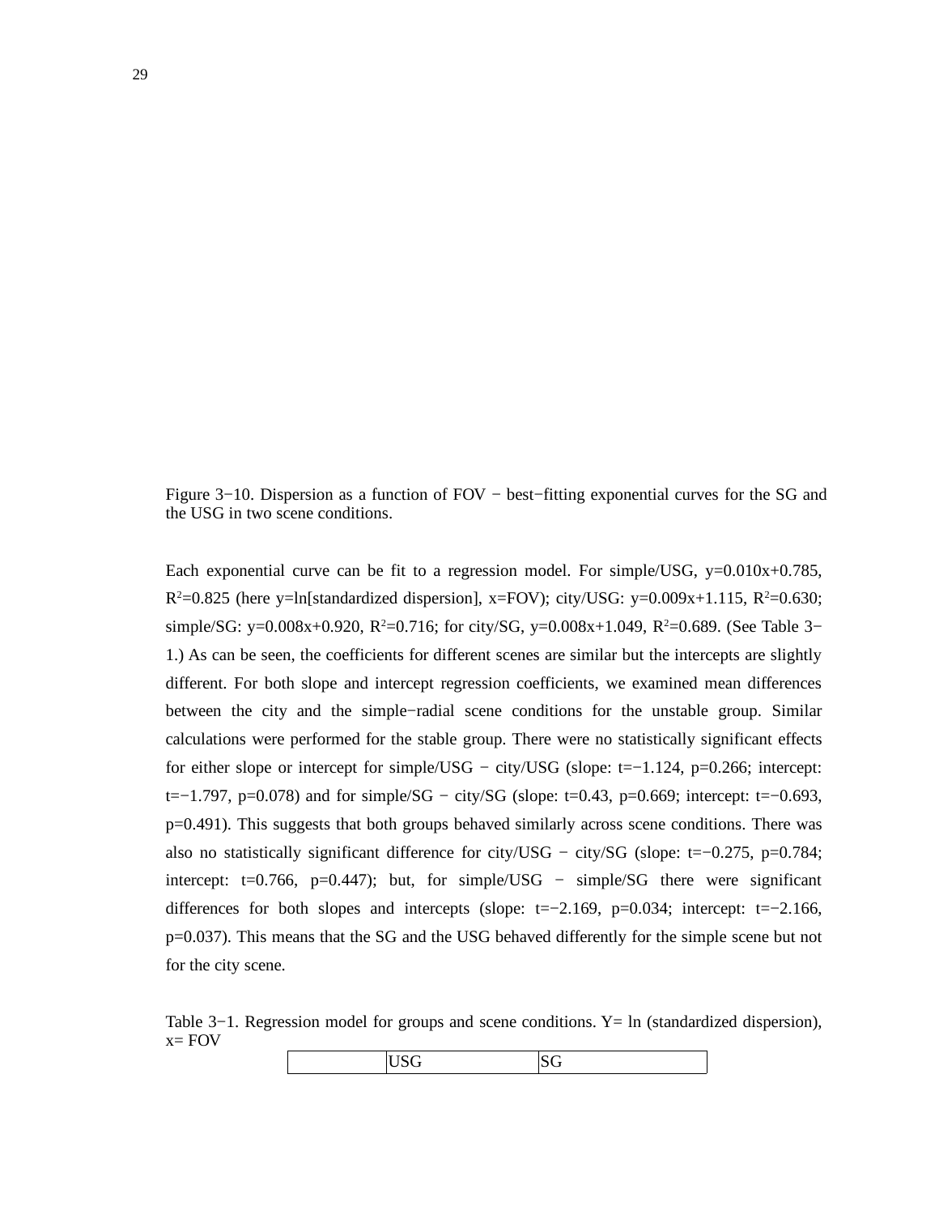Figure 3−10. Dispersion as a function of FOV − best−fitting exponential curves for the SG and the USG in two scene conditions.

Each exponential curve can be fit to a regression model. For simple/USG, $y=0.010x+0.785$, $R^2=0.825$ (here $y=\ln[\text{standardized dispersion}]$, $x=\text{FOV}$); city/USG: $y=0.009x+1.115$, $R^2=0.630$; simple/SG: $y=0.008x+0.920$, $R^2=0.716$; for city/SG, $y=0.008x+1.049$, $R^2=0.689$. (See Table 3−1.) As can be seen, the coefficients for different scenes are similar but the intercepts are slightly different. For both slope and intercept regression coefficients, we examined mean differences between the city and the simple−radial scene conditions for the unstable group. Similar calculations were performed for the stable group. There were no statistically significant effects for either slope or intercept for simple/USG − city/USG (slope: $t=-1.124$, $p=0.266$; intercept: $t=-1.797$, $p=0.078$) and for simple/SG − city/SG (slope: $t=0.43$, $p=0.669$; intercept: $t=-0.693$, $p=0.491$). This suggests that both groups behaved similarly across scene conditions. There was also no statistically significant difference for city/USG − city/SG (slope: $t=-0.275$, $p=0.784$; intercept: $t=0.766$, $p=0.447$); but, for simple/USG − simple/SG there were significant differences for both slopes and intercepts (slope: $t=-2.169$, $p=0.034$; intercept: $t=-2.166$, $p=0.037$). This means that the SG and the USG behaved differently for the simple scene but not for the city scene.

Table 3−1. Regression model for groups and scene conditions. Y= ln (standardized dispersion), x= FOV

| | USG | SG |
|---|---|---|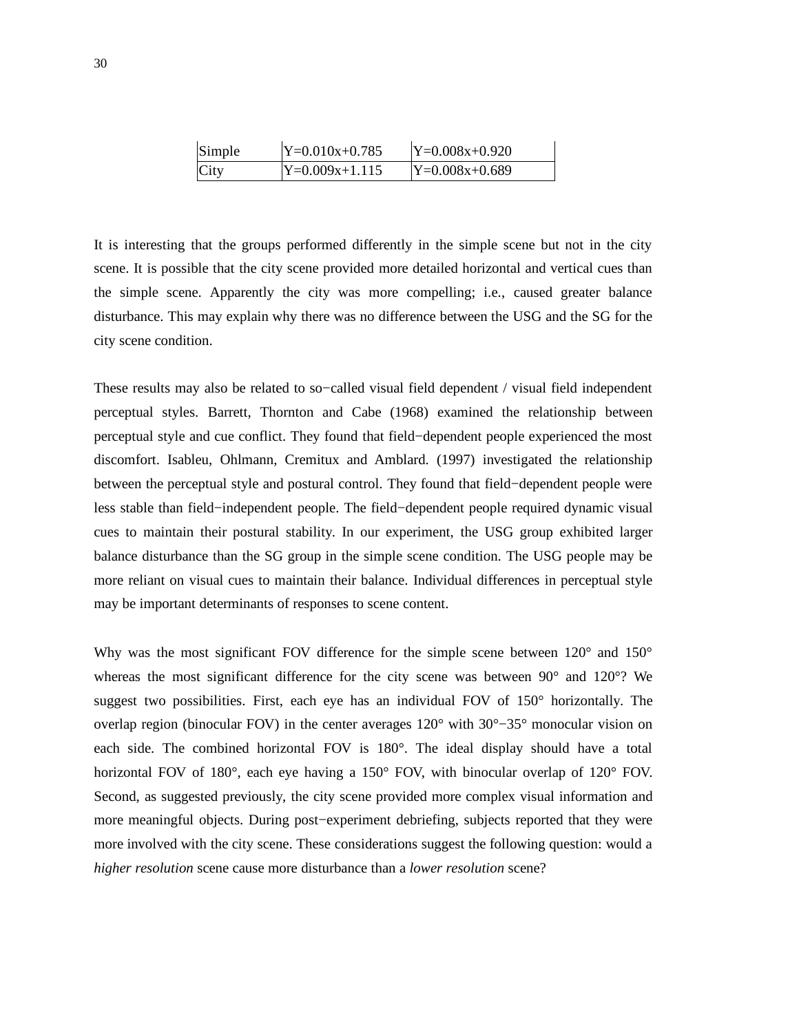| Simple | Y=0.010x+0.785 | Y=0.008x+0.920 |
|---|---|---|
| City | Y=0.009x+1.115 | Y=0.008x+0.689 |

It is interesting that the groups performed differently in the simple scene but not in the city scene. It is possible that the city scene provided more detailed horizontal and vertical cues than the simple scene. Apparently the city was more compelling; i.e., caused greater balance disturbance. This may explain why there was no difference between the USG and the SG for the city scene condition.

These results may also be related to so−called visual field dependent / visual field independent perceptual styles. Barrett, Thornton and Cabe (1968) examined the relationship between perceptual style and cue conflict. They found that field−dependent people experienced the most discomfort. Isableu, Ohlmann, Cremitux and Amblard. (1997) investigated the relationship between the perceptual style and postural control. They found that field−dependent people were less stable than field−independent people. The field−dependent people required dynamic visual cues to maintain their postural stability. In our experiment, the USG group exhibited larger balance disturbance than the SG group in the simple scene condition. The USG people may be more reliant on visual cues to maintain their balance. Individual differences in perceptual style may be important determinants of responses to scene content.

Why was the most significant FOV difference for the simple scene between 120° and 150° whereas the most significant difference for the city scene was between 90° and 120°? We suggest two possibilities. First, each eye has an individual FOV of 150° horizontally. The overlap region (binocular FOV) in the center averages 120° with 30°−35° monocular vision on each side. The combined horizontal FOV is 180°. The ideal display should have a total horizontal FOV of 180°, each eye having a 150° FOV, with binocular overlap of 120° FOV. Second, as suggested previously, the city scene provided more complex visual information and more meaningful objects. During post−experiment debriefing, subjects reported that they were more involved with the city scene. These considerations suggest the following question: would a *higher resolution* scene cause more disturbance than a *lower resolution* scene?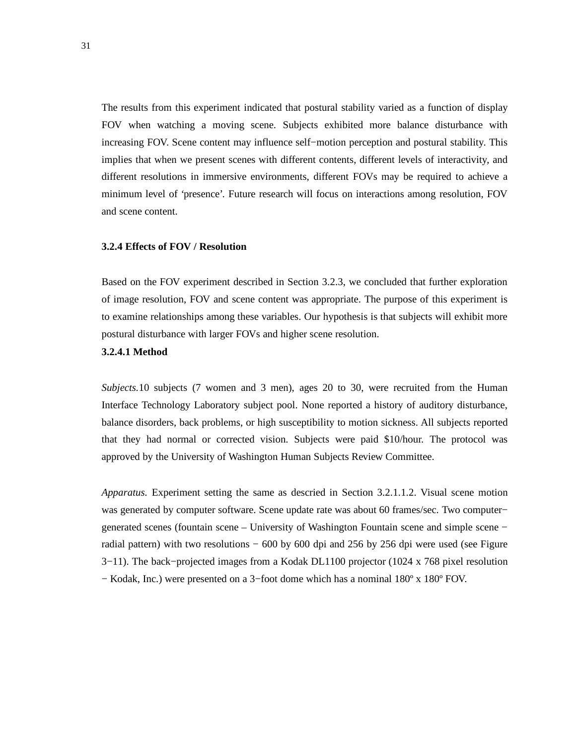The results from this experiment indicated that postural stability varied as a function of display FOV when watching a moving scene. Subjects exhibited more balance disturbance with increasing FOV. Scene content may influence self−motion perception and postural stability. This implies that when we present scenes with different contents, different levels of interactivity, and different resolutions in immersive environments, different FOVs may be required to achieve a minimum level of 'presence'. Future research will focus on interactions among resolution, FOV and scene content.

### 3.2.4 Effects of FOV / Resolution

Based on the FOV experiment described in Section 3.2.3, we concluded that further exploration of image resolution, FOV and scene content was appropriate. The purpose of this experiment is to examine relationships among these variables. Our hypothesis is that subjects will exhibit more postural disturbance with larger FOVs and higher scene resolution.

#### 3.2.4.1 Method

*Subjects.*10 subjects (7 women and 3 men), ages 20 to 30, were recruited from the Human Interface Technology Laboratory subject pool. None reported a history of auditory disturbance, balance disorders, back problems, or high susceptibility to motion sickness. All subjects reported that they had normal or corrected vision. Subjects were paid $10/hour. The protocol was approved by the University of Washington Human Subjects Review Committee.

*Apparatus.* Experiment setting the same as descried in Section 3.2.1.1.2. Visual scene motion was generated by computer software. Scene update rate was about 60 frames/sec. Two computer−generated scenes (fountain scene – University of Washington Fountain scene and simple scene − radial pattern) with two resolutions − 600 by 600 dpi and 256 by 256 dpi were used (see Figure 3−11). The back−projected images from a Kodak DL1100 projector (1024 x 768 pixel resolution − Kodak, Inc.) were presented on a 3−foot dome which has a nominal 180º x 180º FOV.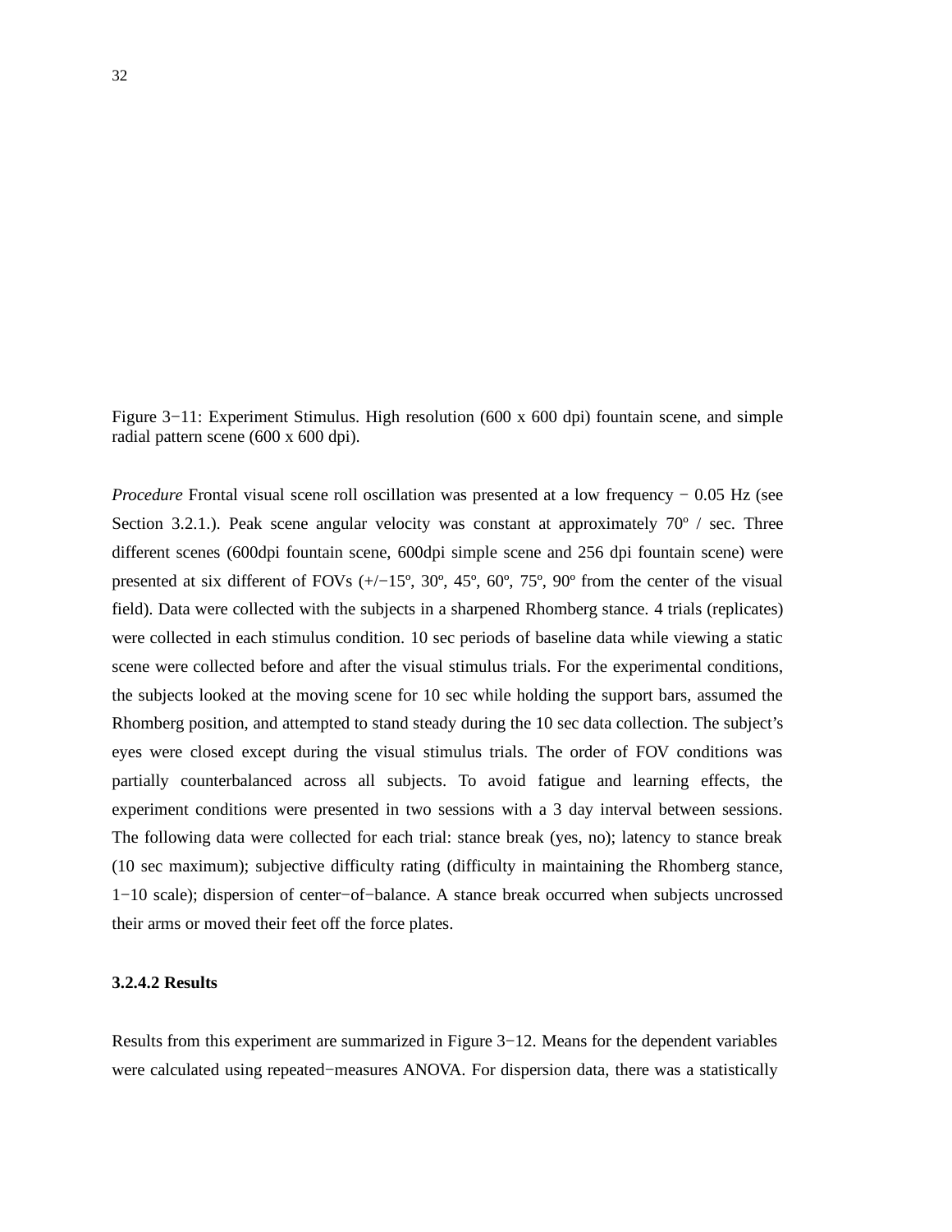Figure 3−11: Experiment Stimulus. High resolution (600 x 600 dpi) fountain scene, and simple radial pattern scene (600 x 600 dpi).

*Procedure* Frontal visual scene roll oscillation was presented at a low frequency − 0.05 Hz (see Section 3.2.1.). Peak scene angular velocity was constant at approximately 70º / sec. Three different scenes (600dpi fountain scene, 600dpi simple scene and 256 dpi fountain scene) were presented at six different of FOVs (+/−15º, 30º, 45º, 60º, 75º, 90º from the center of the visual field). Data were collected with the subjects in a sharpened Rhomberg stance. 4 trials (replicates) were collected in each stimulus condition. 10 sec periods of baseline data while viewing a static scene were collected before and after the visual stimulus trials. For the experimental conditions, the subjects looked at the moving scene for 10 sec while holding the support bars, assumed the Rhomberg position, and attempted to stand steady during the 10 sec data collection. The subject's eyes were closed except during the visual stimulus trials. The order of FOV conditions was partially counterbalanced across all subjects. To avoid fatigue and learning effects, the experiment conditions were presented in two sessions with a 3 day interval between sessions. The following data were collected for each trial: stance break (yes, no); latency to stance break (10 sec maximum); subjective difficulty rating (difficulty in maintaining the Rhomberg stance, 1−10 scale); dispersion of center−of−balance. A stance break occurred when subjects uncrossed their arms or moved their feet off the force plates.

### 3.2.4.2 Results

Results from this experiment are summarized in Figure 3−12. Means for the dependent variables were calculated using repeated−measures ANOVA. For dispersion data, there was a statistically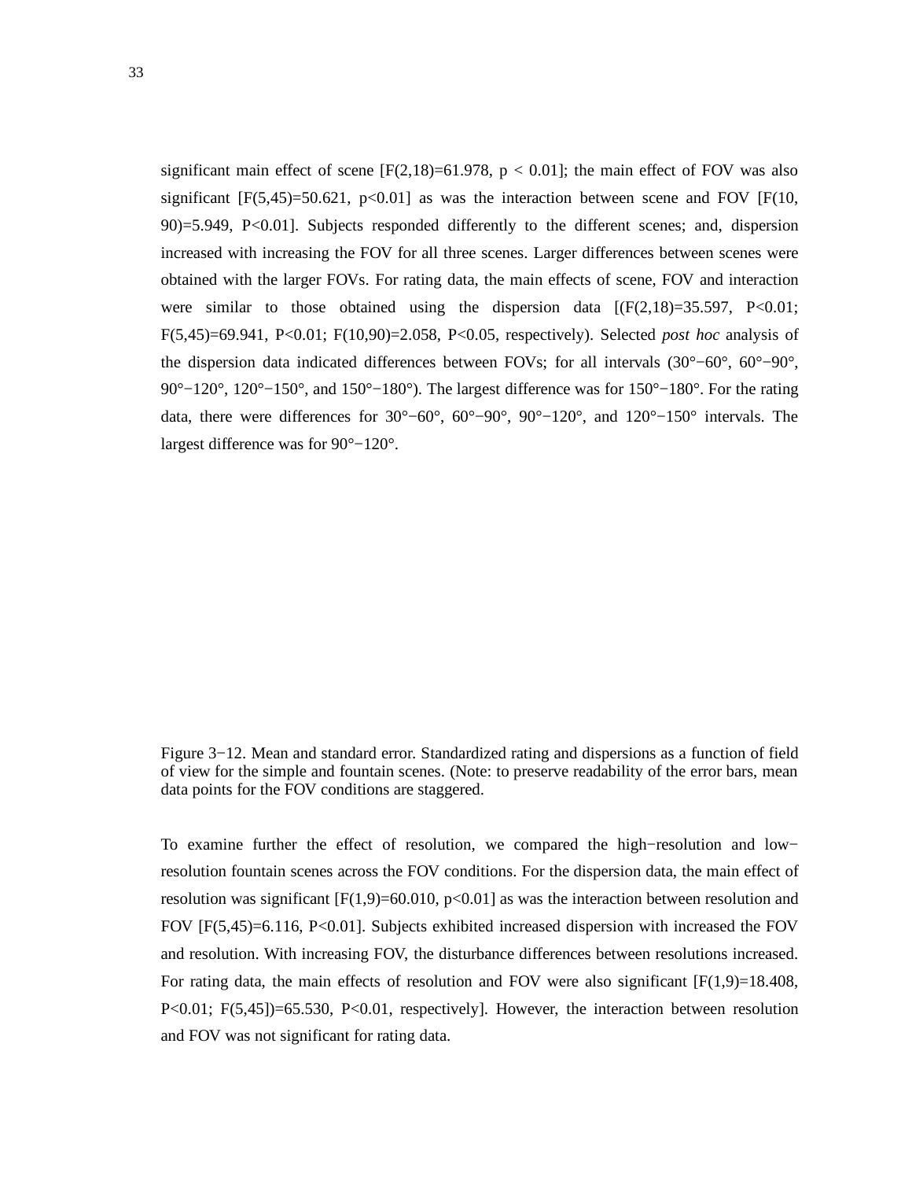significant main effect of scene [$F(2,18)=61.978$, $p < 0.01$]; the main effect of FOV was also significant [$F(5,45)=50.621$, $p<0.01$] as was the interaction between scene and FOV [$F(10, 90)=5.949$, $P<0.01$]. Subjects responded differently to the different scenes; and, dispersion increased with increasing the FOV for all three scenes. Larger differences between scenes were obtained with the larger FOVs. For rating data, the main effects of scene, FOV and interaction were similar to those obtained using the dispersion data [($F(2,18)=35.597$, $P<0.01$; $F(5,45)=69.941$, $P<0.01$; $F(10,90)=2.058$, $P<0.05$, respectively). Selected *post hoc* analysis of the dispersion data indicated differences between FOVs; for all intervals (30°−60°, 60°−90°, 90°−120°, 120°−150°, and 150°−180°). The largest difference was for 150°−180°. For the rating data, there were differences for 30°−60°, 60°−90°, 90°−120°, and 120°−150° intervals. The largest difference was for 90°−120°.

Figure 3−12. Mean and standard error. Standardized rating and dispersions as a function of field of view for the simple and fountain scenes. (Note: to preserve readability of the error bars, mean data points for the FOV conditions are staggered.

To examine further the effect of resolution, we compared the high−resolution and low−resolution fountain scenes across the FOV conditions. For the dispersion data, the main effect of resolution was significant [$F(1,9)=60.010$, $p<0.01$] as was the interaction between resolution and FOV [$F(5,45)=6.116$, $P<0.01$]. Subjects exhibited increased dispersion with increased the FOV and resolution. With increasing FOV, the disturbance differences between resolutions increased. For rating data, the main effects of resolution and FOV were also significant [$F(1,9)=18.408$, $P<0.01$; $F(5,45)$]$=65.530$, $P<0.01$, respectively]. However, the interaction between resolution and FOV was not significant for rating data.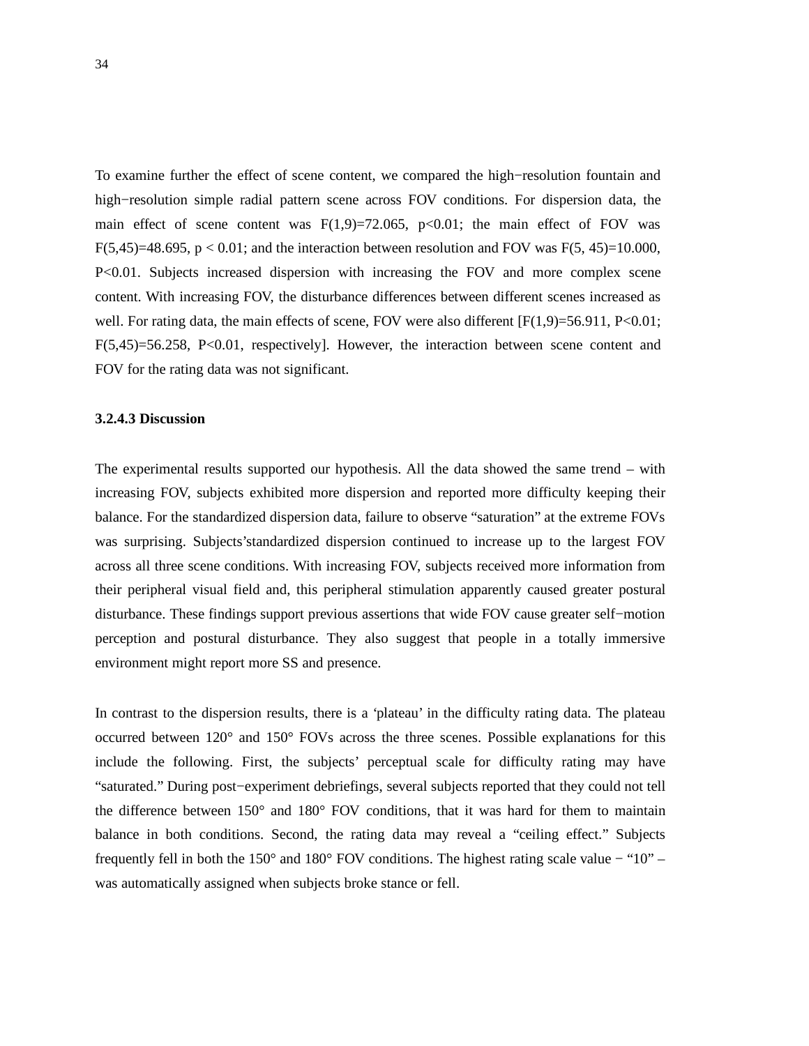To examine further the effect of scene content, we compared the high−resolution fountain and high−resolution simple radial pattern scene across FOV conditions. For dispersion data, the main effect of scene content was $F(1,9)=72.065$, $p<0.01$; the main effect of FOV was $F(5,45)=48.695$, $p < 0.01$; and the interaction between resolution and FOV was $F(5, 45)=10.000$, $P<0.01$. Subjects increased dispersion with increasing the FOV and more complex scene content. With increasing FOV, the disturbance differences between different scenes increased as well. For rating data, the main effects of scene, FOV were also different [$F(1,9)=56.911$, $P<0.01$; $F(5,45)=56.258$, $P<0.01$, respectively]. However, the interaction between scene content and FOV for the rating data was not significant.

**3.2.4.3 Discussion**

The experimental results supported our hypothesis. All the data showed the same trend – with increasing FOV, subjects exhibited more dispersion and reported more difficulty keeping their balance. For the standardized dispersion data, failure to observe "saturation" at the extreme FOVs was surprising. Subjects'standardized dispersion continued to increase up to the largest FOV across all three scene conditions. With increasing FOV, subjects received more information from their peripheral visual field and, this peripheral stimulation apparently caused greater postural disturbance. These findings support previous assertions that wide FOV cause greater self−motion perception and postural disturbance. They also suggest that people in a totally immersive environment might report more SS and presence.

In contrast to the dispersion results, there is a 'plateau' in the difficulty rating data. The plateau occurred between 120° and 150° FOVs across the three scenes. Possible explanations for this include the following. First, the subjects' perceptual scale for difficulty rating may have "saturated." During post−experiment debriefings, several subjects reported that they could not tell the difference between 150° and 180° FOV conditions, that it was hard for them to maintain balance in both conditions. Second, the rating data may reveal a "ceiling effect." Subjects frequently fell in both the 150° and 180° FOV conditions. The highest rating scale value − "10" – was automatically assigned when subjects broke stance or fell.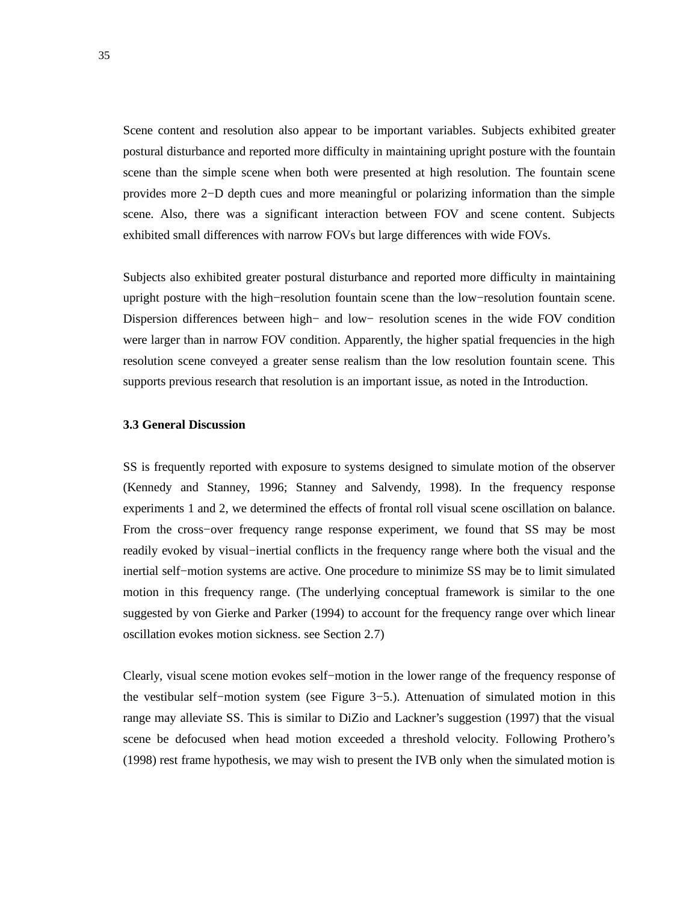Scene content and resolution also appear to be important variables. Subjects exhibited greater postural disturbance and reported more difficulty in maintaining upright posture with the fountain scene than the simple scene when both were presented at high resolution. The fountain scene provides more 2−D depth cues and more meaningful or polarizing information than the simple scene. Also, there was a significant interaction between FOV and scene content. Subjects exhibited small differences with narrow FOVs but large differences with wide FOVs.

Subjects also exhibited greater postural disturbance and reported more difficulty in maintaining upright posture with the high−resolution fountain scene than the low−resolution fountain scene. Dispersion differences between high− and low− resolution scenes in the wide FOV condition were larger than in narrow FOV condition. Apparently, the higher spatial frequencies in the high resolution scene conveyed a greater sense realism than the low resolution fountain scene. This supports previous research that resolution is an important issue, as noted in the Introduction.

### 3.3 General Discussion

SS is frequently reported with exposure to systems designed to simulate motion of the observer (Kennedy and Stanney, 1996; Stanney and Salvendy, 1998). In the frequency response experiments 1 and 2, we determined the effects of frontal roll visual scene oscillation on balance. From the cross−over frequency range response experiment, we found that SS may be most readily evoked by visual−inertial conflicts in the frequency range where both the visual and the inertial self−motion systems are active. One procedure to minimize SS may be to limit simulated motion in this frequency range. (The underlying conceptual framework is similar to the one suggested by von Gierke and Parker (1994) to account for the frequency range over which linear oscillation evokes motion sickness. see Section 2.7)

Clearly, visual scene motion evokes self−motion in the lower range of the frequency response of the vestibular self−motion system (see Figure 3−5.). Attenuation of simulated motion in this range may alleviate SS. This is similar to DiZio and Lackner's suggestion (1997) that the visual scene be defocused when head motion exceeded a threshold velocity. Following Prothero's (1998) rest frame hypothesis, we may wish to present the IVB only when the simulated motion is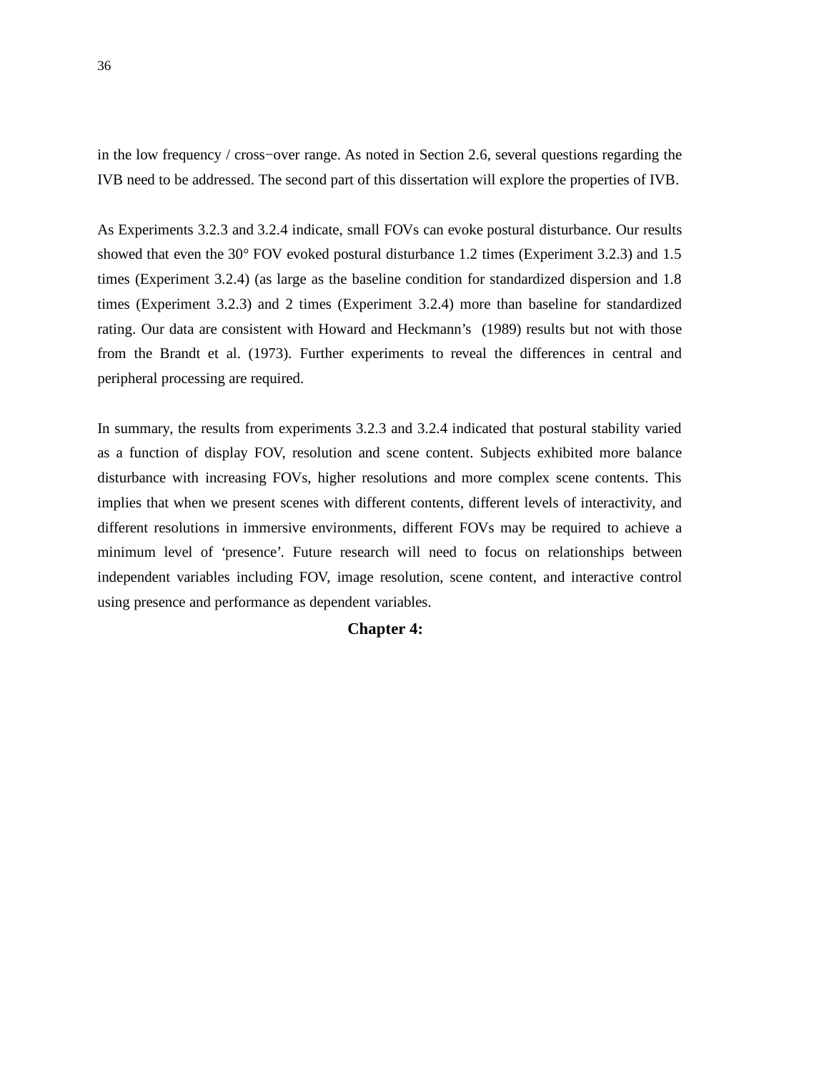in the low frequency / cross−over range. As noted in Section 2.6, several questions regarding the IVB need to be addressed. The second part of this dissertation will explore the properties of IVB.

As Experiments 3.2.3 and 3.2.4 indicate, small FOVs can evoke postural disturbance. Our results showed that even the 30° FOV evoked postural disturbance 1.2 times (Experiment 3.2.3) and 1.5 times (Experiment 3.2.4) (as large as the baseline condition for standardized dispersion and 1.8 times (Experiment 3.2.3) and 2 times (Experiment 3.2.4) more than baseline for standardized rating. Our data are consistent with Howard and Heckmann's (1989) results but not with those from the Brandt et al. (1973). Further experiments to reveal the differences in central and peripheral processing are required.

In summary, the results from experiments 3.2.3 and 3.2.4 indicated that postural stability varied as a function of display FOV, resolution and scene content. Subjects exhibited more balance disturbance with increasing FOVs, higher resolutions and more complex scene contents. This implies that when we present scenes with different contents, different levels of interactivity, and different resolutions in immersive environments, different FOVs may be required to achieve a minimum level of 'presence'. Future research will need to focus on relationships between independent variables including FOV, image resolution, scene content, and interactive control using presence and performance as dependent variables.

# Chapter 4: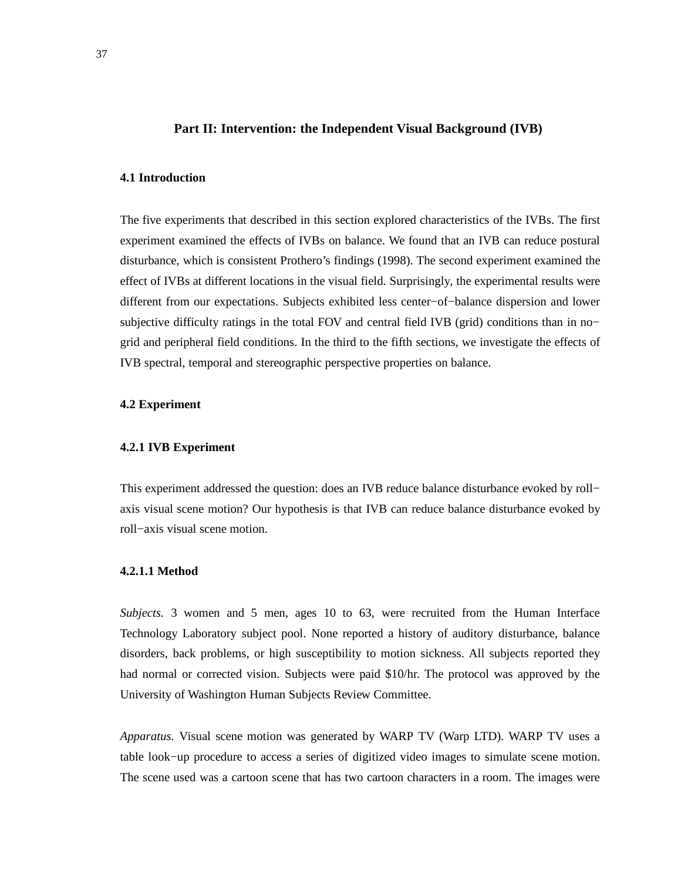## Part II: Intervention: the Independent Visual Background (IVB)

### 4.1 Introduction

The five experiments that described in this section explored characteristics of the IVBs. The first experiment examined the effects of IVBs on balance. We found that an IVB can reduce postural disturbance, which is consistent Prothero's findings (1998). The second experiment examined the effect of IVBs at different locations in the visual field. Surprisingly, the experimental results were different from our expectations. Subjects exhibited less center−of−balance dispersion and lower subjective difficulty ratings in the total FOV and central field IVB (grid) conditions than in no−grid and peripheral field conditions. In the third to the fifth sections, we investigate the effects of IVB spectral, temporal and stereographic perspective properties on balance.

### 4.2 Experiment

#### 4.2.1 IVB Experiment

This experiment addressed the question: does an IVB reduce balance disturbance evoked by roll−axis visual scene motion? Our hypothesis is that IVB can reduce balance disturbance evoked by roll−axis visual scene motion.

##### 4.2.1.1 Method

*Subjects.* 3 women and 5 men, ages 10 to 63, were recruited from the Human Interface Technology Laboratory subject pool. None reported a history of auditory disturbance, balance disorders, back problems, or high susceptibility to motion sickness. All subjects reported they had normal or corrected vision. Subjects were paid $10/hr. The protocol was approved by the University of Washington Human Subjects Review Committee.

*Apparatus.* Visual scene motion was generated by WARP TV (Warp LTD). WARP TV uses a table look−up procedure to access a series of digitized video images to simulate scene motion. The scene used was a cartoon scene that has two cartoon characters in a room. The images were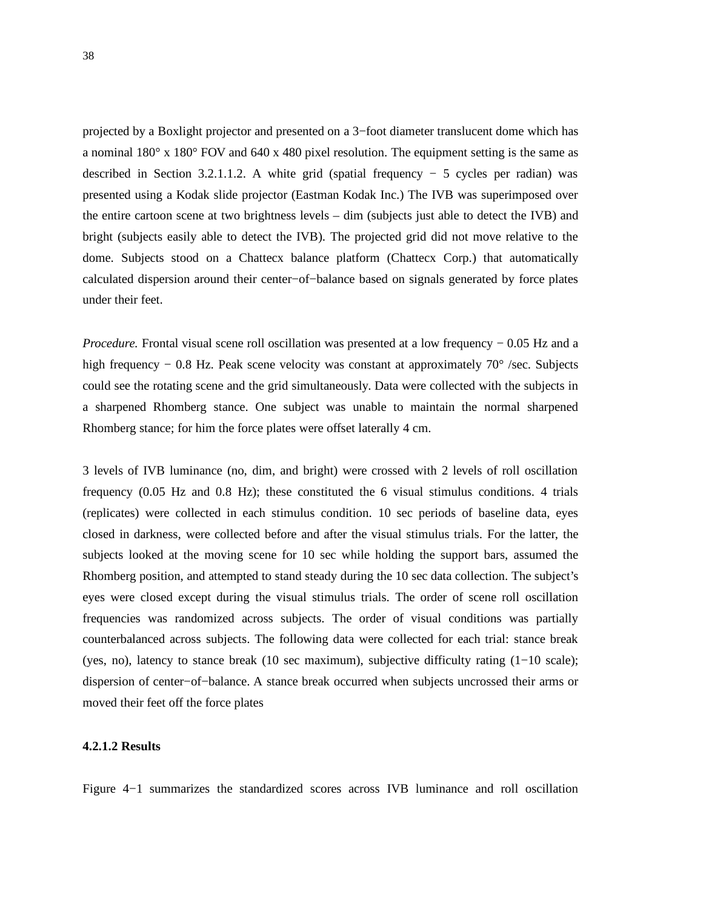projected by a Boxlight projector and presented on a 3−foot diameter translucent dome which has a nominal 180° x 180° FOV and 640 x 480 pixel resolution. The equipment setting is the same as described in Section 3.2.1.1.2. A white grid (spatial frequency − 5 cycles per radian) was presented using a Kodak slide projector (Eastman Kodak Inc.) The IVB was superimposed over the entire cartoon scene at two brightness levels – dim (subjects just able to detect the IVB) and bright (subjects easily able to detect the IVB). The projected grid did not move relative to the dome. Subjects stood on a Chattecx balance platform (Chattecx Corp.) that automatically calculated dispersion around their center−of−balance based on signals generated by force plates under their feet.

*Procedure.* Frontal visual scene roll oscillation was presented at a low frequency − 0.05 Hz and a high frequency − 0.8 Hz. Peak scene velocity was constant at approximately 70° /sec. Subjects could see the rotating scene and the grid simultaneously. Data were collected with the subjects in a sharpened Rhomberg stance. One subject was unable to maintain the normal sharpened Rhomberg stance; for him the force plates were offset laterally 4 cm.

3 levels of IVB luminance (no, dim, and bright) were crossed with 2 levels of roll oscillation frequency (0.05 Hz and 0.8 Hz); these constituted the 6 visual stimulus conditions. 4 trials (replicates) were collected in each stimulus condition. 10 sec periods of baseline data, eyes closed in darkness, were collected before and after the visual stimulus trials. For the latter, the subjects looked at the moving scene for 10 sec while holding the support bars, assumed the Rhomberg position, and attempted to stand steady during the 10 sec data collection. The subject's eyes were closed except during the visual stimulus trials. The order of scene roll oscillation frequencies was randomized across subjects. The order of visual conditions was partially counterbalanced across subjects. The following data were collected for each trial: stance break (yes, no), latency to stance break (10 sec maximum), subjective difficulty rating (1−10 scale); dispersion of center−of−balance. A stance break occurred when subjects uncrossed their arms or moved their feet off the force plates

#### 4.2.1.2 Results

Figure 4−1 summarizes the standardized scores across IVB luminance and roll oscillation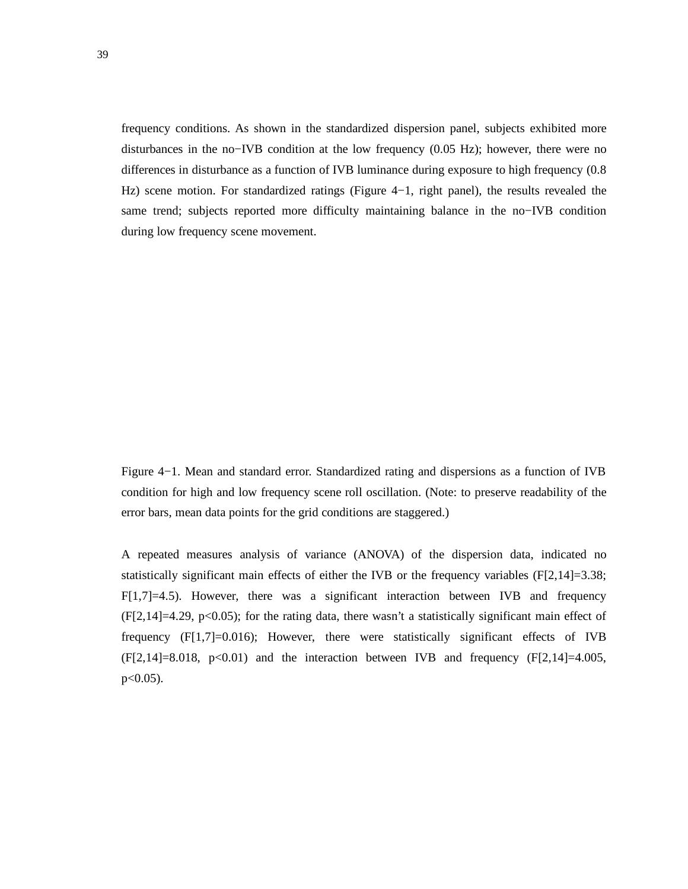frequency conditions. As shown in the standardized dispersion panel, subjects exhibited more disturbances in the no−IVB condition at the low frequency (0.05 Hz); however, there were no differences in disturbance as a function of IVB luminance during exposure to high frequency (0.8 Hz) scene motion. For standardized ratings (Figure 4−1, right panel), the results revealed the same trend; subjects reported more difficulty maintaining balance in the no−IVB condition during low frequency scene movement.

Figure 4−1. Mean and standard error. Standardized rating and dispersions as a function of IVB condition for high and low frequency scene roll oscillation. (Note: to preserve readability of the error bars, mean data points for the grid conditions are staggered.)

A repeated measures analysis of variance (ANOVA) of the dispersion data, indicated no statistically significant main effects of either the IVB or the frequency variables ($F[2,14]=3.38$; $F[1,7]=4.5$). However, there was a significant interaction between IVB and frequency ($F[2,14]=4.29$, $p<0.05$); for the rating data, there wasn't a statistically significant main effect of frequency ($F[1,7]=0.016$); However, there were statistically significant effects of IVB ($F[2,14]=8.018$, $p<0.01$) and the interaction between IVB and frequency ($F[2,14]=4.005$, $p<0.05$).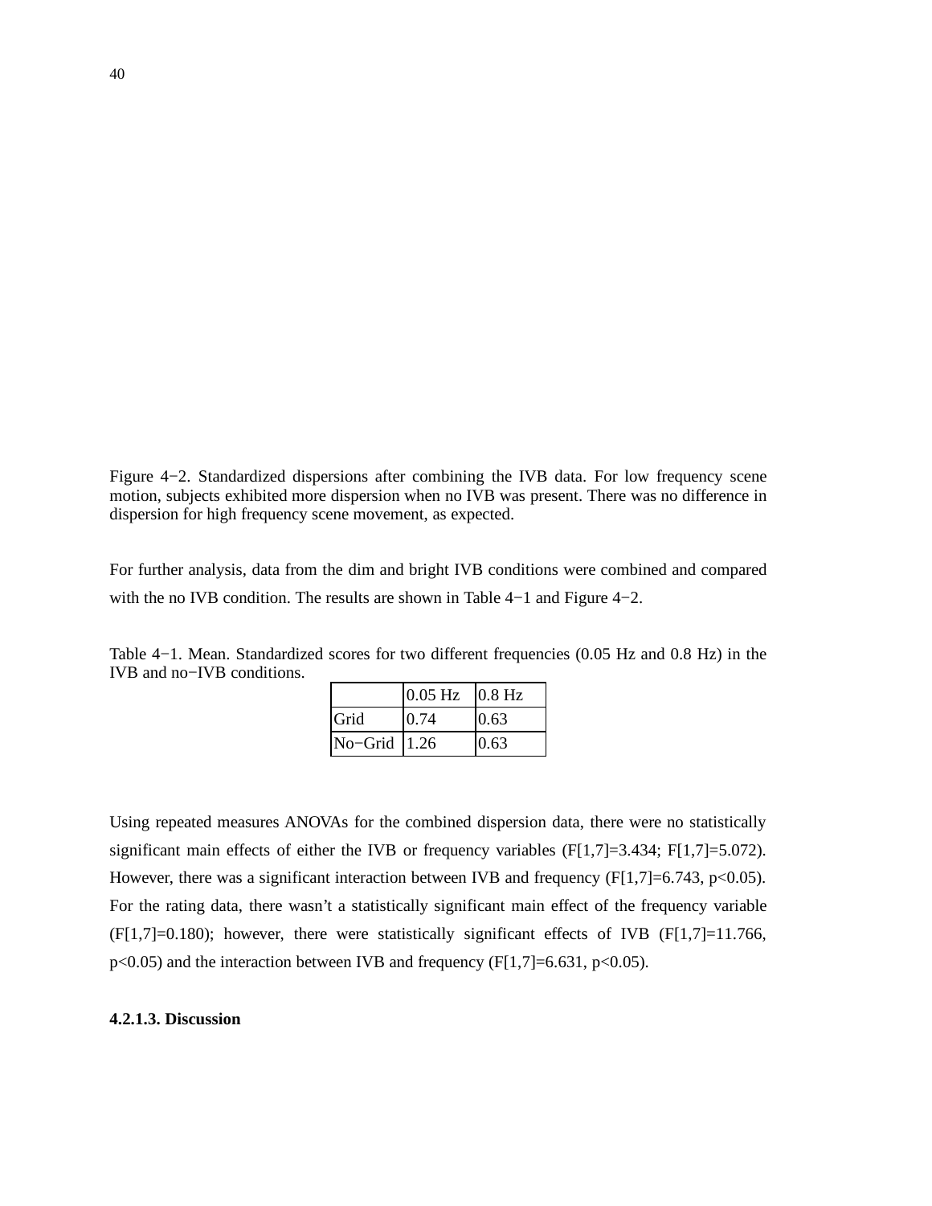Figure 4−2. Standardized dispersions after combining the IVB data. For low frequency scene motion, subjects exhibited more dispersion when no IVB was present. There was no difference in dispersion for high frequency scene movement, as expected.

For further analysis, data from the dim and bright IVB conditions were combined and compared with the no IVB condition. The results are shown in Table 4−1 and Figure 4−2.

Table 4−1. Mean. Standardized scores for two different frequencies (0.05 Hz and 0.8 Hz) in the IVB and no−IVB conditions.

| | 0.05 Hz | 0.8 Hz |
|---|---|---|
| Grid | 0.74 | 0.63 |
| No−Grid | 1.26 | 0.63 |

Using repeated measures ANOVAs for the combined dispersion data, there were no statistically significant main effects of either the IVB or frequency variables ($F[1,7]=3.434$; $F[1,7]=5.072$). However, there was a significant interaction between IVB and frequency ($F[1,7]=6.743$, $p<0.05$). For the rating data, there wasn't a statistically significant main effect of the frequency variable ($F[1,7]=0.180$); however, there were statistically significant effects of IVB ($F[1,7]=11.766$, $p<0.05$) and the interaction between IVB and frequency ($F[1,7]=6.631$, $p<0.05$).

#### 4.2.1.3. Discussion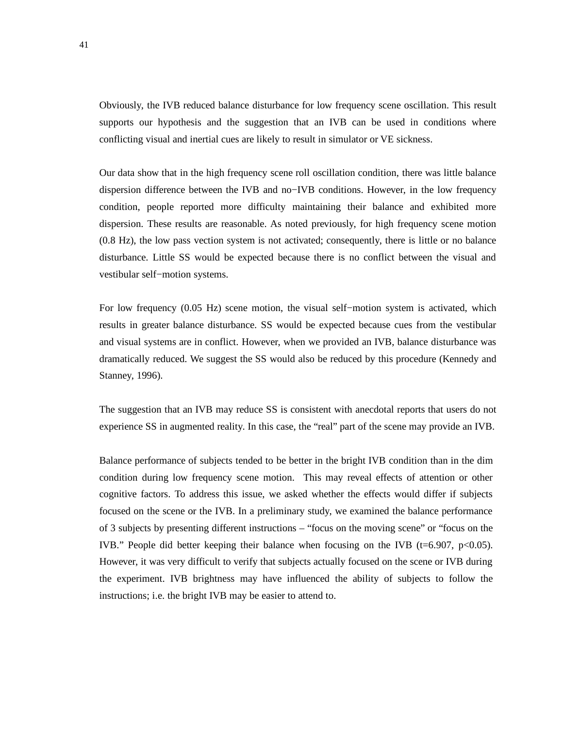Obviously, the IVB reduced balance disturbance for low frequency scene oscillation. This result supports our hypothesis and the suggestion that an IVB can be used in conditions where conflicting visual and inertial cues are likely to result in simulator or VE sickness.

Our data show that in the high frequency scene roll oscillation condition, there was little balance dispersion difference between the IVB and no−IVB conditions. However, in the low frequency condition, people reported more difficulty maintaining their balance and exhibited more dispersion. These results are reasonable. As noted previously, for high frequency scene motion (0.8 Hz), the low pass vection system is not activated; consequently, there is little or no balance disturbance. Little SS would be expected because there is no conflict between the visual and vestibular self−motion systems.

For low frequency (0.05 Hz) scene motion, the visual self−motion system is activated, which results in greater balance disturbance. SS would be expected because cues from the vestibular and visual systems are in conflict. However, when we provided an IVB, balance disturbance was dramatically reduced. We suggest the SS would also be reduced by this procedure (Kennedy and Stanney, 1996).

The suggestion that an IVB may reduce SS is consistent with anecdotal reports that users do not experience SS in augmented reality. In this case, the "real" part of the scene may provide an IVB.

Balance performance of subjects tended to be better in the bright IVB condition than in the dim condition during low frequency scene motion. This may reveal effects of attention or other cognitive factors. To address this issue, we asked whether the effects would differ if subjects focused on the scene or the IVB. In a preliminary study, we examined the balance performance of 3 subjects by presenting different instructions – "focus on the moving scene" or "focus on the IVB." People did better keeping their balance when focusing on the IVB ($t=6.907$, $p<0.05$). However, it was very difficult to verify that subjects actually focused on the scene or IVB during the experiment. IVB brightness may have influenced the ability of subjects to follow the instructions; i.e. the bright IVB may be easier to attend to.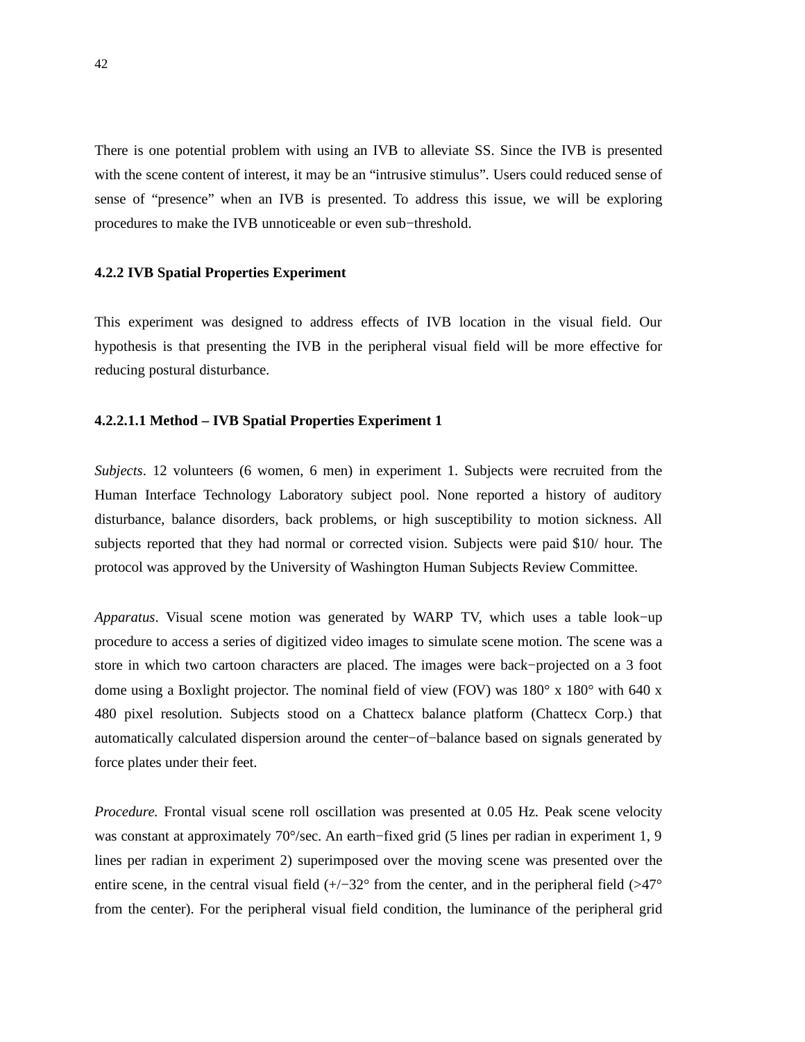There is one potential problem with using an IVB to alleviate SS. Since the IVB is presented with the scene content of interest, it may be an "intrusive stimulus". Users could reduced sense of sense of "presence" when an IVB is presented. To address this issue, we will be exploring procedures to make the IVB unnoticeable or even sub−threshold.

### 4.2.2 IVB Spatial Properties Experiment

This experiment was designed to address effects of IVB location in the visual field. Our hypothesis is that presenting the IVB in the peripheral visual field will be more effective for reducing postural disturbance.

#### 4.2.2.1.1 Method – IVB Spatial Properties Experiment 1

*Subjects*. 12 volunteers (6 women, 6 men) in experiment 1. Subjects were recruited from the Human Interface Technology Laboratory subject pool. None reported a history of auditory disturbance, balance disorders, back problems, or high susceptibility to motion sickness. All subjects reported that they had normal or corrected vision. Subjects were paid $10/ hour. The protocol was approved by the University of Washington Human Subjects Review Committee.

*Apparatus*. Visual scene motion was generated by WARP TV, which uses a table look−up procedure to access a series of digitized video images to simulate scene motion. The scene was a store in which two cartoon characters are placed. The images were back−projected on a 3 foot dome using a Boxlight projector. The nominal field of view (FOV) was 180° x 180° with 640 x 480 pixel resolution. Subjects stood on a Chattecx balance platform (Chattecx Corp.) that automatically calculated dispersion around the center−of−balance based on signals generated by force plates under their feet.

*Procedure.* Frontal visual scene roll oscillation was presented at 0.05 Hz. Peak scene velocity was constant at approximately 70°/sec. An earth−fixed grid (5 lines per radian in experiment 1, 9 lines per radian in experiment 2) superimposed over the moving scene was presented over the entire scene, in the central visual field (+/−32° from the center, and in the peripheral field (>47° from the center). For the peripheral visual field condition, the luminance of the peripheral grid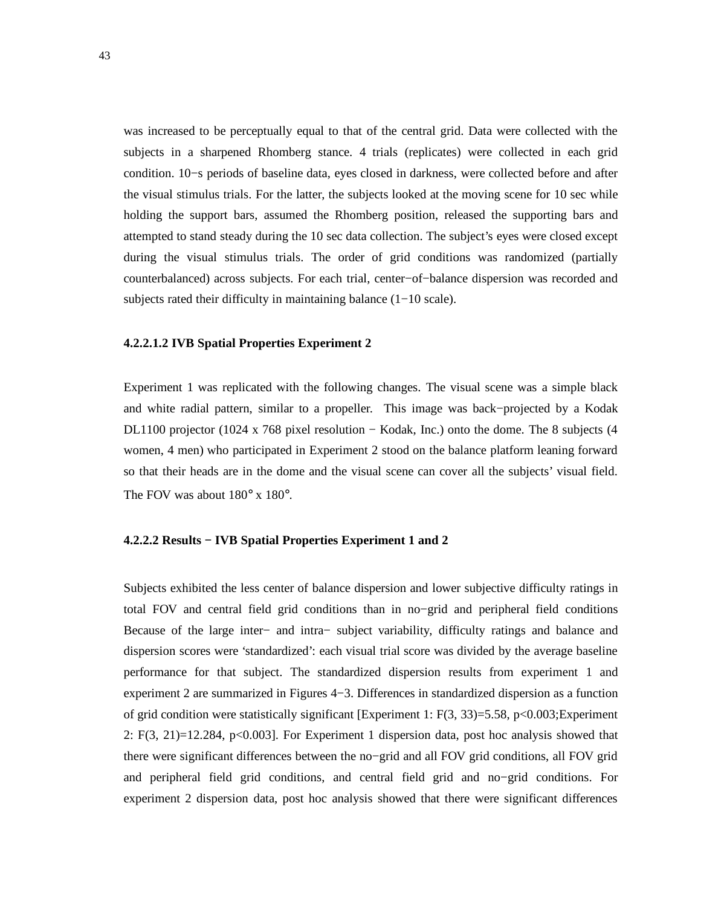was increased to be perceptually equal to that of the central grid. Data were collected with the subjects in a sharpened Rhomberg stance. 4 trials (replicates) were collected in each grid condition. 10−s periods of baseline data, eyes closed in darkness, were collected before and after the visual stimulus trials. For the latter, the subjects looked at the moving scene for 10 sec while holding the support bars, assumed the Rhomberg position, released the supporting bars and attempted to stand steady during the 10 sec data collection. The subject's eyes were closed except during the visual stimulus trials. The order of grid conditions was randomized (partially counterbalanced) across subjects. For each trial, center−of−balance dispersion was recorded and subjects rated their difficulty in maintaining balance (1−10 scale).

#### 4.2.2.1.2 IVB Spatial Properties Experiment 2

Experiment 1 was replicated with the following changes. The visual scene was a simple black and white radial pattern, similar to a propeller. This image was back−projected by a Kodak DL1100 projector (1024 x 768 pixel resolution − Kodak, Inc.) onto the dome. The 8 subjects (4 women, 4 men) who participated in Experiment 2 stood on the balance platform leaning forward so that their heads are in the dome and the visual scene can cover all the subjects' visual field. The FOV was about 180° x 180°.

#### 4.2.2.2 Results − IVB Spatial Properties Experiment 1 and 2

Subjects exhibited the less center of balance dispersion and lower subjective difficulty ratings in total FOV and central field grid conditions than in no−grid and peripheral field conditions Because of the large inter− and intra− subject variability, difficulty ratings and balance and dispersion scores were 'standardized': each visual trial score was divided by the average baseline performance for that subject. The standardized dispersion results from experiment 1 and experiment 2 are summarized in Figures 4−3. Differences in standardized dispersion as a function of grid condition were statistically significant [Experiment 1: $F(3, 33)=5.58$, $p<0.003$;Experiment 2: $F(3, 21)=12.284$, $p<0.003$]. For Experiment 1 dispersion data, post hoc analysis showed that there were significant differences between the no−grid and all FOV grid conditions, all FOV grid and peripheral field grid conditions, and central field grid and no−grid conditions. For experiment 2 dispersion data, post hoc analysis showed that there were significant differences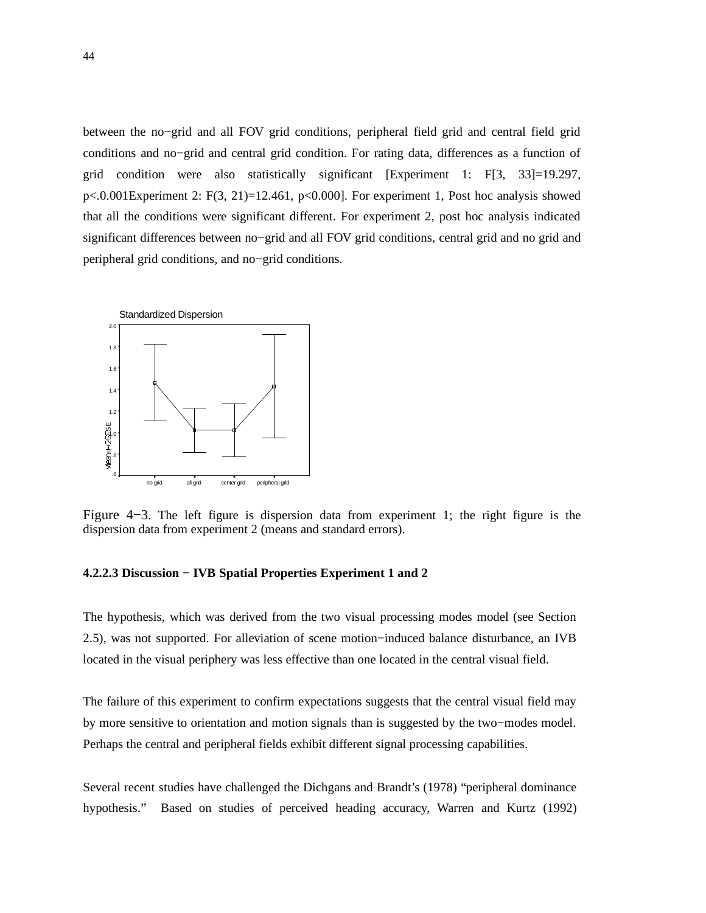between the no−grid and all FOV grid conditions, peripheral field grid and central field grid conditions and no−grid and central grid condition. For rating data, differences as a function of grid condition were also statistically significant [Experiment 1: $F[3, 33]=19.297$, $p<.0.001$Experiment 2: $F(3, 21)=12.461$, $p<0.000$]. For experiment 1, Post hoc analysis showed that all the conditions were significant different. For experiment 2, post hoc analysis indicated significant differences between no−grid and all FOV grid conditions, central grid and no grid and peripheral grid conditions, and no−grid conditions.

Figure 4−3. The left figure is dispersion data from experiment 1; the right figure is the dispersion data from experiment 2 (means and standard errors).

#### 4.2.2.3 Discussion − IVB Spatial Properties Experiment 1 and 2

The hypothesis, which was derived from the two visual processing modes model (see Section 2.5), was not supported. For alleviation of scene motion−induced balance disturbance, an IVB located in the visual periphery was less effective than one located in the central visual field.

The failure of this experiment to confirm expectations suggests that the central visual field may by more sensitive to orientation and motion signals than is suggested by the two−modes model. Perhaps the central and peripheral fields exhibit different signal processing capabilities.

Several recent studies have challenged the Dichgans and Brandt's (1978) "peripheral dominance hypothesis." Based on studies of perceived heading accuracy, Warren and Kurtz (1992)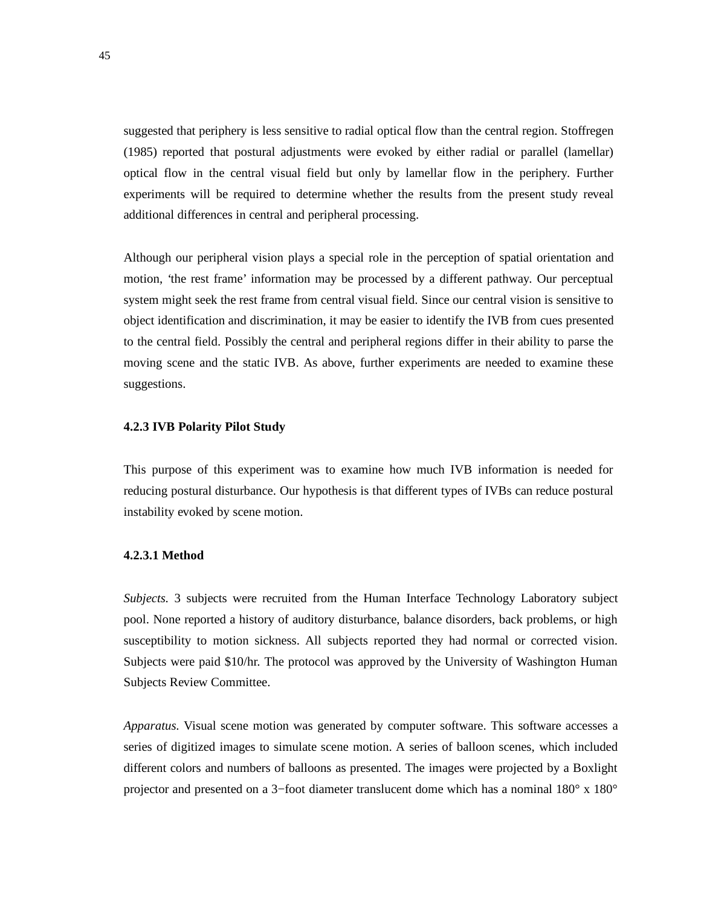suggested that periphery is less sensitive to radial optical flow than the central region. Stoffregen (1985) reported that postural adjustments were evoked by either radial or parallel (lamellar) optical flow in the central visual field but only by lamellar flow in the periphery. Further experiments will be required to determine whether the results from the present study reveal additional differences in central and peripheral processing.

Although our peripheral vision plays a special role in the perception of spatial orientation and motion, 'the rest frame' information may be processed by a different pathway. Our perceptual system might seek the rest frame from central visual field. Since our central vision is sensitive to object identification and discrimination, it may be easier to identify the IVB from cues presented to the central field. Possibly the central and peripheral regions differ in their ability to parse the moving scene and the static IVB. As above, further experiments are needed to examine these suggestions.

### 4.2.3 IVB Polarity Pilot Study

This purpose of this experiment was to examine how much IVB information is needed for reducing postural disturbance. Our hypothesis is that different types of IVBs can reduce postural instability evoked by scene motion.

#### 4.2.3.1 Method

*Subjects.* 3 subjects were recruited from the Human Interface Technology Laboratory subject pool. None reported a history of auditory disturbance, balance disorders, back problems, or high susceptibility to motion sickness. All subjects reported they had normal or corrected vision. Subjects were paid $10/hr. The protocol was approved by the University of Washington Human Subjects Review Committee.

*Apparatus.* Visual scene motion was generated by computer software. This software accesses a series of digitized images to simulate scene motion. A series of balloon scenes, which included different colors and numbers of balloons as presented. The images were projected by a Boxlight projector and presented on a 3−foot diameter translucent dome which has a nominal 180° x 180°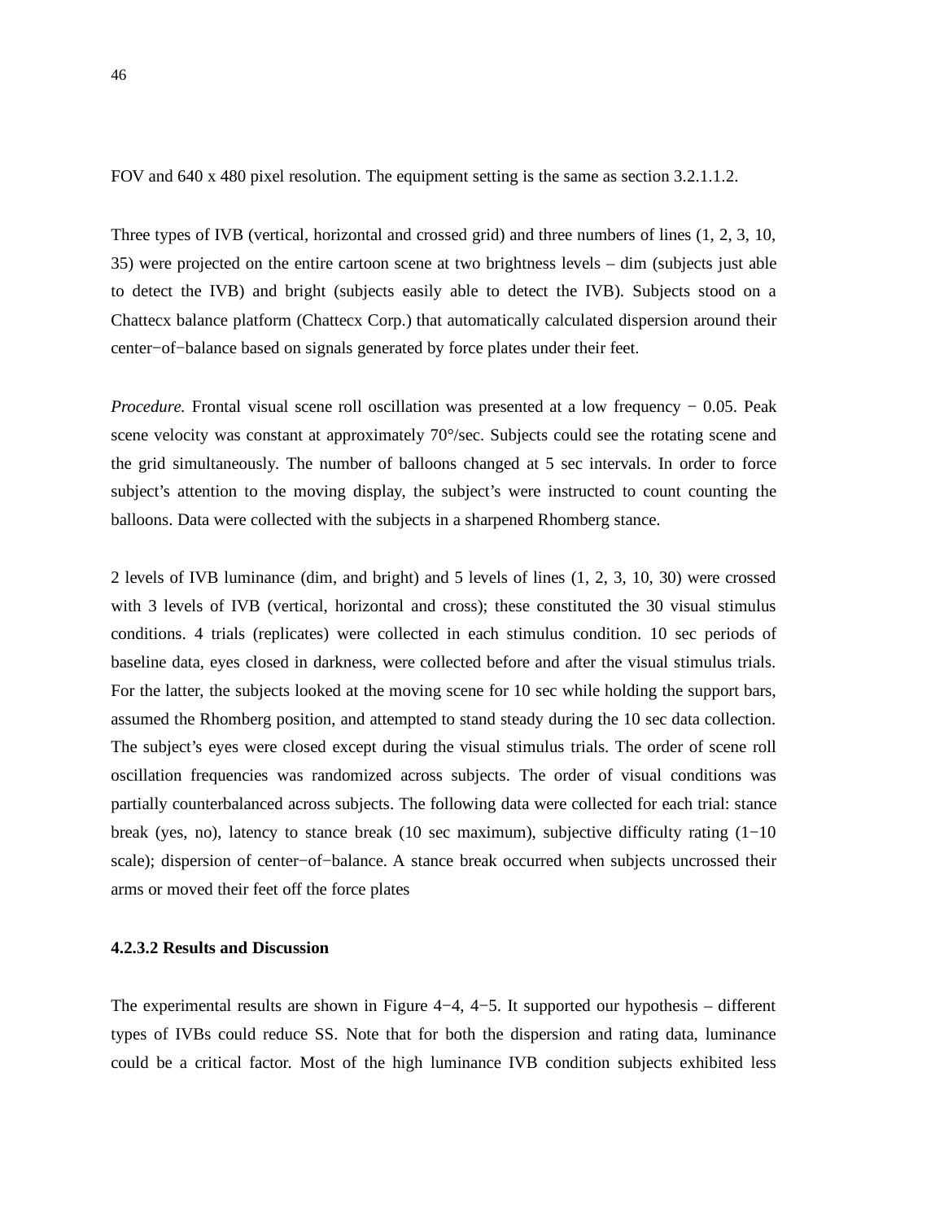FOV and 640 x 480 pixel resolution. The equipment setting is the same as section 3.2.1.1.2.

Three types of IVB (vertical, horizontal and crossed grid) and three numbers of lines (1, 2, 3, 10, 35) were projected on the entire cartoon scene at two brightness levels – dim (subjects just able to detect the IVB) and bright (subjects easily able to detect the IVB). Subjects stood on a Chattecx balance platform (Chattecx Corp.) that automatically calculated dispersion around their center−of−balance based on signals generated by force plates under their feet.

*Procedure.* Frontal visual scene roll oscillation was presented at a low frequency − 0.05. Peak scene velocity was constant at approximately 70°/sec. Subjects could see the rotating scene and the grid simultaneously. The number of balloons changed at 5 sec intervals. In order to force subject's attention to the moving display, the subject's were instructed to count counting the balloons. Data were collected with the subjects in a sharpened Rhomberg stance.

2 levels of IVB luminance (dim, and bright) and 5 levels of lines (1, 2, 3, 10, 30) were crossed with 3 levels of IVB (vertical, horizontal and cross); these constituted the 30 visual stimulus conditions. 4 trials (replicates) were collected in each stimulus condition. 10 sec periods of baseline data, eyes closed in darkness, were collected before and after the visual stimulus trials. For the latter, the subjects looked at the moving scene for 10 sec while holding the support bars, assumed the Rhomberg position, and attempted to stand steady during the 10 sec data collection. The subject's eyes were closed except during the visual stimulus trials. The order of scene roll oscillation frequencies was randomized across subjects. The order of visual conditions was partially counterbalanced across subjects. The following data were collected for each trial: stance break (yes, no), latency to stance break (10 sec maximum), subjective difficulty rating (1−10 scale); dispersion of center−of−balance. A stance break occurred when subjects uncrossed their arms or moved their feet off the force plates

#### 4.2.3.2 Results and Discussion

The experimental results are shown in Figure 4−4, 4−5. It supported our hypothesis – different types of IVBs could reduce SS. Note that for both the dispersion and rating data, luminance could be a critical factor. Most of the high luminance IVB condition subjects exhibited less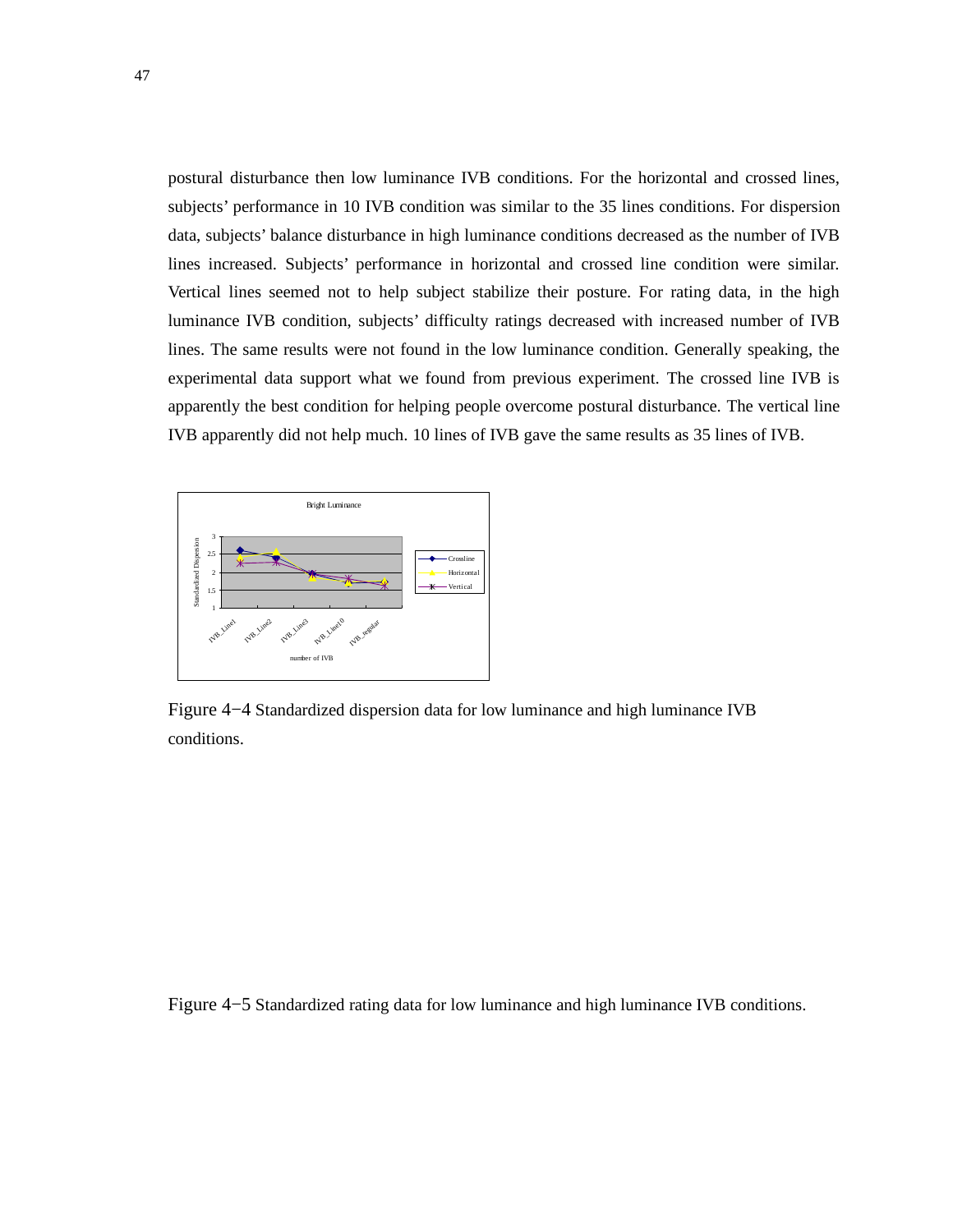postural disturbance then low luminance IVB conditions. For the horizontal and crossed lines, subjects' performance in 10 IVB condition was similar to the 35 lines conditions. For dispersion data, subjects' balance disturbance in high luminance conditions decreased as the number of IVB lines increased. Subjects' performance in horizontal and crossed line condition were similar. Vertical lines seemed not to help subject stabilize their posture. For rating data, in the high luminance IVB condition, subjects' difficulty ratings decreased with increased number of IVB lines. The same results were not found in the low luminance condition. Generally speaking, the experimental data support what we found from previous experiment. The crossed line IVB is apparently the best condition for helping people overcome postural disturbance. The vertical line IVB apparently did not help much. 10 lines of IVB gave the same results as 35 lines of IVB.

Figure 4−4 Standardized dispersion data for low luminance and high luminance IVB conditions.

Figure 4−5 Standardized rating data for low luminance and high luminance IVB conditions.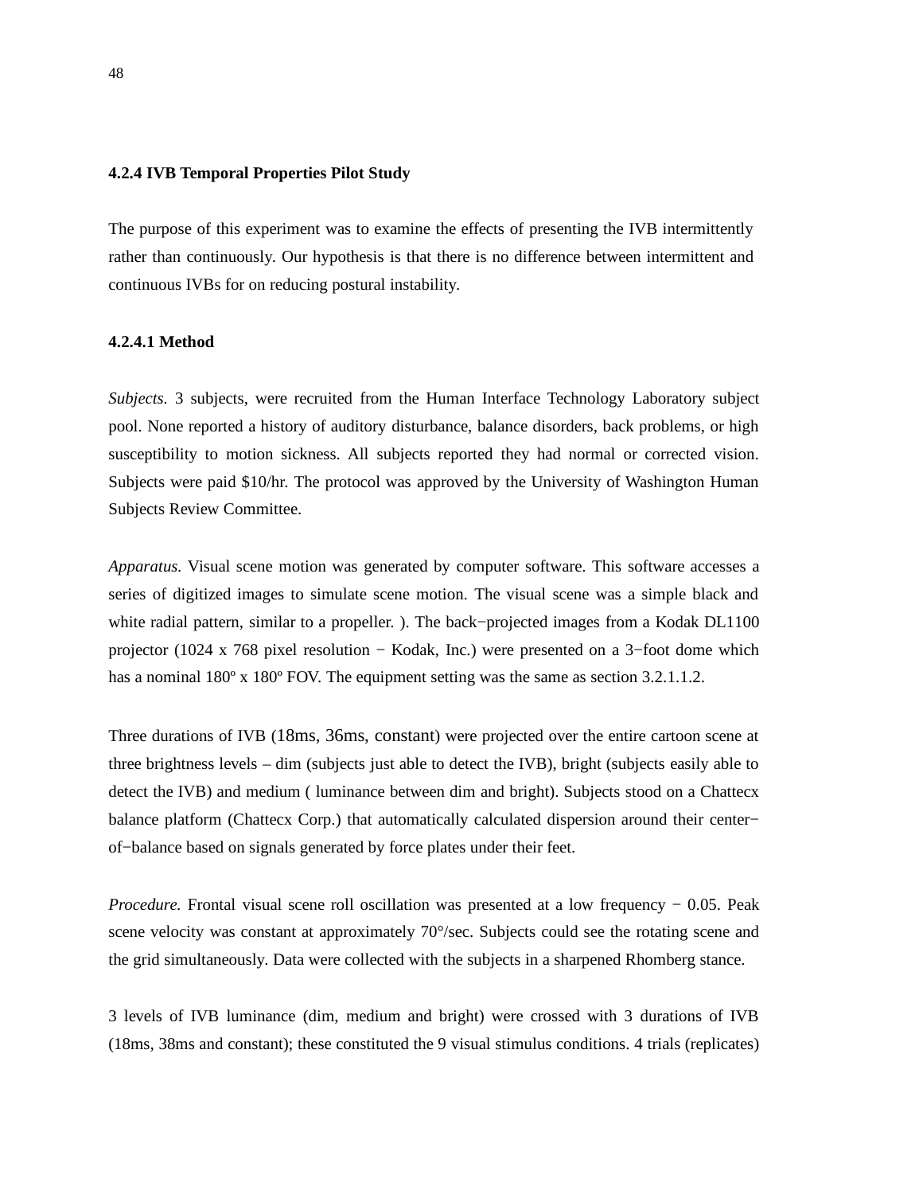### 4.2.4 IVB Temporal Properties Pilot Study

The purpose of this experiment was to examine the effects of presenting the IVB intermittently rather than continuously. Our hypothesis is that there is no difference between intermittent and continuous IVBs for on reducing postural instability.

#### 4.2.4.1 Method

*Subjects.* 3 subjects, were recruited from the Human Interface Technology Laboratory subject pool. None reported a history of auditory disturbance, balance disorders, back problems, or high susceptibility to motion sickness. All subjects reported they had normal or corrected vision. Subjects were paid $10/hr. The protocol was approved by the University of Washington Human Subjects Review Committee.

*Apparatus.* Visual scene motion was generated by computer software. This software accesses a series of digitized images to simulate scene motion. The visual scene was a simple black and white radial pattern, similar to a propeller. ). The back−projected images from a Kodak DL1100 projector (1024 x 768 pixel resolution − Kodak, Inc.) were presented on a 3−foot dome which has a nominal 180º x 180º FOV. The equipment setting was the same as section 3.2.1.1.2.

Three durations of IVB (18ms, 36ms, constant) were projected over the entire cartoon scene at three brightness levels – dim (subjects just able to detect the IVB), bright (subjects easily able to detect the IVB) and medium ( luminance between dim and bright). Subjects stood on a Chattecx balance platform (Chattecx Corp.) that automatically calculated dispersion around their center−of−balance based on signals generated by force plates under their feet.

*Procedure.* Frontal visual scene roll oscillation was presented at a low frequency − 0.05. Peak scene velocity was constant at approximately 70°/sec. Subjects could see the rotating scene and the grid simultaneously. Data were collected with the subjects in a sharpened Rhomberg stance.

3 levels of IVB luminance (dim, medium and bright) were crossed with 3 durations of IVB (18ms, 38ms and constant); these constituted the 9 visual stimulus conditions. 4 trials (replicates)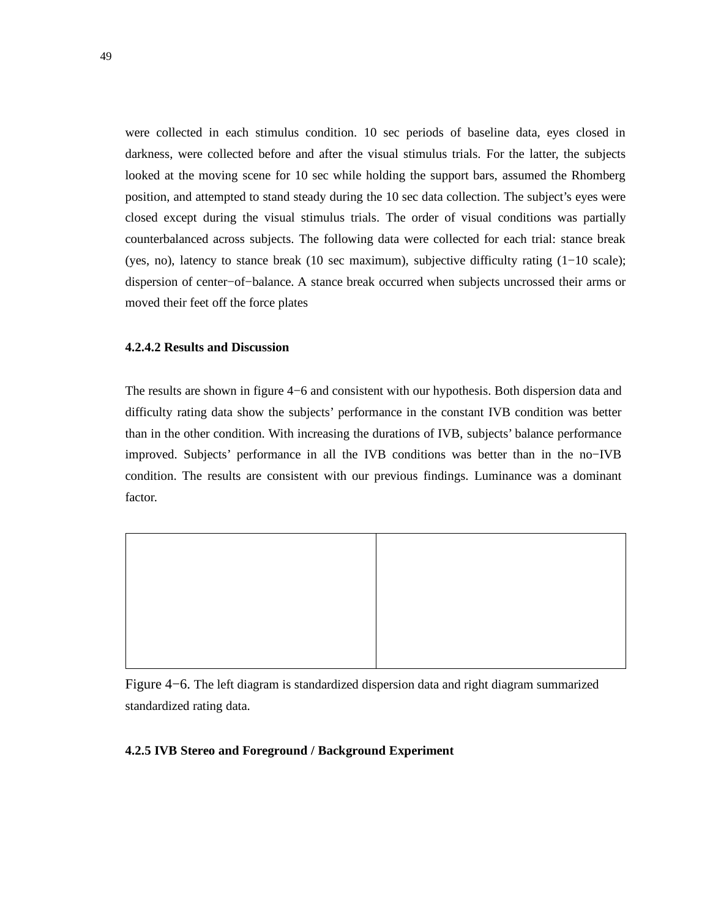were collected in each stimulus condition. 10 sec periods of baseline data, eyes closed in darkness, were collected before and after the visual stimulus trials. For the latter, the subjects looked at the moving scene for 10 sec while holding the support bars, assumed the Rhomberg position, and attempted to stand steady during the 10 sec data collection. The subject's eyes were closed except during the visual stimulus trials. The order of visual conditions was partially counterbalanced across subjects. The following data were collected for each trial: stance break (yes, no), latency to stance break (10 sec maximum), subjective difficulty rating (1−10 scale); dispersion of center−of−balance. A stance break occurred when subjects uncrossed their arms or moved their feet off the force plates

#### 4.2.4.2 Results and Discussion

The results are shown in figure 4−6 and consistent with our hypothesis. Both dispersion data and difficulty rating data show the subjects' performance in the constant IVB condition was better than in the other condition. With increasing the durations of IVB, subjects' balance performance improved. Subjects' performance in all the IVB conditions was better than in the no−IVB condition. The results are consistent with our previous findings. Luminance was a dominant factor.

| | |
|---|---|
| | |

Figure 4−6. The left diagram is standardized dispersion data and right diagram summarized standardized rating data.

### 4.2.5 IVB Stereo and Foreground / Background Experiment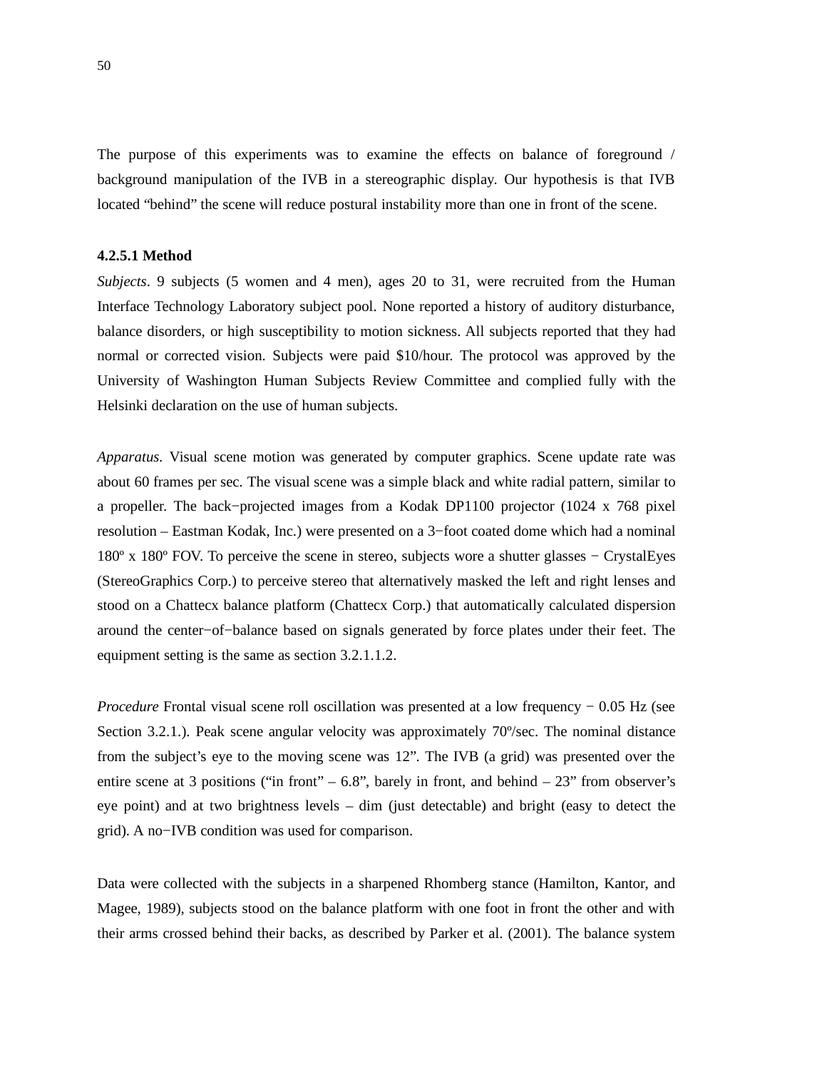The purpose of this experiments was to examine the effects on balance of foreground / background manipulation of the IVB in a stereographic display. Our hypothesis is that IVB located "behind" the scene will reduce postural instability more than one in front of the scene.

#### 4.2.5.1 Method

*Subjects*. 9 subjects (5 women and 4 men), ages 20 to 31, were recruited from the Human Interface Technology Laboratory subject pool. None reported a history of auditory disturbance, balance disorders, or high susceptibility to motion sickness. All subjects reported that they had normal or corrected vision. Subjects were paid $10/hour. The protocol was approved by the University of Washington Human Subjects Review Committee and complied fully with the Helsinki declaration on the use of human subjects.

*Apparatus.* Visual scene motion was generated by computer graphics. Scene update rate was about 60 frames per sec. The visual scene was a simple black and white radial pattern, similar to a propeller. The back−projected images from a Kodak DP1100 projector (1024 x 768 pixel resolution – Eastman Kodak, Inc.) were presented on a 3−foot coated dome which had a nominal 180º x 180º FOV. To perceive the scene in stereo, subjects wore a shutter glasses − CrystalEyes (StereoGraphics Corp.) to perceive stereo that alternatively masked the left and right lenses and stood on a Chattecx balance platform (Chattecx Corp.) that automatically calculated dispersion around the center−of−balance based on signals generated by force plates under their feet. The equipment setting is the same as section 3.2.1.1.2.

*Procedure* Frontal visual scene roll oscillation was presented at a low frequency − 0.05 Hz (see Section 3.2.1.). Peak scene angular velocity was approximately 70º/sec. The nominal distance from the subject's eye to the moving scene was 12". The IVB (a grid) was presented over the entire scene at 3 positions ("in front" – 6.8", barely in front, and behind – 23" from observer's eye point) and at two brightness levels – dim (just detectable) and bright (easy to detect the grid). A no−IVB condition was used for comparison.

Data were collected with the subjects in a sharpened Rhomberg stance (Hamilton, Kantor, and Magee, 1989), subjects stood on the balance platform with one foot in front the other and with their arms crossed behind their backs, as described by Parker et al. (2001). The balance system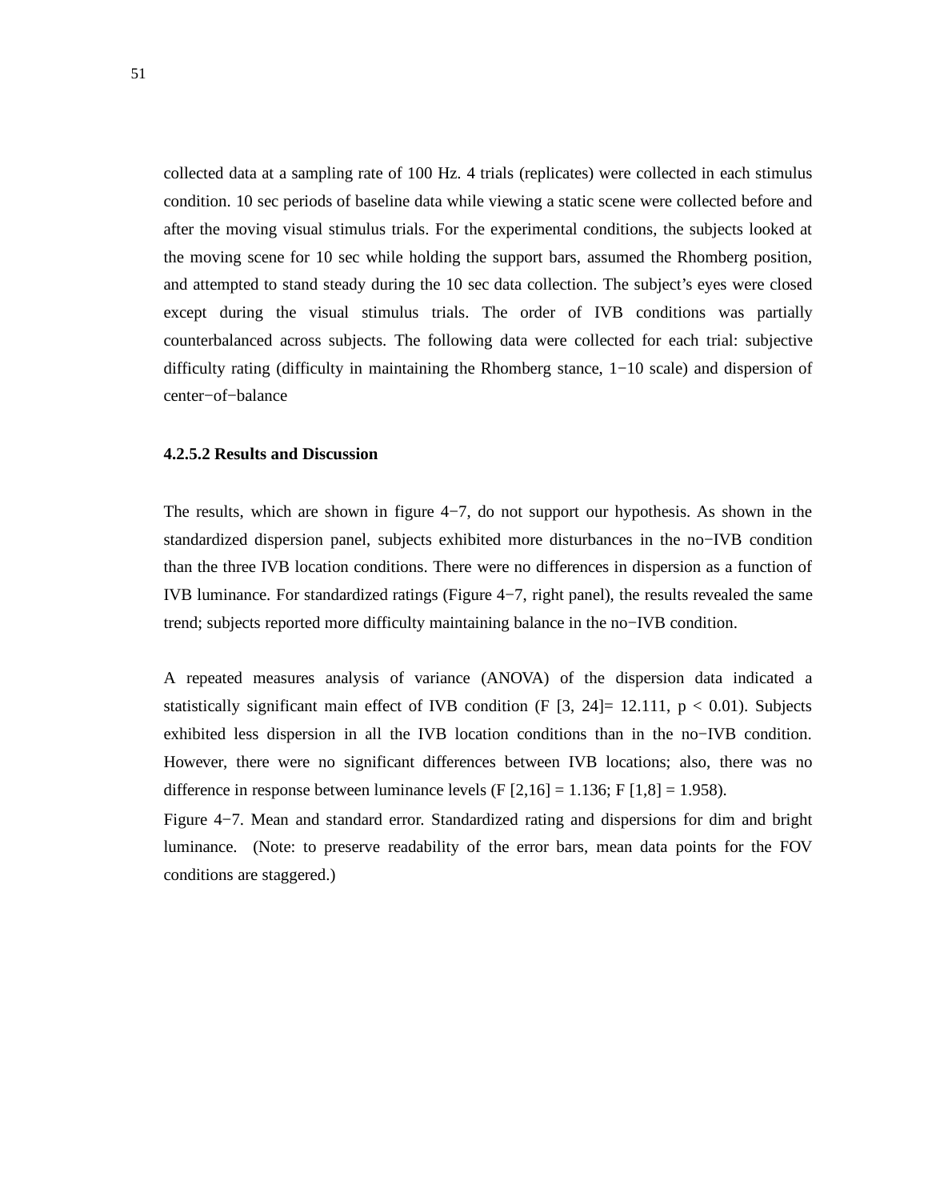collected data at a sampling rate of 100 Hz. 4 trials (replicates) were collected in each stimulus condition. 10 sec periods of baseline data while viewing a static scene were collected before and after the moving visual stimulus trials. For the experimental conditions, the subjects looked at the moving scene for 10 sec while holding the support bars, assumed the Rhomberg position, and attempted to stand steady during the 10 sec data collection. The subject's eyes were closed except during the visual stimulus trials. The order of IVB conditions was partially counterbalanced across subjects. The following data were collected for each trial: subjective difficulty rating (difficulty in maintaining the Rhomberg stance, 1−10 scale) and dispersion of center−of−balance

#### 4.2.5.2 Results and Discussion

The results, which are shown in figure 4−7, do not support our hypothesis. As shown in the standardized dispersion panel, subjects exhibited more disturbances in the no−IVB condition than the three IVB location conditions. There were no differences in dispersion as a function of IVB luminance. For standardized ratings (Figure 4−7, right panel), the results revealed the same trend; subjects reported more difficulty maintaining balance in the no−IVB condition.

A repeated measures analysis of variance (ANOVA) of the dispersion data indicated a statistically significant main effect of IVB condition ($F [3, 24] = 12.111$, $p < 0.01$). Subjects exhibited less dispersion in all the IVB location conditions than in the no−IVB condition. However, there were no significant differences between IVB locations; also, there was no difference in response between luminance levels ($F [2,16] = 1.136$; $F [1,8] = 1.958$).

Figure 4−7. Mean and standard error. Standardized rating and dispersions for dim and bright luminance. (Note: to preserve readability of the error bars, mean data points for the FOV conditions are staggered.)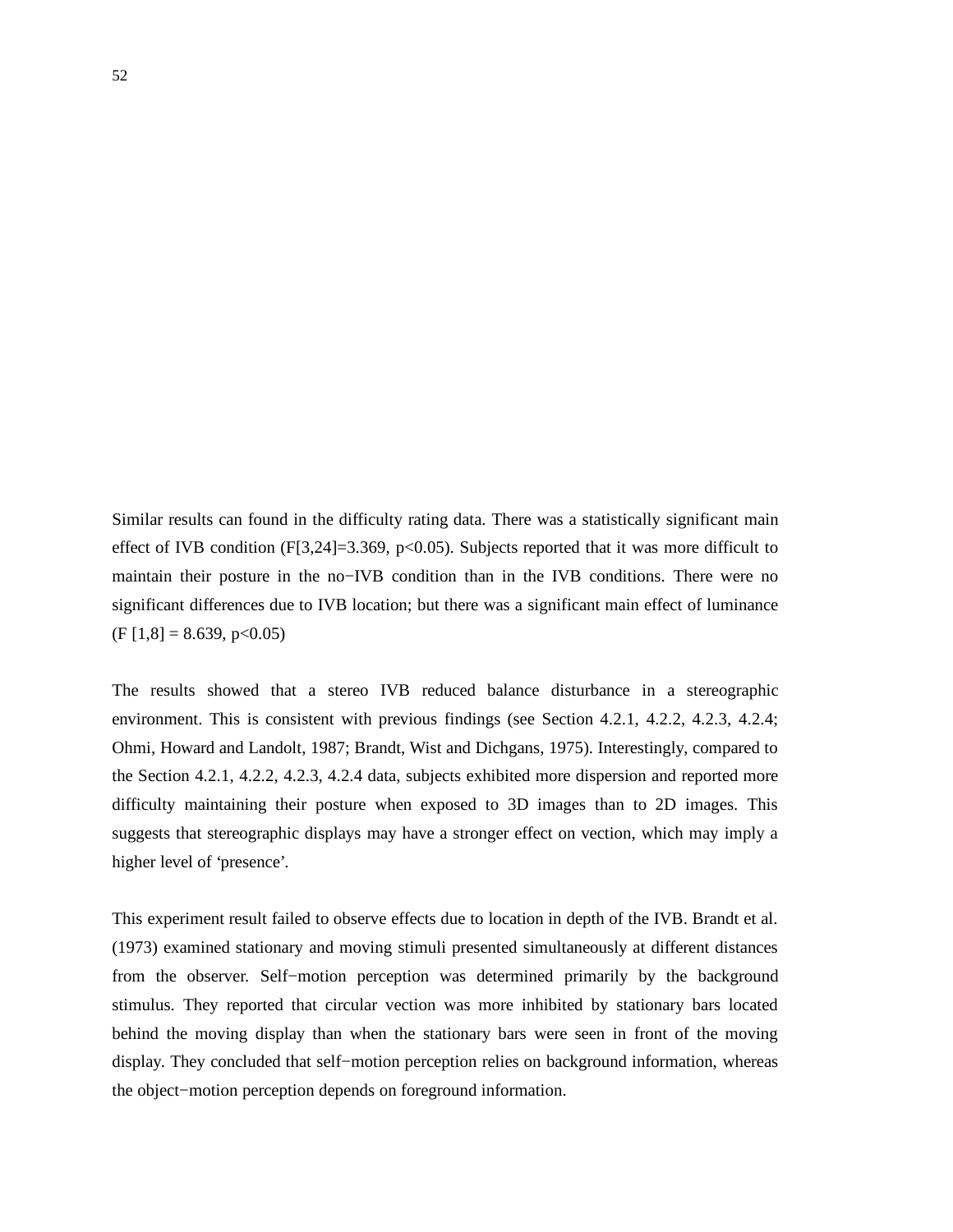Similar results can found in the difficulty rating data. There was a statistically significant main effect of IVB condition ($F[3,24]=3.369$, $p<0.05$). Subjects reported that it was more difficult to maintain their posture in the no−IVB condition than in the IVB conditions. There were no significant differences due to IVB location; but there was a significant main effect of luminance ($F[1,8] = 8.639$, $p<0.05$)

The results showed that a stereo IVB reduced balance disturbance in a stereographic environment. This is consistent with previous findings (see Section 4.2.1, 4.2.2, 4.2.3, 4.2.4; Ohmi, Howard and Landolt, 1987; Brandt, Wist and Dichgans, 1975). Interestingly, compared to the Section 4.2.1, 4.2.2, 4.2.3, 4.2.4 data, subjects exhibited more dispersion and reported more difficulty maintaining their posture when exposed to 3D images than to 2D images. This suggests that stereographic displays may have a stronger effect on vection, which may imply a higher level of 'presence'.

This experiment result failed to observe effects due to location in depth of the IVB. Brandt et al. (1973) examined stationary and moving stimuli presented simultaneously at different distances from the observer. Self−motion perception was determined primarily by the background stimulus. They reported that circular vection was more inhibited by stationary bars located behind the moving display than when the stationary bars were seen in front of the moving display. They concluded that self−motion perception relies on background information, whereas the object−motion perception depends on foreground information.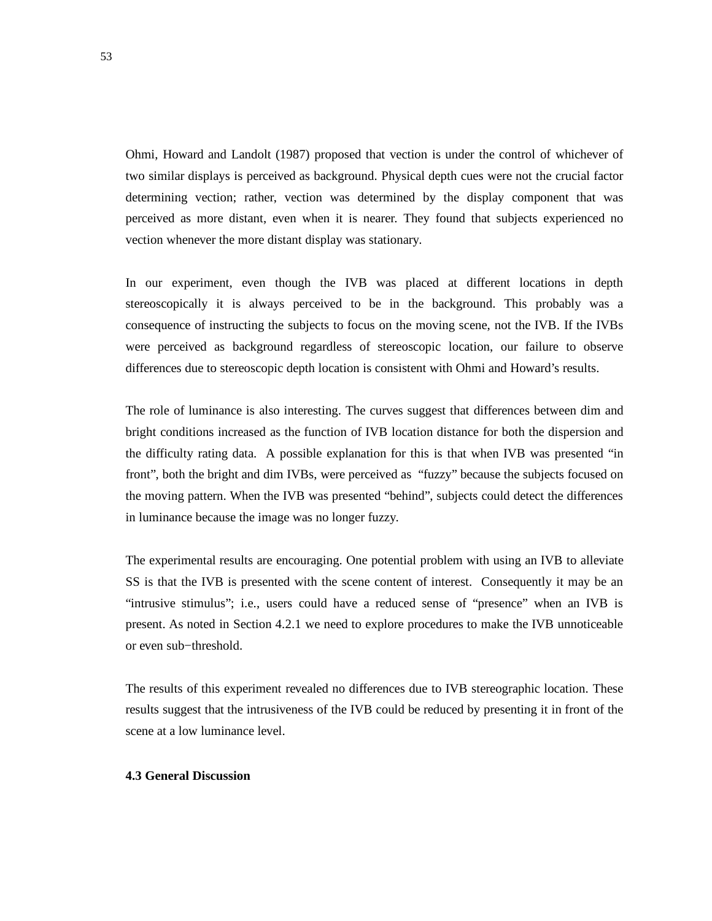Ohmi, Howard and Landolt (1987) proposed that vection is under the control of whichever of two similar displays is perceived as background. Physical depth cues were not the crucial factor determining vection; rather, vection was determined by the display component that was perceived as more distant, even when it is nearer. They found that subjects experienced no vection whenever the more distant display was stationary.

In our experiment, even though the IVB was placed at different locations in depth stereoscopically it is always perceived to be in the background. This probably was a consequence of instructing the subjects to focus on the moving scene, not the IVB. If the IVBs were perceived as background regardless of stereoscopic location, our failure to observe differences due to stereoscopic depth location is consistent with Ohmi and Howard's results.

The role of luminance is also interesting. The curves suggest that differences between dim and bright conditions increased as the function of IVB location distance for both the dispersion and the difficulty rating data. A possible explanation for this is that when IVB was presented "in front", both the bright and dim IVBs, were perceived as "fuzzy" because the subjects focused on the moving pattern. When the IVB was presented "behind", subjects could detect the differences in luminance because the image was no longer fuzzy.

The experimental results are encouraging. One potential problem with using an IVB to alleviate SS is that the IVB is presented with the scene content of interest. Consequently it may be an "intrusive stimulus"; i.e., users could have a reduced sense of "presence" when an IVB is present. As noted in Section 4.2.1 we need to explore procedures to make the IVB unnoticeable or even sub−threshold.

The results of this experiment revealed no differences due to IVB stereographic location. These results suggest that the intrusiveness of the IVB could be reduced by presenting it in front of the scene at a low luminance level.

### 4.3 General Discussion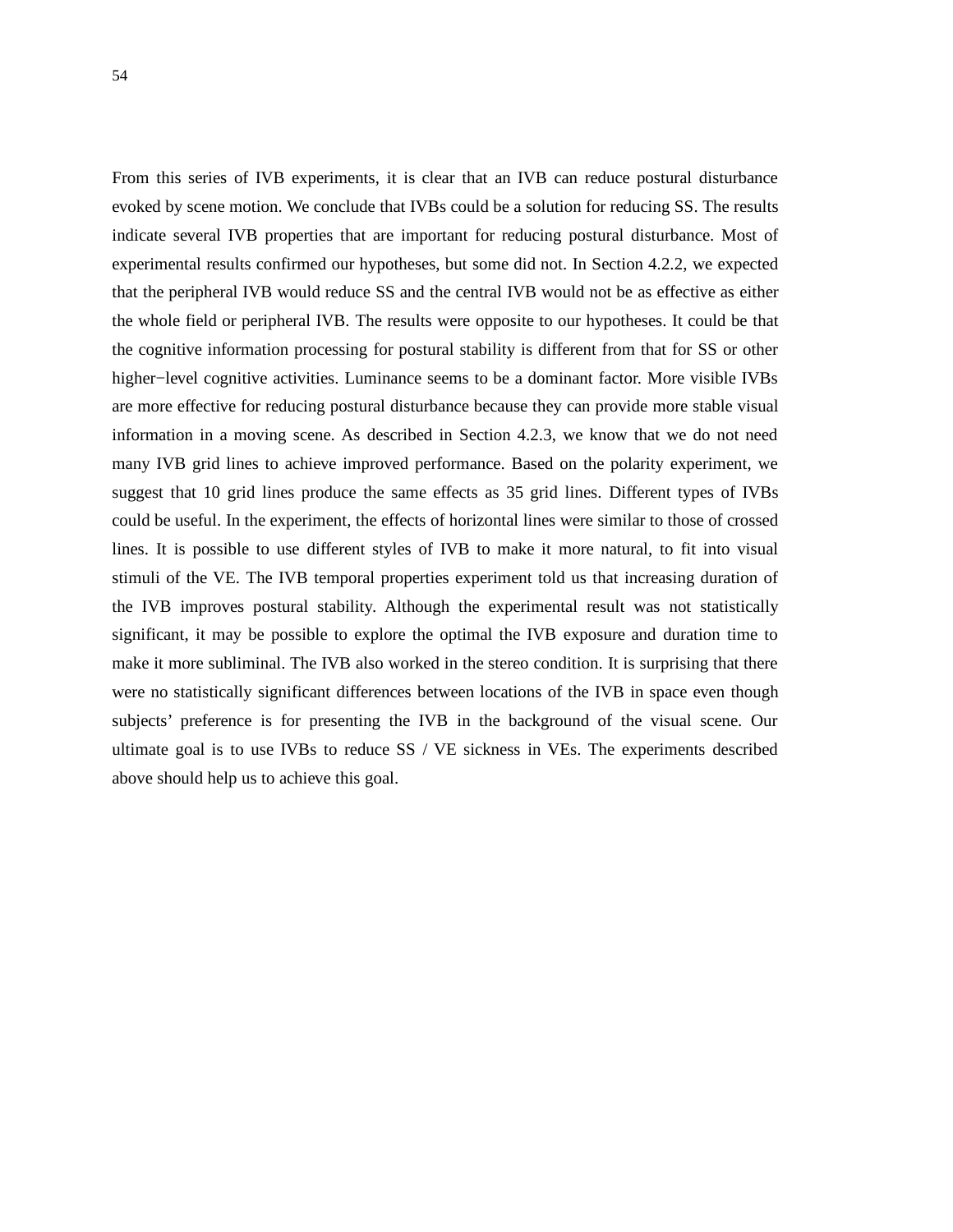From this series of IVB experiments, it is clear that an IVB can reduce postural disturbance evoked by scene motion. We conclude that IVBs could be a solution for reducing SS. The results indicate several IVB properties that are important for reducing postural disturbance. Most of experimental results confirmed our hypotheses, but some did not. In Section 4.2.2, we expected that the peripheral IVB would reduce SS and the central IVB would not be as effective as either the whole field or peripheral IVB. The results were opposite to our hypotheses. It could be that the cognitive information processing for postural stability is different from that for SS or other higher−level cognitive activities. Luminance seems to be a dominant factor. More visible IVBs are more effective for reducing postural disturbance because they can provide more stable visual information in a moving scene. As described in Section 4.2.3, we know that we do not need many IVB grid lines to achieve improved performance. Based on the polarity experiment, we suggest that 10 grid lines produce the same effects as 35 grid lines. Different types of IVBs could be useful. In the experiment, the effects of horizontal lines were similar to those of crossed lines. It is possible to use different styles of IVB to make it more natural, to fit into visual stimuli of the VE. The IVB temporal properties experiment told us that increasing duration of the IVB improves postural stability. Although the experimental result was not statistically significant, it may be possible to explore the optimal the IVB exposure and duration time to make it more subliminal. The IVB also worked in the stereo condition. It is surprising that there were no statistically significant differences between locations of the IVB in space even though subjects' preference is for presenting the IVB in the background of the visual scene. Our ultimate goal is to use IVBs to reduce SS / VE sickness in VEs. The experiments described above should help us to achieve this goal.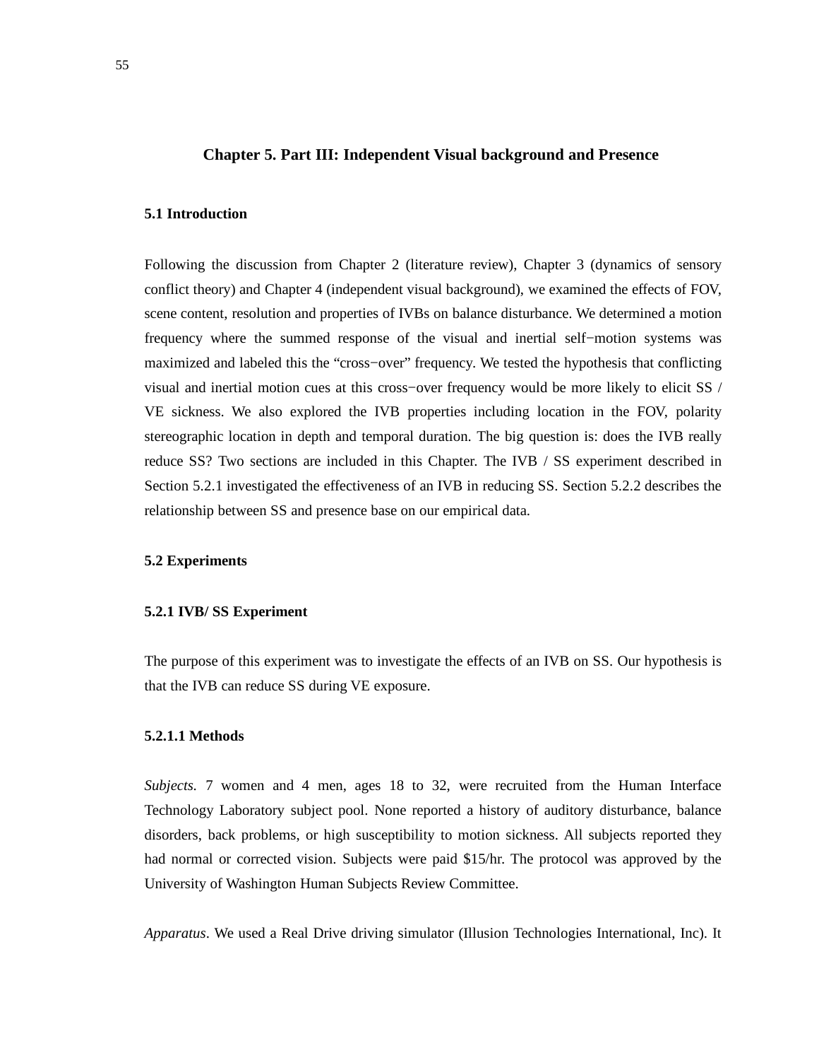# Chapter 5. Part III: Independent Visual background and Presence

## 5.1 Introduction

Following the discussion from Chapter 2 (literature review), Chapter 3 (dynamics of sensory conflict theory) and Chapter 4 (independent visual background), we examined the effects of FOV, scene content, resolution and properties of IVBs on balance disturbance. We determined a motion frequency where the summed response of the visual and inertial self−motion systems was maximized and labeled this the "cross−over" frequency. We tested the hypothesis that conflicting visual and inertial motion cues at this cross−over frequency would be more likely to elicit SS / VE sickness. We also explored the IVB properties including location in the FOV, polarity stereographic location in depth and temporal duration. The big question is: does the IVB really reduce SS? Two sections are included in this Chapter. The IVB / SS experiment described in Section 5.2.1 investigated the effectiveness of an IVB in reducing SS. Section 5.2.2 describes the relationship between SS and presence base on our empirical data.

## 5.2 Experiments

### 5.2.1 IVB/ SS Experiment

The purpose of this experiment was to investigate the effects of an IVB on SS. Our hypothesis is that the IVB can reduce SS during VE exposure.

#### 5.2.1.1 Methods

*Subjects.* 7 women and 4 men, ages 18 to 32, were recruited from the Human Interface Technology Laboratory subject pool. None reported a history of auditory disturbance, balance disorders, back problems, or high susceptibility to motion sickness. All subjects reported they had normal or corrected vision. Subjects were paid $15/hr. The protocol was approved by the University of Washington Human Subjects Review Committee.

*Apparatus*. We used a Real Drive driving simulator (Illusion Technologies International, Inc). It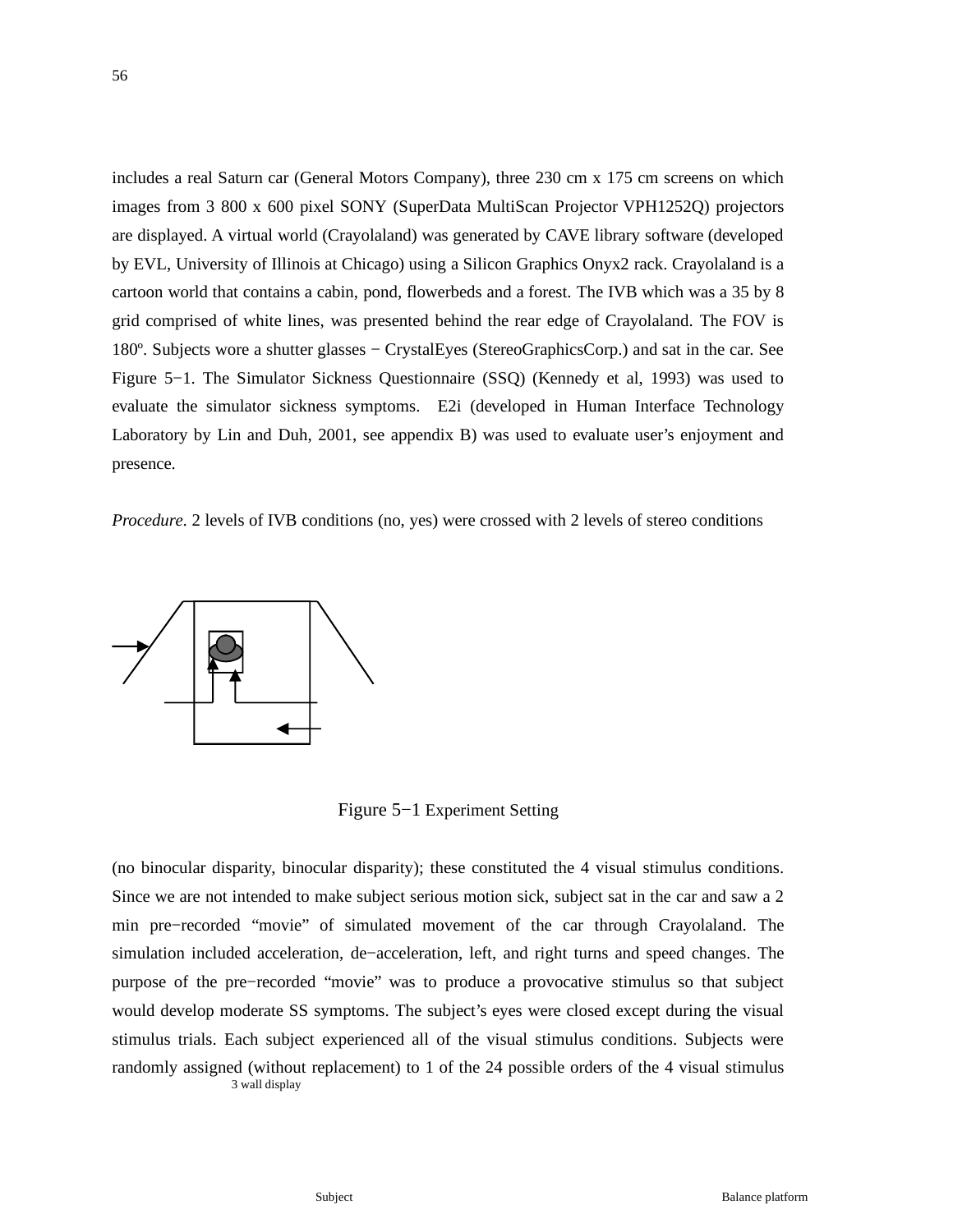includes a real Saturn car (General Motors Company), three 230 cm x 175 cm screens on which images from 3 800 x 600 pixel SONY (SuperData MultiScan Projector VPH1252Q) projectors are displayed. A virtual world (Crayolaland) was generated by CAVE library software (developed by EVL, University of Illinois at Chicago) using a Silicon Graphics Onyx2 rack. Crayolaland is a cartoon world that contains a cabin, pond, flowerbeds and a forest. The IVB which was a 35 by 8 grid comprised of white lines, was presented behind the rear edge of Crayolaland. The FOV is 180º. Subjects wore a shutter glasses − CrystalEyes (StereoGraphicsCorp.) and sat in the car. See Figure 5−1. The Simulator Sickness Questionnaire (SSQ) (Kennedy et al, 1993) was used to evaluate the simulator sickness symptoms. E2i (developed in Human Interface Technology Laboratory by Lin and Duh, 2001, see appendix B) was used to evaluate user's enjoyment and presence.

*Procedure.* 2 levels of IVB conditions (no, yes) were crossed with 2 levels of stereo conditions

3 wall display

Subject

Balance platform

Figure 5−1 Experiment Setting

(no binocular disparity, binocular disparity); these constituted the 4 visual stimulus conditions. Since we are not intended to make subject serious motion sick, subject sat in the car and saw a 2 min pre−recorded "movie" of simulated movement of the car through Crayolaland. The simulation included acceleration, de−acceleration, left, and right turns and speed changes. The purpose of the pre−recorded "movie" was to produce a provocative stimulus so that subject would develop moderate SS symptoms. The subject's eyes were closed except during the visual stimulus trials. Each subject experienced all of the visual stimulus conditions. Subjects were randomly assigned (without replacement) to 1 of the 24 possible orders of the 4 visual stimulus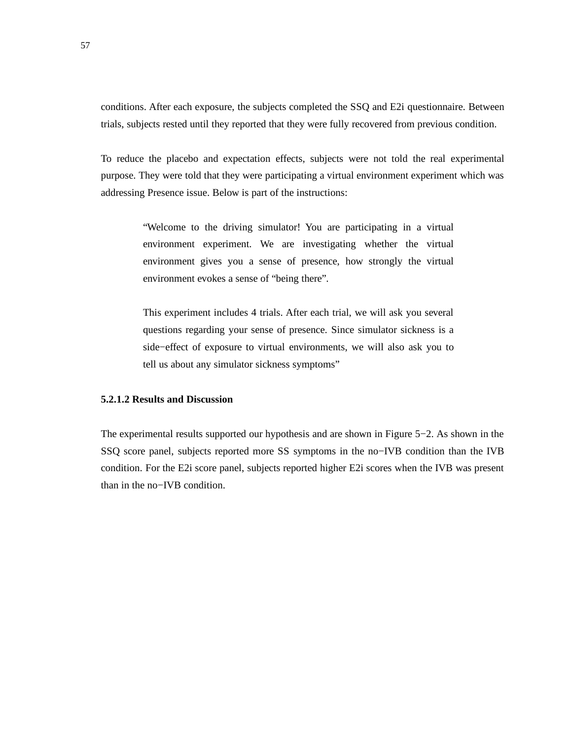conditions. After each exposure, the subjects completed the SSQ and E2i questionnaire. Between trials, subjects rested until they reported that they were fully recovered from previous condition.

To reduce the placebo and expectation effects, subjects were not told the real experimental purpose. They were told that they were participating a virtual environment experiment which was addressing Presence issue. Below is part of the instructions:

> "Welcome to the driving simulator! You are participating in a virtual environment experiment. We are investigating whether the virtual environment gives you a sense of presence, how strongly the virtual environment evokes a sense of "being there".
>
> This experiment includes 4 trials. After each trial, we will ask you several questions regarding your sense of presence. Since simulator sickness is a side−effect of exposure to virtual environments, we will also ask you to tell us about any simulator sickness symptoms"

**5.2.1.2 Results and Discussion**

The experimental results supported our hypothesis and are shown in Figure 5−2. As shown in the SSQ score panel, subjects reported more SS symptoms in the no−IVB condition than the IVB condition. For the E2i score panel, subjects reported higher E2i scores when the IVB was present than in the no−IVB condition.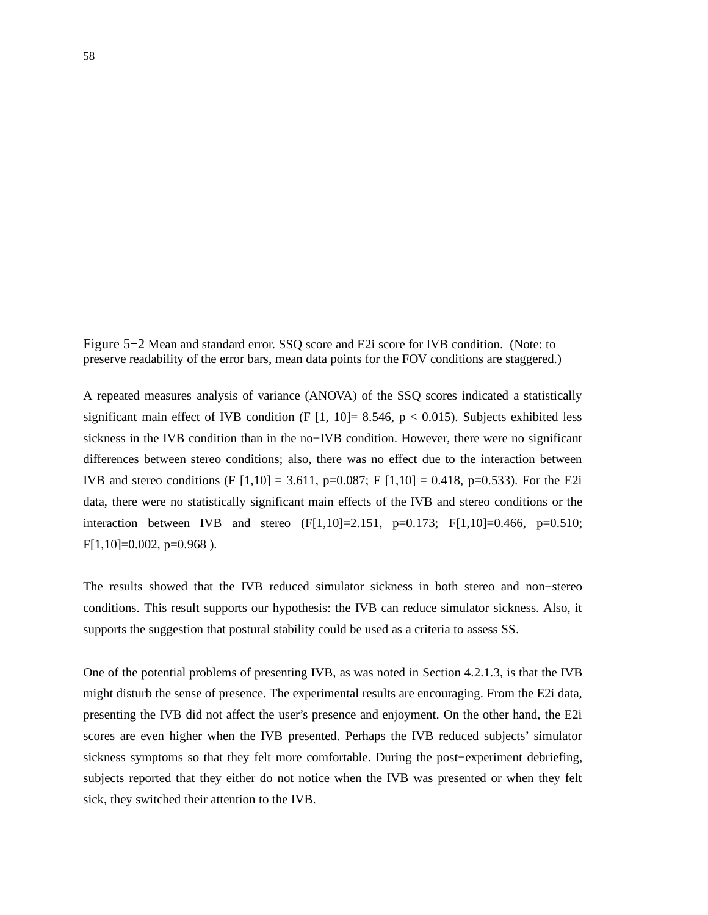Figure 5−2 Mean and standard error. SSQ score and E2i score for IVB condition. (Note: to preserve readability of the error bars, mean data points for the FOV conditions are staggered.)

A repeated measures analysis of variance (ANOVA) of the SSQ scores indicated a statistically significant main effect of IVB condition ($F[1, 10] = 8.546$, $p < 0.015$). Subjects exhibited less sickness in the IVB condition than in the no−IVB condition. However, there were no significant differences between stereo conditions; also, there was no effect due to the interaction between IVB and stereo conditions ($F[1,10] = 3.611$, $p=0.087$; $F[1,10] = 0.418$, $p=0.533$). For the E2i data, there were no statistically significant main effects of the IVB and stereo conditions or the interaction between IVB and stereo ($F[1,10]=2.151$, $p=0.173$; $F[1,10]=0.466$, $p=0.510$; $F[1,10]=0.002$, $p=0.968$ ).

The results showed that the IVB reduced simulator sickness in both stereo and non−stereo conditions. This result supports our hypothesis: the IVB can reduce simulator sickness. Also, it supports the suggestion that postural stability could be used as a criteria to assess SS.

One of the potential problems of presenting IVB, as was noted in Section 4.2.1.3, is that the IVB might disturb the sense of presence. The experimental results are encouraging. From the E2i data, presenting the IVB did not affect the user's presence and enjoyment. On the other hand, the E2i scores are even higher when the IVB presented. Perhaps the IVB reduced subjects' simulator sickness symptoms so that they felt more comfortable. During the post−experiment debriefing, subjects reported that they either do not notice when the IVB was presented or when they felt sick, they switched their attention to the IVB.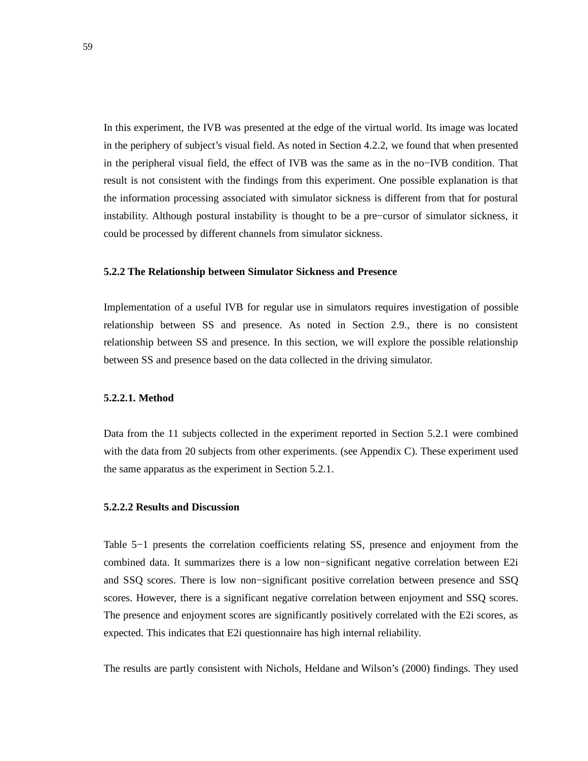In this experiment, the IVB was presented at the edge of the virtual world. Its image was located in the periphery of subject's visual field. As noted in Section 4.2.2, we found that when presented in the peripheral visual field, the effect of IVB was the same as in the no−IVB condition. That result is not consistent with the findings from this experiment. One possible explanation is that the information processing associated with simulator sickness is different from that for postural instability. Although postural instability is thought to be a pre−cursor of simulator sickness, it could be processed by different channels from simulator sickness.

### 5.2.2 The Relationship between Simulator Sickness and Presence

Implementation of a useful IVB for regular use in simulators requires investigation of possible relationship between SS and presence. As noted in Section 2.9., there is no consistent relationship between SS and presence. In this section, we will explore the possible relationship between SS and presence based on the data collected in the driving simulator.

#### 5.2.2.1. Method

Data from the 11 subjects collected in the experiment reported in Section 5.2.1 were combined with the data from 20 subjects from other experiments. (see Appendix C). These experiment used the same apparatus as the experiment in Section 5.2.1.

#### 5.2.2.2 Results and Discussion

Table 5−1 presents the correlation coefficients relating SS, presence and enjoyment from the combined data. It summarizes there is a low non−significant negative correlation between E2i and SSQ scores. There is low non−significant positive correlation between presence and SSQ scores. However, there is a significant negative correlation between enjoyment and SSQ scores. The presence and enjoyment scores are significantly positively correlated with the E2i scores, as expected. This indicates that E2i questionnaire has high internal reliability.

The results are partly consistent with Nichols, Heldane and Wilson's (2000) findings. They used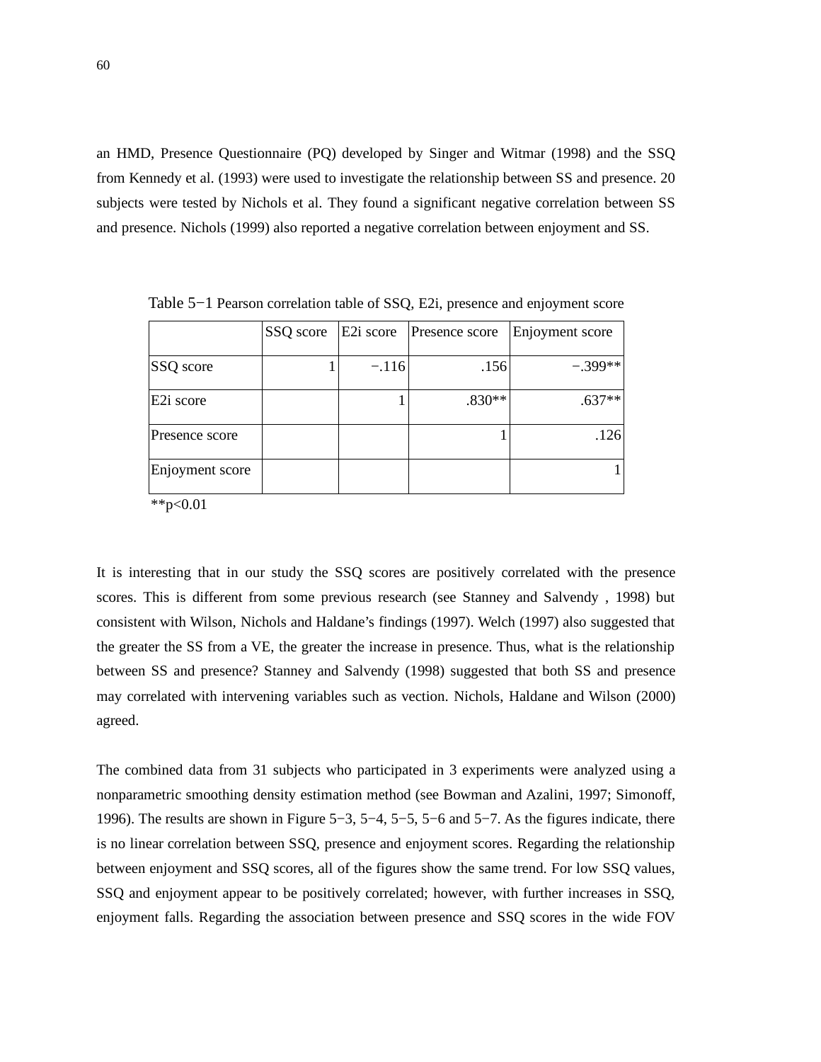an HMD, Presence Questionnaire (PQ) developed by Singer and Witmar (1998) and the SSQ from Kennedy et al. (1993) were used to investigate the relationship between SS and presence. 20 subjects were tested by Nichols et al. They found a significant negative correlation between SS and presence. Nichols (1999) also reported a negative correlation between enjoyment and SS.

Table 5−1 Pearson correlation table of SSQ, E2i, presence and enjoyment score

| | SSQ score | E2i score | Presence score | Enjoyment score |
|---|---|---|---|---|
| SSQ score | 1 | −.116 | .156 | −.399** |
| E2i score | | 1 | .830** | .637** |
| Presence score | | | 1 | .126 |
| Enjoyment score | | | | 1 |

**p<0.01

It is interesting that in our study the SSQ scores are positively correlated with the presence scores. This is different from some previous research (see Stanney and Salvendy , 1998) but consistent with Wilson, Nichols and Haldane's findings (1997). Welch (1997) also suggested that the greater the SS from a VE, the greater the increase in presence. Thus, what is the relationship between SS and presence? Stanney and Salvendy (1998) suggested that both SS and presence may correlated with intervening variables such as vection. Nichols, Haldane and Wilson (2000) agreed.

The combined data from 31 subjects who participated in 3 experiments were analyzed using a nonparametric smoothing density estimation method (see Bowman and Azalini, 1997; Simonoff, 1996). The results are shown in Figure 5−3, 5−4, 5−5, 5−6 and 5−7. As the figures indicate, there is no linear correlation between SSQ, presence and enjoyment scores. Regarding the relationship between enjoyment and SSQ scores, all of the figures show the same trend. For low SSQ values, SSQ and enjoyment appear to be positively correlated; however, with further increases in SSQ, enjoyment falls. Regarding the association between presence and SSQ scores in the wide FOV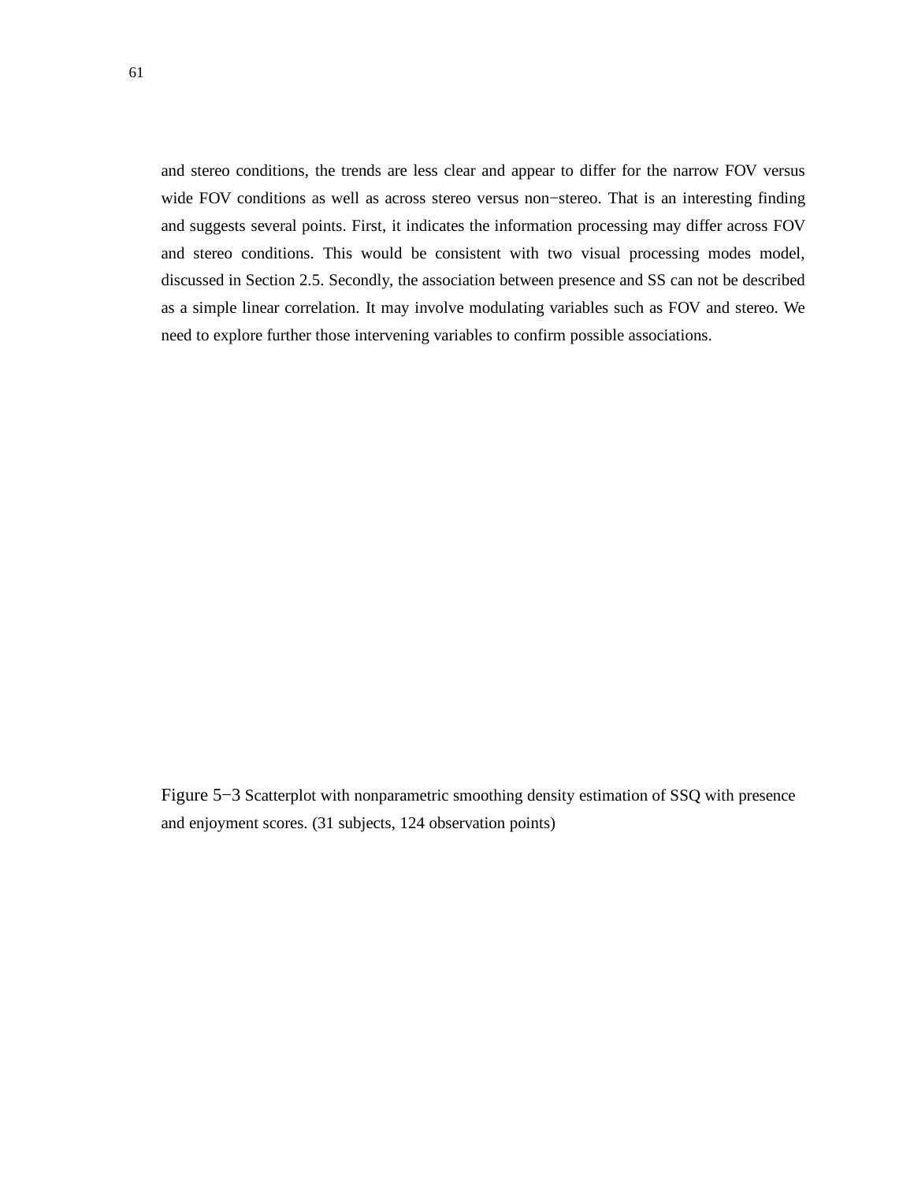and stereo conditions, the trends are less clear and appear to differ for the narrow FOV versus wide FOV conditions as well as across stereo versus non−stereo. That is an interesting finding and suggests several points. First, it indicates the information processing may differ across FOV and stereo conditions. This would be consistent with two visual processing modes model, discussed in Section 2.5. Secondly, the association between presence and SS can not be described as a simple linear correlation. It may involve modulating variables such as FOV and stereo. We need to explore further those intervening variables to confirm possible associations.

Figure 5−3 Scatterplot with nonparametric smoothing density estimation of SSQ with presence and enjoyment scores. (31 subjects, 124 observation points)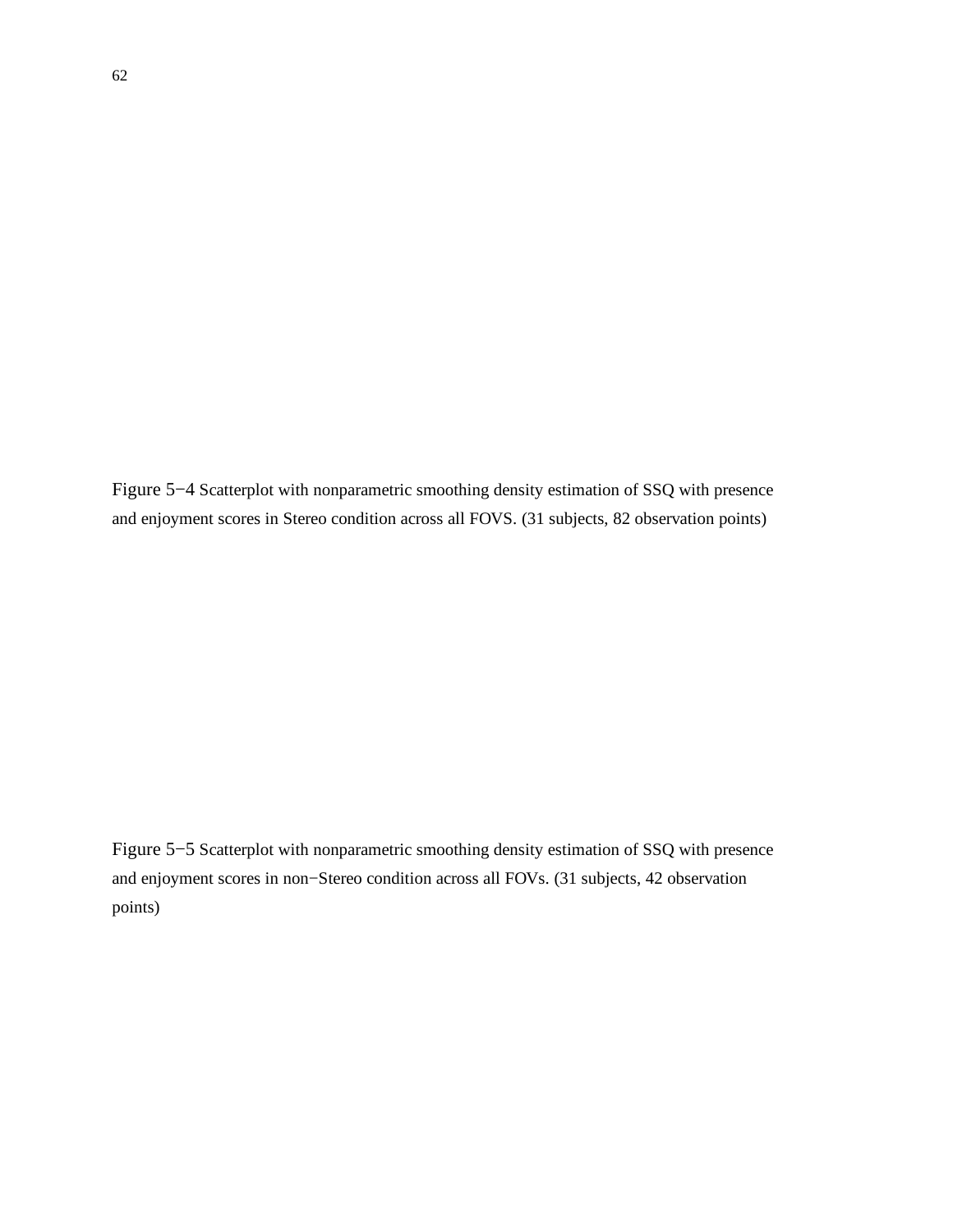Figure 5−4 Scatterplot with nonparametric smoothing density estimation of SSQ with presence and enjoyment scores in Stereo condition across all FOVS. (31 subjects, 82 observation points)

Figure 5−5 Scatterplot with nonparametric smoothing density estimation of SSQ with presence and enjoyment scores in non−Stereo condition across all FOVs. (31 subjects, 42 observation points)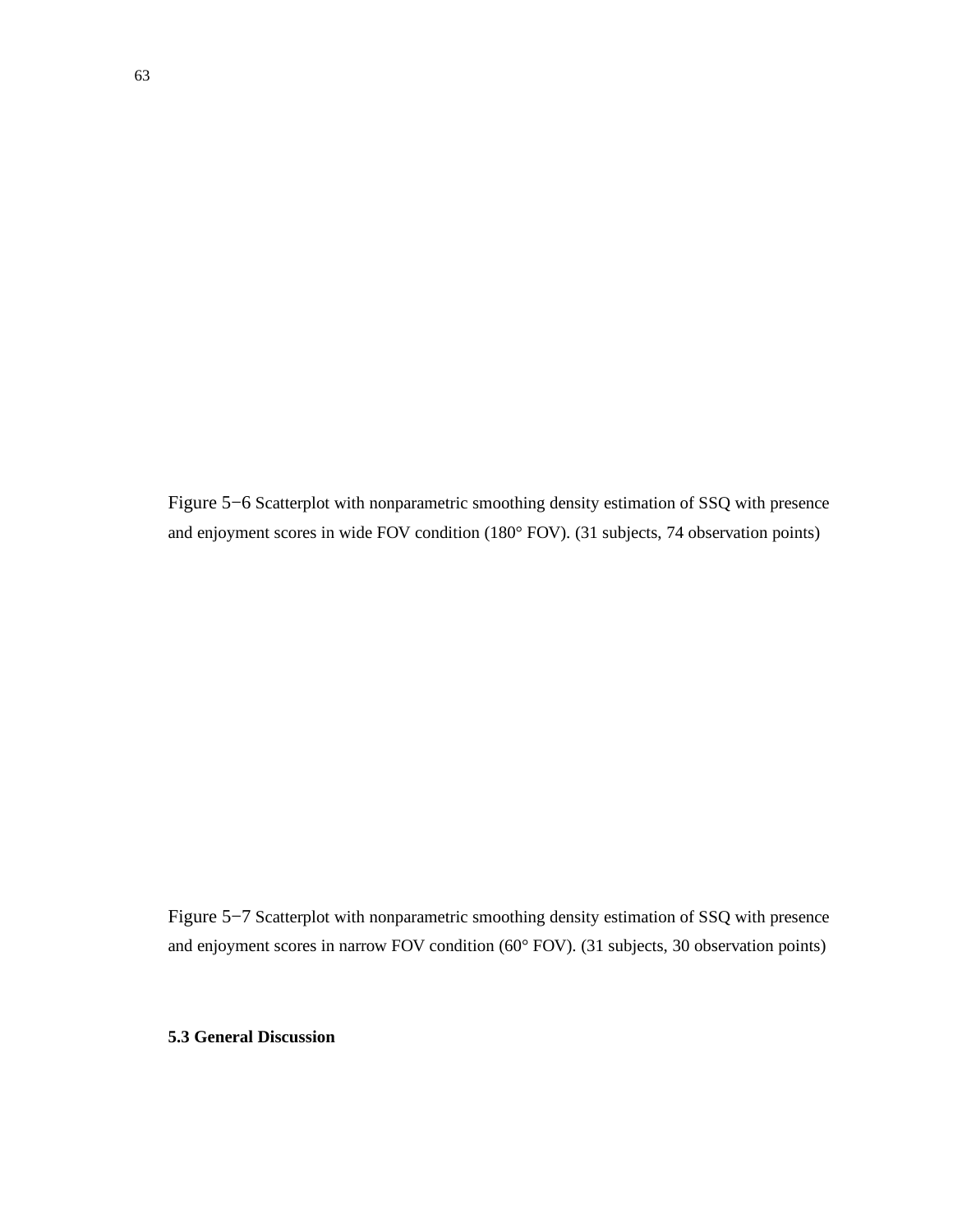Figure 5−6 Scatterplot with nonparametric smoothing density estimation of SSQ with presence and enjoyment scores in wide FOV condition (180° FOV). (31 subjects, 74 observation points)

Figure 5−7 Scatterplot with nonparametric smoothing density estimation of SSQ with presence and enjoyment scores in narrow FOV condition (60° FOV). (31 subjects, 30 observation points)

## 5.3 General Discussion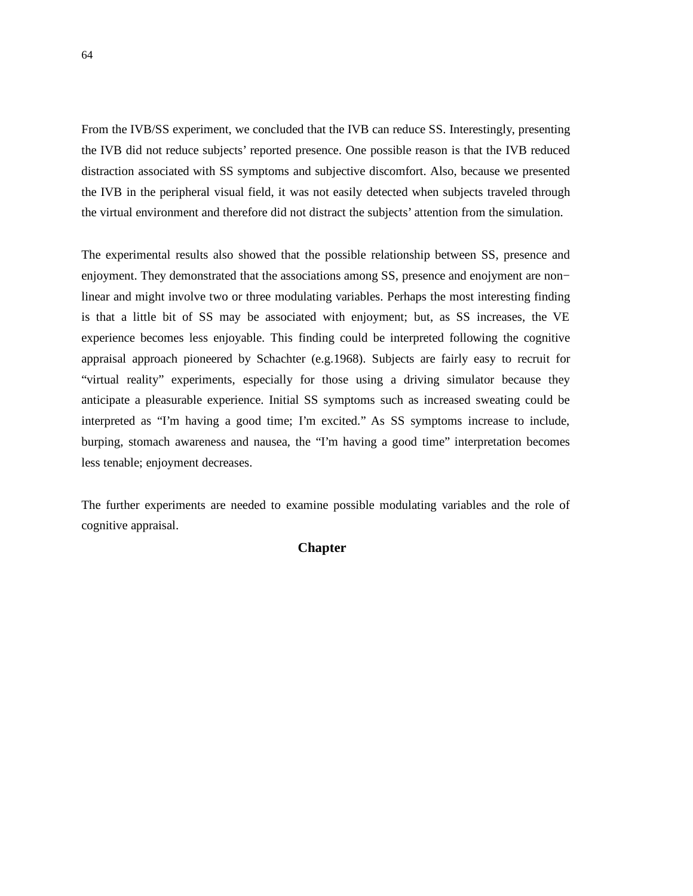From the IVB/SS experiment, we concluded that the IVB can reduce SS. Interestingly, presenting the IVB did not reduce subjects' reported presence. One possible reason is that the IVB reduced distraction associated with SS symptoms and subjective discomfort. Also, because we presented the IVB in the peripheral visual field, it was not easily detected when subjects traveled through the virtual environment and therefore did not distract the subjects' attention from the simulation.

The experimental results also showed that the possible relationship between SS, presence and enjoyment. They demonstrated that the associations among SS, presence and enojyment are non−linear and might involve two or three modulating variables. Perhaps the most interesting finding is that a little bit of SS may be associated with enjoyment; but, as SS increases, the VE experience becomes less enjoyable. This finding could be interpreted following the cognitive appraisal approach pioneered by Schachter (e.g.1968). Subjects are fairly easy to recruit for "virtual reality" experiments, especially for those using a driving simulator because they anticipate a pleasurable experience. Initial SS symptoms such as increased sweating could be interpreted as "I'm having a good time; I'm excited." As SS symptoms increase to include, burping, stomach awareness and nausea, the "I'm having a good time" interpretation becomes less tenable; enjoyment decreases.

The further experiments are needed to examine possible modulating variables and the role of cognitive appraisal.

**Chapter**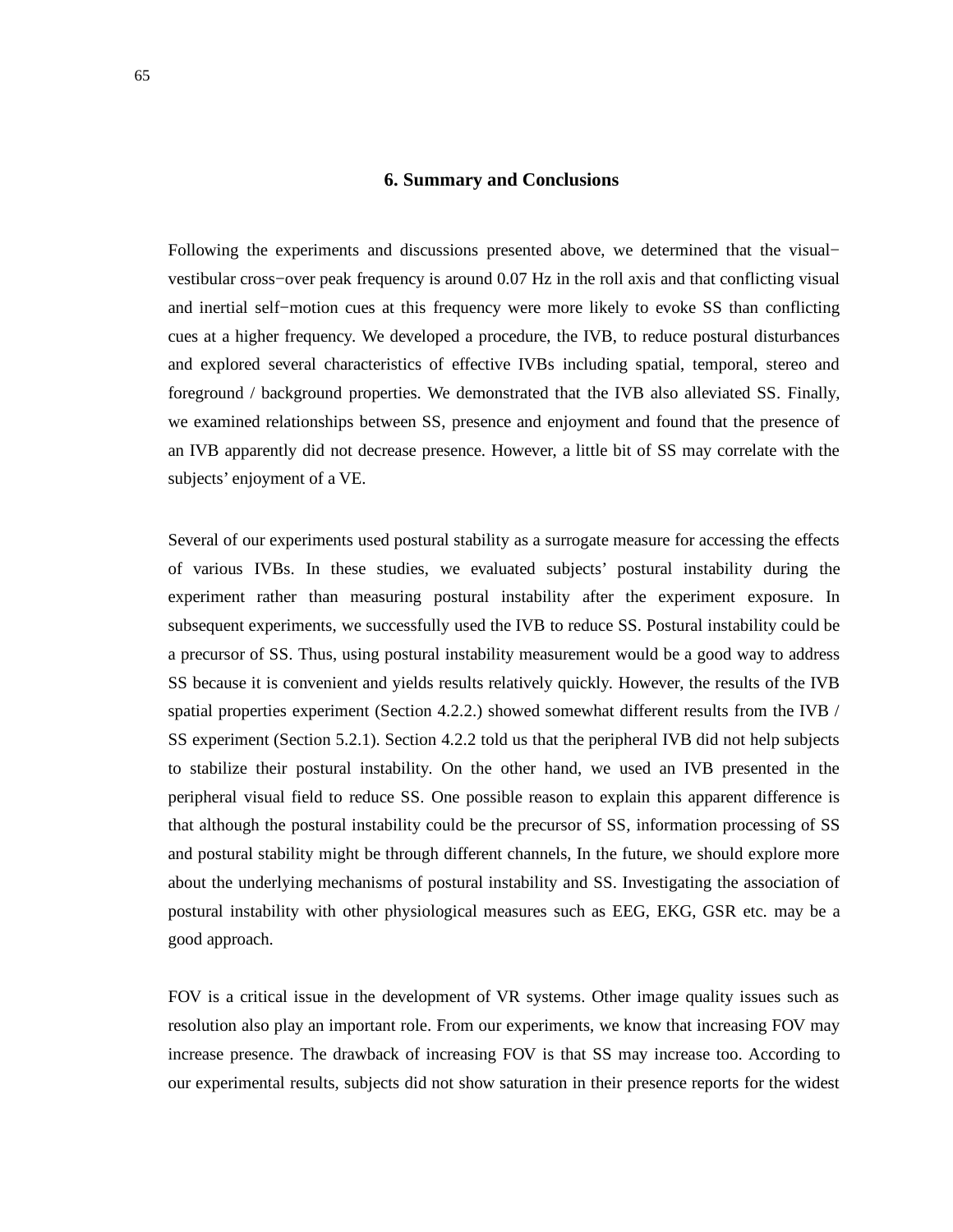# 6. Summary and Conclusions

Following the experiments and discussions presented above, we determined that the visual−vestibular cross−over peak frequency is around 0.07 Hz in the roll axis and that conflicting visual and inertial self−motion cues at this frequency were more likely to evoke SS than conflicting cues at a higher frequency. We developed a procedure, the IVB, to reduce postural disturbances and explored several characteristics of effective IVBs including spatial, temporal, stereo and foreground / background properties. We demonstrated that the IVB also alleviated SS. Finally, we examined relationships between SS, presence and enjoyment and found that the presence of an IVB apparently did not decrease presence. However, a little bit of SS may correlate with the subjects' enjoyment of a VE.

Several of our experiments used postural stability as a surrogate measure for accessing the effects of various IVBs. In these studies, we evaluated subjects' postural instability during the experiment rather than measuring postural instability after the experiment exposure. In subsequent experiments, we successfully used the IVB to reduce SS. Postural instability could be a precursor of SS. Thus, using postural instability measurement would be a good way to address SS because it is convenient and yields results relatively quickly. However, the results of the IVB spatial properties experiment (Section 4.2.2.) showed somewhat different results from the IVB / SS experiment (Section 5.2.1). Section 4.2.2 told us that the peripheral IVB did not help subjects to stabilize their postural instability. On the other hand, we used an IVB presented in the peripheral visual field to reduce SS. One possible reason to explain this apparent difference is that although the postural instability could be the precursor of SS, information processing of SS and postural stability might be through different channels, In the future, we should explore more about the underlying mechanisms of postural instability and SS. Investigating the association of postural instability with other physiological measures such as EEG, EKG, GSR etc. may be a good approach.

FOV is a critical issue in the development of VR systems. Other image quality issues such as resolution also play an important role. From our experiments, we know that increasing FOV may increase presence. The drawback of increasing FOV is that SS may increase too. According to our experimental results, subjects did not show saturation in their presence reports for the widest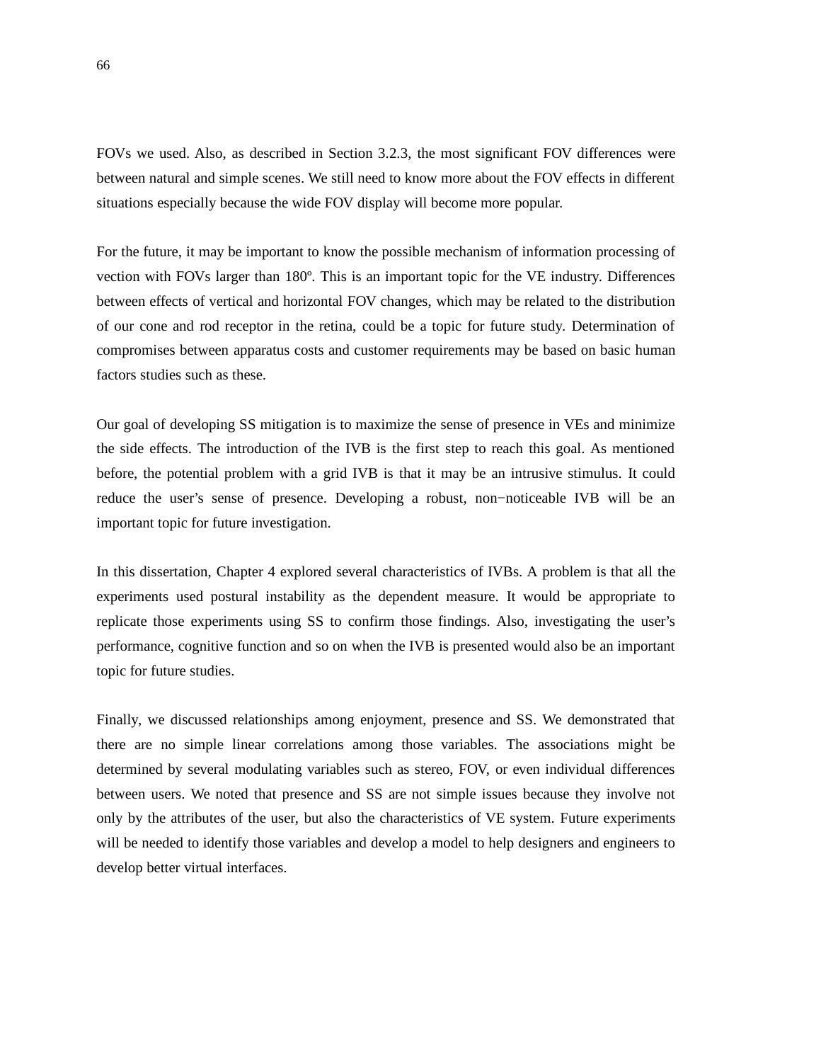FOVs we used. Also, as described in Section 3.2.3, the most significant FOV differences were between natural and simple scenes. We still need to know more about the FOV effects in different situations especially because the wide FOV display will become more popular.

For the future, it may be important to know the possible mechanism of information processing of vection with FOVs larger than 180º. This is an important topic for the VE industry. Differences between effects of vertical and horizontal FOV changes, which may be related to the distribution of our cone and rod receptor in the retina, could be a topic for future study. Determination of compromises between apparatus costs and customer requirements may be based on basic human factors studies such as these.

Our goal of developing SS mitigation is to maximize the sense of presence in VEs and minimize the side effects. The introduction of the IVB is the first step to reach this goal. As mentioned before, the potential problem with a grid IVB is that it may be an intrusive stimulus. It could reduce the user's sense of presence. Developing a robust, non−noticeable IVB will be an important topic for future investigation.

In this dissertation, Chapter 4 explored several characteristics of IVBs. A problem is that all the experiments used postural instability as the dependent measure. It would be appropriate to replicate those experiments using SS to confirm those findings. Also, investigating the user's performance, cognitive function and so on when the IVB is presented would also be an important topic for future studies.

Finally, we discussed relationships among enjoyment, presence and SS. We demonstrated that there are no simple linear correlations among those variables. The associations might be determined by several modulating variables such as stereo, FOV, or even individual differences between users. We noted that presence and SS are not simple issues because they involve not only by the attributes of the user, but also the characteristics of VE system. Future experiments will be needed to identify those variables and develop a model to help designers and engineers to develop better virtual interfaces.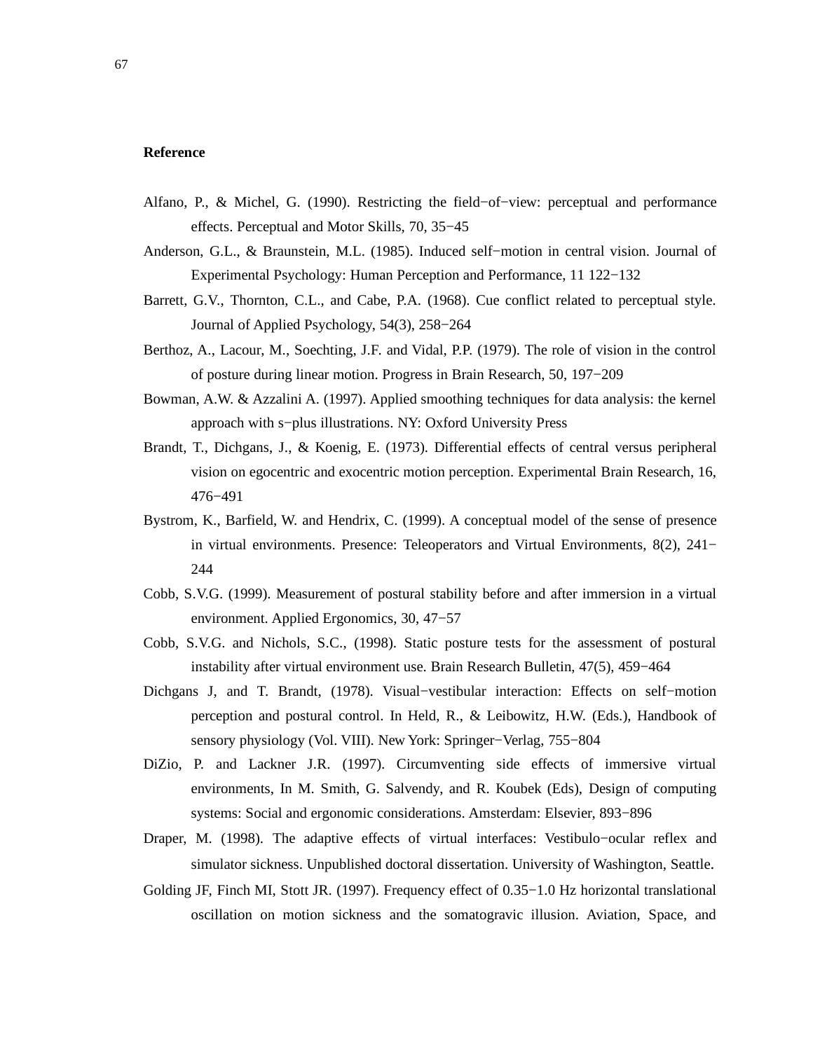**Reference**

Alfano, P., & Michel, G. (1990). Restricting the field−of−view: perceptual and performance effects. Perceptual and Motor Skills, 70, 35−45

Anderson, G.L., & Braunstein, M.L. (1985). Induced self−motion in central vision. Journal of Experimental Psychology: Human Perception and Performance, 11 122−132

Barrett, G.V., Thornton, C.L., and Cabe, P.A. (1968). Cue conflict related to perceptual style. Journal of Applied Psychology, 54(3), 258−264

Berthoz, A., Lacour, M., Soechting, J.F. and Vidal, P.P. (1979). The role of vision in the control of posture during linear motion. Progress in Brain Research, 50, 197−209

Bowman, A.W. & Azzalini A. (1997). Applied smoothing techniques for data analysis: the kernel approach with s−plus illustrations. NY: Oxford University Press

Brandt, T., Dichgans, J., & Koenig, E. (1973). Differential effects of central versus peripheral vision on egocentric and exocentric motion perception. Experimental Brain Research, 16, 476−491

Bystrom, K., Barfield, W. and Hendrix, C. (1999). A conceptual model of the sense of presence in virtual environments. Presence: Teleoperators and Virtual Environments, 8(2), 241−244

Cobb, S.V.G. (1999). Measurement of postural stability before and after immersion in a virtual environment. Applied Ergonomics, 30, 47−57

Cobb, S.V.G. and Nichols, S.C., (1998). Static posture tests for the assessment of postural instability after virtual environment use. Brain Research Bulletin, 47(5), 459−464

Dichgans J, and T. Brandt, (1978). Visual−vestibular interaction: Effects on self−motion perception and postural control. In Held, R., & Leibowitz, H.W. (Eds.), Handbook of sensory physiology (Vol. VIII). New York: Springer−Verlag, 755−804

DiZio, P. and Lackner J.R. (1997). Circumventing side effects of immersive virtual environments, In M. Smith, G. Salvendy, and R. Koubek (Eds), Design of computing systems: Social and ergonomic considerations. Amsterdam: Elsevier, 893−896

Draper, M. (1998). The adaptive effects of virtual interfaces: Vestibulo−ocular reflex and simulator sickness. Unpublished doctoral dissertation. University of Washington, Seattle.

Golding JF, Finch MI, Stott JR. (1997). Frequency effect of 0.35−1.0 Hz horizontal translational oscillation on motion sickness and the somatogravic illusion. Aviation, Space, and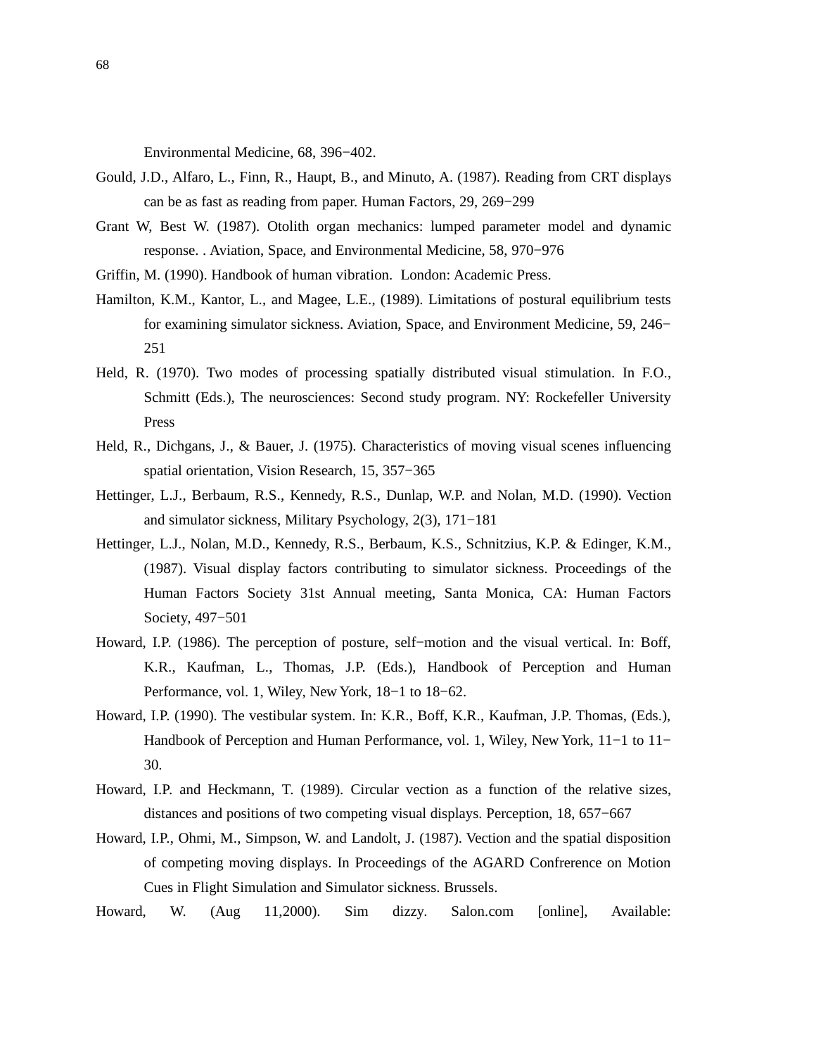Environmental Medicine, 68, 396−402.

Gould, J.D., Alfaro, L., Finn, R., Haupt, B., and Minuto, A. (1987). Reading from CRT displays can be as fast as reading from paper. Human Factors, 29, 269−299

Grant W, Best W. (1987). Otolith organ mechanics: lumped parameter model and dynamic response. . Aviation, Space, and Environmental Medicine, 58, 970−976

Griffin, M. (1990). Handbook of human vibration. London: Academic Press.

Hamilton, K.M., Kantor, L., and Magee, L.E., (1989). Limitations of postural equilibrium tests for examining simulator sickness. Aviation, Space, and Environment Medicine, 59, 246−251

Held, R. (1970). Two modes of processing spatially distributed visual stimulation. In F.O., Schmitt (Eds.), The neurosciences: Second study program. NY: Rockefeller University Press

Held, R., Dichgans, J., & Bauer, J. (1975). Characteristics of moving visual scenes influencing spatial orientation, Vision Research, 15, 357−365

Hettinger, L.J., Berbaum, R.S., Kennedy, R.S., Dunlap, W.P. and Nolan, M.D. (1990). Vection and simulator sickness, Military Psychology, 2(3), 171−181

Hettinger, L.J., Nolan, M.D., Kennedy, R.S., Berbaum, K.S., Schnitzius, K.P. & Edinger, K.M., (1987). Visual display factors contributing to simulator sickness. Proceedings of the Human Factors Society 31st Annual meeting, Santa Monica, CA: Human Factors Society, 497−501

Howard, I.P. (1986). The perception of posture, self−motion and the visual vertical. In: Boff, K.R., Kaufman, L., Thomas, J.P. (Eds.), Handbook of Perception and Human Performance, vol. 1, Wiley, New York, 18−1 to 18−62.

Howard, I.P. (1990). The vestibular system. In: K.R., Boff, K.R., Kaufman, J.P. Thomas, (Eds.), Handbook of Perception and Human Performance, vol. 1, Wiley, New York, 11−1 to 11−30.

Howard, I.P. and Heckmann, T. (1989). Circular vection as a function of the relative sizes, distances and positions of two competing visual displays. Perception, 18, 657−667

Howard, I.P., Ohmi, M., Simpson, W. and Landolt, J. (1987). Vection and the spatial disposition of competing moving displays. In Proceedings of the AGARD Confrerence on Motion Cues in Flight Simulation and Simulator sickness. Brussels.

Howard, W. (Aug 11,2000). Sim dizzy. Salon.com [online], Available: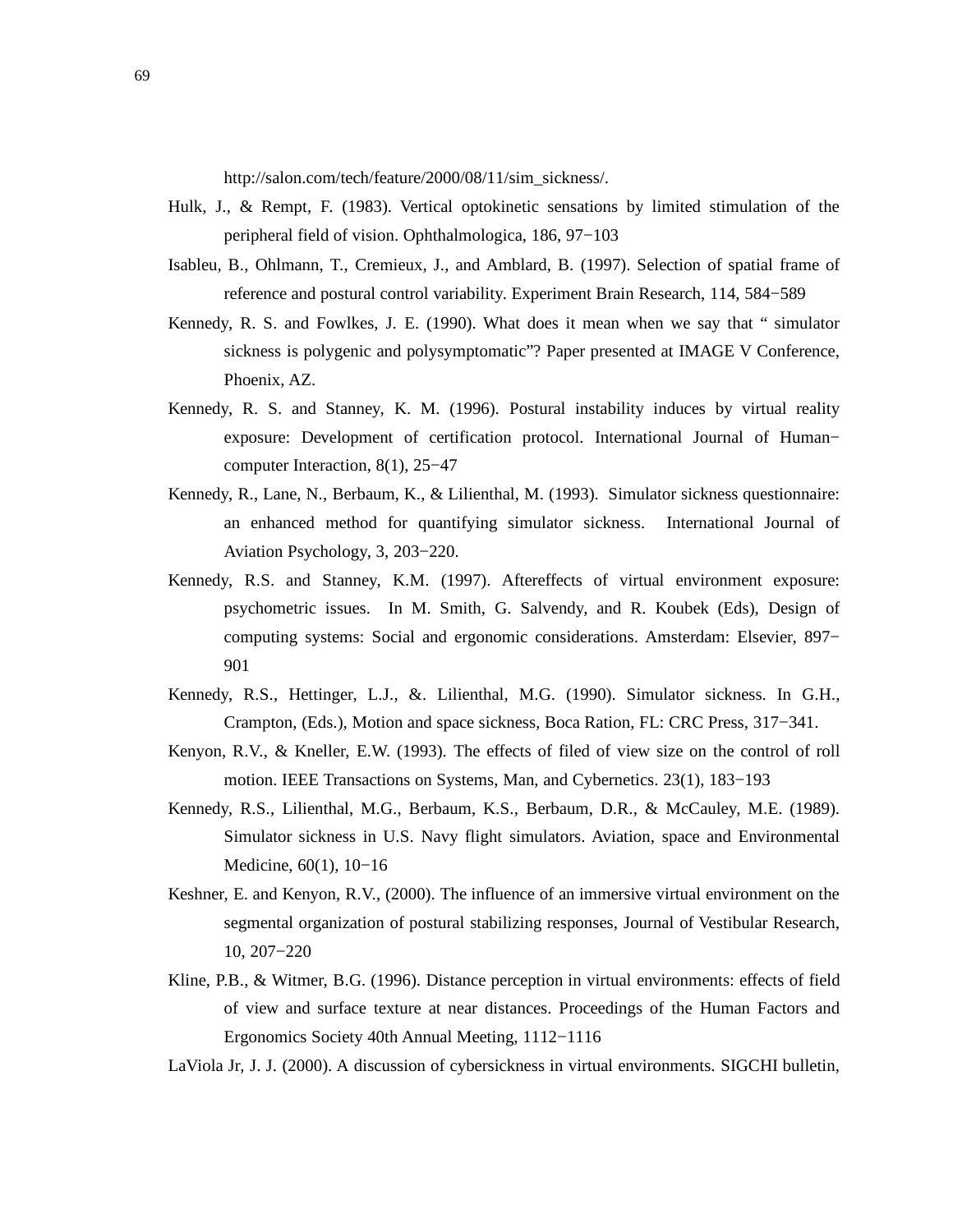http://salon.com/tech/feature/2000/08/11/sim_sickness/.

Hulk, J., & Rempt, F. (1983). Vertical optokinetic sensations by limited stimulation of the peripheral field of vision. Ophthalmologica, 186, 97−103

Isableu, B., Ohlmann, T., Cremieux, J., and Amblard, B. (1997). Selection of spatial frame of reference and postural control variability. Experiment Brain Research, 114, 584−589

Kennedy, R. S. and Fowlkes, J. E. (1990). What does it mean when we say that " simulator sickness is polygenic and polysymptomatic"? Paper presented at IMAGE V Conference, Phoenix, AZ.

Kennedy, R. S. and Stanney, K. M. (1996). Postural instability induces by virtual reality exposure: Development of certification protocol. International Journal of Human−computer Interaction, 8(1), 25−47

Kennedy, R., Lane, N., Berbaum, K., & Lilienthal, M. (1993). Simulator sickness questionnaire: an enhanced method for quantifying simulator sickness. International Journal of Aviation Psychology, 3, 203−220.

Kennedy, R.S. and Stanney, K.M. (1997). Aftereffects of virtual environment exposure: psychometric issues. In M. Smith, G. Salvendy, and R. Koubek (Eds), Design of computing systems: Social and ergonomic considerations. Amsterdam: Elsevier, 897−901

Kennedy, R.S., Hettinger, L.J., &. Lilienthal, M.G. (1990). Simulator sickness. In G.H., Crampton, (Eds.), Motion and space sickness, Boca Ration, FL: CRC Press, 317−341.

Kenyon, R.V., & Kneller, E.W. (1993). The effects of filed of view size on the control of roll motion. IEEE Transactions on Systems, Man, and Cybernetics. 23(1), 183−193

Kennedy, R.S., Lilienthal, M.G., Berbaum, K.S., Berbaum, D.R., & McCauley, M.E. (1989). Simulator sickness in U.S. Navy flight simulators. Aviation, space and Environmental Medicine, 60(1), 10−16

Keshner, E. and Kenyon, R.V., (2000). The influence of an immersive virtual environment on the segmental organization of postural stabilizing responses, Journal of Vestibular Research, 10, 207−220

Kline, P.B., & Witmer, B.G. (1996). Distance perception in virtual environments: effects of field of view and surface texture at near distances. Proceedings of the Human Factors and Ergonomics Society 40th Annual Meeting, 1112−1116

LaViola Jr, J. J. (2000). A discussion of cybersickness in virtual environments. SIGCHI bulletin,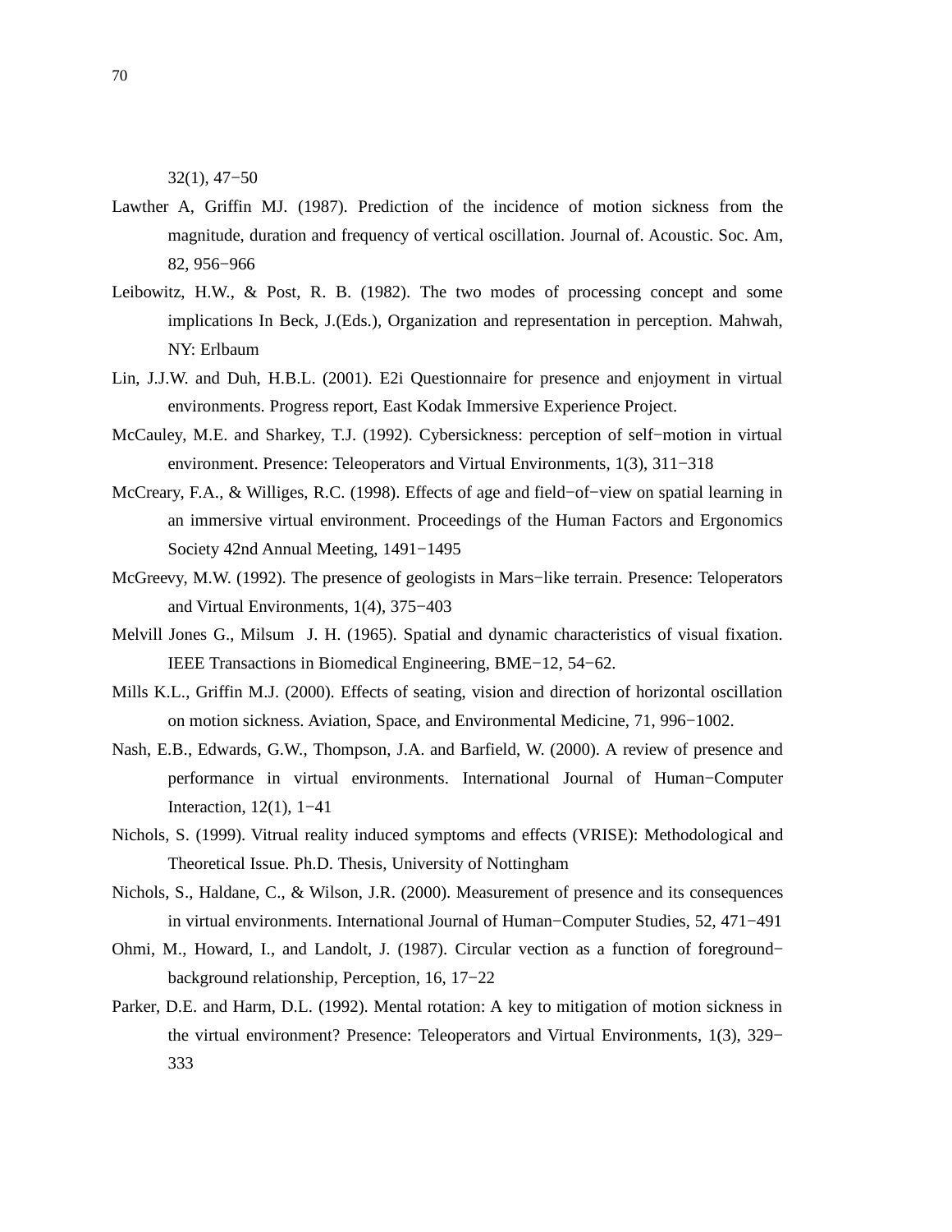32(1), 47−50

Lawther A, Griffin MJ. (1987). Prediction of the incidence of motion sickness from the magnitude, duration and frequency of vertical oscillation. Journal of. Acoustic. Soc. Am, 82, 956−966

Leibowitz, H.W., & Post, R. B. (1982). The two modes of processing concept and some implications In Beck, J.(Eds.), Organization and representation in perception. Mahwah, NY: Erlbaum

Lin, J.J.W. and Duh, H.B.L. (2001). E2i Questionnaire for presence and enjoyment in virtual environments. Progress report, East Kodak Immersive Experience Project.

McCauley, M.E. and Sharkey, T.J. (1992). Cybersickness: perception of self−motion in virtual environment. Presence: Teleoperators and Virtual Environments, 1(3), 311−318

McCreary, F.A., & Williges, R.C. (1998). Effects of age and field−of−view on spatial learning in an immersive virtual environment. Proceedings of the Human Factors and Ergonomics Society 42nd Annual Meeting, 1491−1495

McGreevy, M.W. (1992). The presence of geologists in Mars−like terrain. Presence: Teleoperators and Virtual Environments, 1(4), 375−403

Melvill Jones G., Milsum J. H. (1965). Spatial and dynamic characteristics of visual fixation. IEEE Transactions in Biomedical Engineering, BME−12, 54−62.

Mills K.L., Griffin M.J. (2000). Effects of seating, vision and direction of horizontal oscillation on motion sickness. Aviation, Space, and Environmental Medicine, 71, 996−1002.

Nash, E.B., Edwards, G.W., Thompson, J.A. and Barfield, W. (2000). A review of presence and performance in virtual environments. International Journal of Human−Computer Interaction, 12(1), 1−41

Nichols, S. (1999). Vitrual reality induced symptoms and effects (VRISE): Methodological and Theoretical Issue. Ph.D. Thesis, University of Nottingham

Nichols, S., Haldane, C., & Wilson, J.R. (2000). Measurement of presence and its consequences in virtual environments. International Journal of Human−Computer Studies, 52, 471−491

Ohmi, M., Howard, I., and Landolt, J. (1987). Circular vection as a function of foreground−background relationship, Perception, 16, 17−22

Parker, D.E. and Harm, D.L. (1992). Mental rotation: A key to mitigation of motion sickness in the virtual environment? Presence: Teleoperators and Virtual Environments, 1(3), 329−333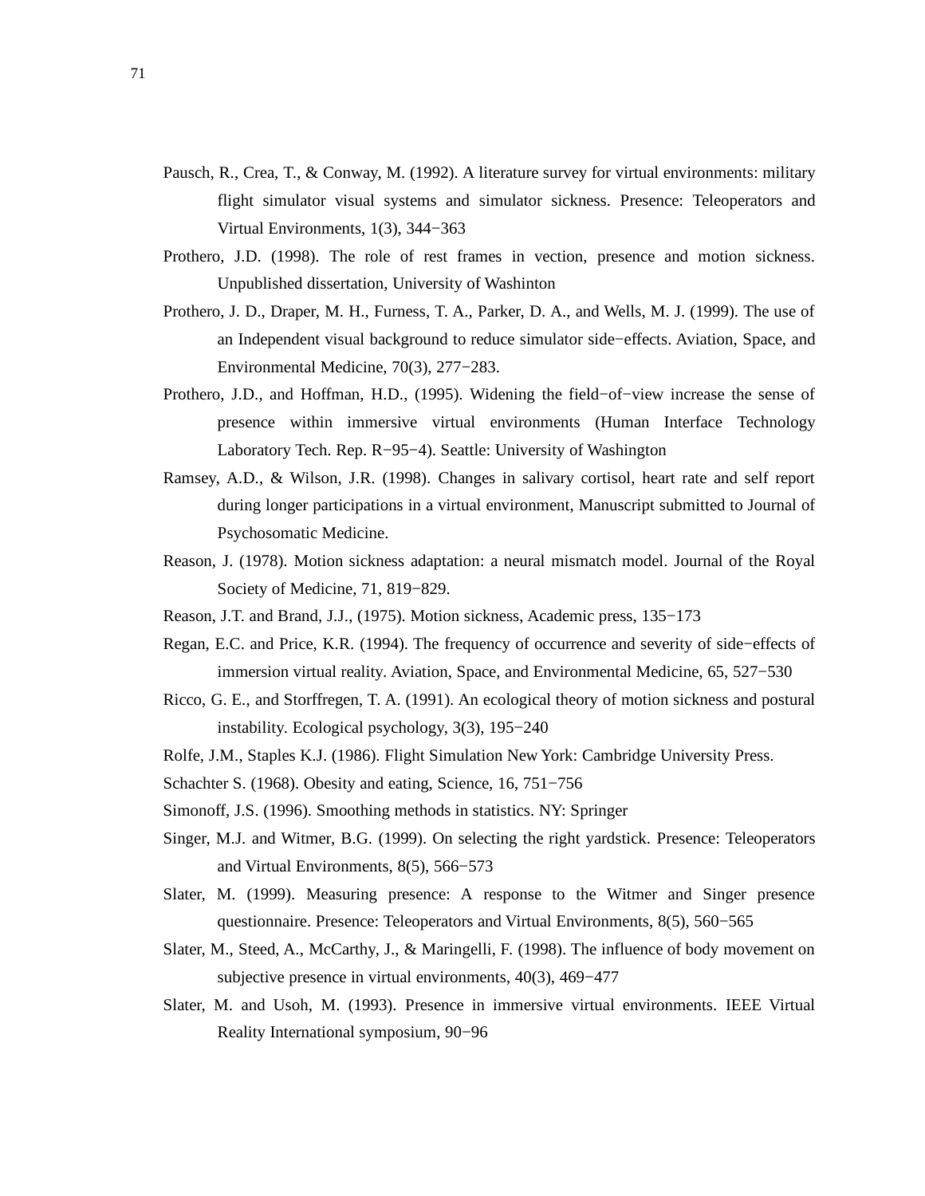Pausch, R., Crea, T., & Conway, M. (1992). A literature survey for virtual environments: military flight simulator visual systems and simulator sickness. Presence: Teleoperators and Virtual Environments, 1(3), 344−363

Prothero, J.D. (1998). The role of rest frames in vection, presence and motion sickness. Unpublished dissertation, University of Washinton

Prothero, J. D., Draper, M. H., Furness, T. A., Parker, D. A., and Wells, M. J. (1999). The use of an Independent visual background to reduce simulator side−effects. Aviation, Space, and Environmental Medicine, 70(3), 277−283.

Prothero, J.D., and Hoffman, H.D., (1995). Widening the field−of−view increase the sense of presence within immersive virtual environments (Human Interface Technology Laboratory Tech. Rep. R−95−4). Seattle: University of Washington

Ramsey, A.D., & Wilson, J.R. (1998). Changes in salivary cortisol, heart rate and self report during longer participations in a virtual environment, Manuscript submitted to Journal of Psychosomatic Medicine.

Reason, J. (1978). Motion sickness adaptation: a neural mismatch model. Journal of the Royal Society of Medicine, 71, 819−829.

Reason, J.T. and Brand, J.J., (1975). Motion sickness, Academic press, 135−173

Regan, E.C. and Price, K.R. (1994). The frequency of occurrence and severity of side−effects of immersion virtual reality. Aviation, Space, and Environmental Medicine, 65, 527−530

Ricco, G. E., and Storffregen, T. A. (1991). An ecological theory of motion sickness and postural instability. Ecological psychology, 3(3), 195−240

Rolfe, J.M., Staples K.J. (1986). Flight Simulation New York: Cambridge University Press.

Schachter S. (1968). Obesity and eating, Science, 16, 751−756

Simonoff, J.S. (1996). Smoothing methods in statistics. NY: Springer

Singer, M.J. and Witmer, B.G. (1999). On selecting the right yardstick. Presence: Teleoperators and Virtual Environments, 8(5), 566−573

Slater, M. (1999). Measuring presence: A response to the Witmer and Singer presence questionnaire. Presence: Teleoperators and Virtual Environments, 8(5), 560−565

Slater, M., Steed, A., McCarthy, J., & Maringelli, F. (1998). The influence of body movement on subjective presence in virtual environments, 40(3), 469−477

Slater, M. and Usoh, M. (1993). Presence in immersive virtual environments. IEEE Virtual Reality International symposium, 90−96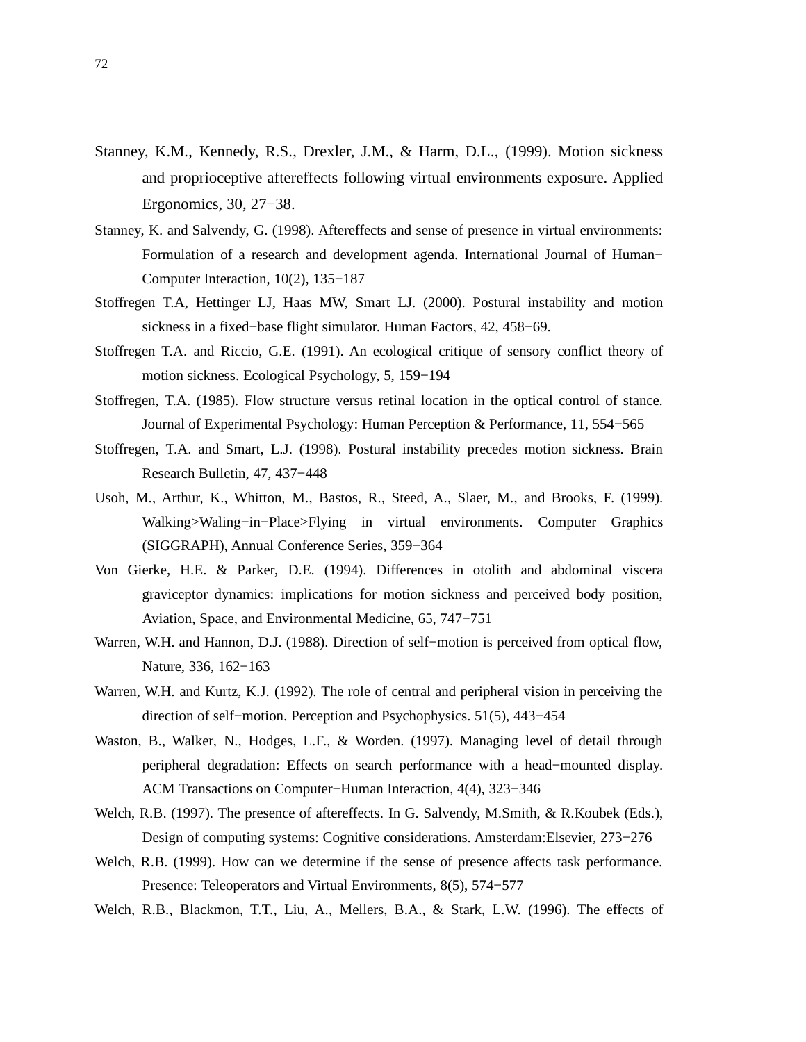Stanney, K.M., Kennedy, R.S., Drexler, J.M., & Harm, D.L., (1999). Motion sickness and proprioceptive aftereffects following virtual environments exposure. Applied Ergonomics, 30, 27−38.

Stanney, K. and Salvendy, G. (1998). Aftereffects and sense of presence in virtual environments: Formulation of a research and development agenda. International Journal of Human−Computer Interaction, 10(2), 135−187

Stoffregen T.A, Hettinger LJ, Haas MW, Smart LJ. (2000). Postural instability and motion sickness in a fixed−base flight simulator. Human Factors, 42, 458−69.

Stoffregen T.A. and Riccio, G.E. (1991). An ecological critique of sensory conflict theory of motion sickness. Ecological Psychology, 5, 159−194

Stoffregen, T.A. (1985). Flow structure versus retinal location in the optical control of stance. Journal of Experimental Psychology: Human Perception & Performance, 11, 554−565

Stoffregen, T.A. and Smart, L.J. (1998). Postural instability precedes motion sickness. Brain Research Bulletin, 47, 437−448

Usoh, M., Arthur, K., Whitton, M., Bastos, R., Steed, A., Slaer, M., and Brooks, F. (1999). Walking>Waling−in−Place>Flying in virtual environments. Computer Graphics (SIGGRAPH), Annual Conference Series, 359−364

Von Gierke, H.E. & Parker, D.E. (1994). Differences in otolith and abdominal viscera graviceptor dynamics: implications for motion sickness and perceived body position, Aviation, Space, and Environmental Medicine, 65, 747−751

Warren, W.H. and Hannon, D.J. (1988). Direction of self−motion is perceived from optical flow, Nature, 336, 162−163

Warren, W.H. and Kurtz, K.J. (1992). The role of central and peripheral vision in perceiving the direction of self−motion. Perception and Psychophysics. 51(5), 443−454

Waston, B., Walker, N., Hodges, L.F., & Worden. (1997). Managing level of detail through peripheral degradation: Effects on search performance with a head−mounted display. ACM Transactions on Computer−Human Interaction, 4(4), 323−346

Welch, R.B. (1997). The presence of aftereffects. In G. Salvendy, M.Smith, & R.Koubek (Eds.), Design of computing systems: Cognitive considerations. Amsterdam:Elsevier, 273−276

Welch, R.B. (1999). How can we determine if the sense of presence affects task performance. Presence: Teleoperators and Virtual Environments, 8(5), 574−577

Welch, R.B., Blackmon, T.T., Liu, A., Mellers, B.A., & Stark, L.W. (1996). The effects of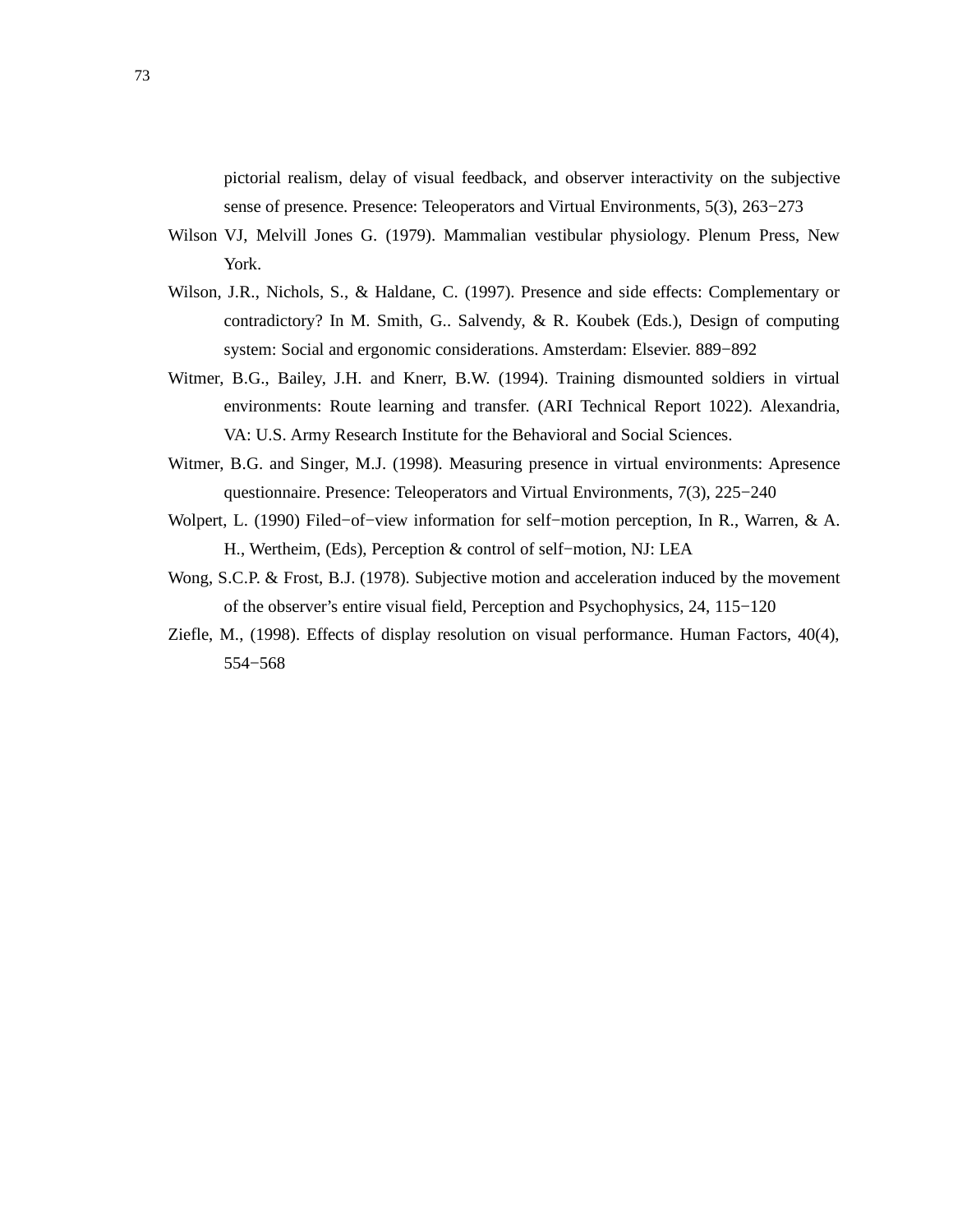pictorial realism, delay of visual feedback, and observer interactivity on the subjective sense of presence. Presence: Teleoperators and Virtual Environments, 5(3), 263−273

Wilson VJ, Melvill Jones G. (1979). Mammalian vestibular physiology. Plenum Press, New York.

Wilson, J.R., Nichols, S., & Haldane, C. (1997). Presence and side effects: Complementary or contradictory? In M. Smith, G.. Salvendy, & R. Koubek (Eds.), Design of computing system: Social and ergonomic considerations. Amsterdam: Elsevier. 889−892

Witmer, B.G., Bailey, J.H. and Knerr, B.W. (1994). Training dismounted soldiers in virtual environments: Route learning and transfer. (ARI Technical Report 1022). Alexandria, VA: U.S. Army Research Institute for the Behavioral and Social Sciences.

Witmer, B.G. and Singer, M.J. (1998). Measuring presence in virtual environments: Apresence questionnaire. Presence: Teleoperators and Virtual Environments, 7(3), 225−240

Wolpert, L. (1990) Filed−of−view information for self−motion perception, In R., Warren, & A. H., Wertheim, (Eds), Perception & control of self−motion, NJ: LEA

Wong, S.C.P. & Frost, B.J. (1978). Subjective motion and acceleration induced by the movement of the observer's entire visual field, Perception and Psychophysics, 24, 115−120

Ziefle, M., (1998). Effects of display resolution on visual performance. Human Factors, 40(4), 554−568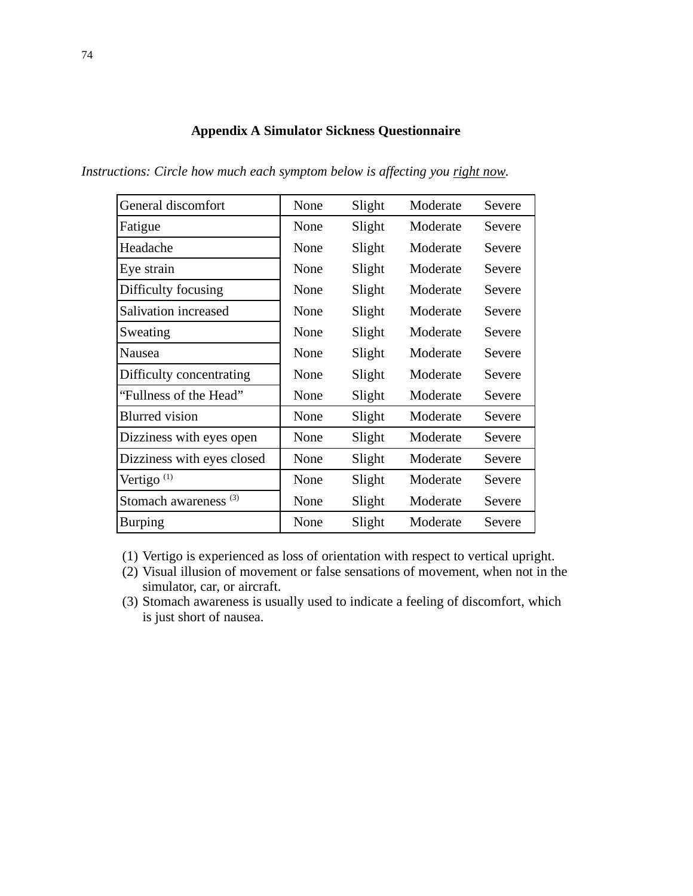## Appendix A Simulator Sickness Questionnaire

*Instructions: Circle how much each symptom below is affecting you <u>right now</u>.*

| | | | | |
|---|---|---|---|---|
| General discomfort | None | Slight | Moderate | Severe |
| Fatigue | None | Slight | Moderate | Severe |
| Headache | None | Slight | Moderate | Severe |
| Eye strain | None | Slight | Moderate | Severe |
| Difficulty focusing | None | Slight | Moderate | Severe |
| Salivation increased | None | Slight | Moderate | Severe |
| Sweating | None | Slight | Moderate | Severe |
| Nausea | None | Slight | Moderate | Severe |
| Difficulty concentrating | None | Slight | Moderate | Severe |
| "Fullness of the Head" | None | Slight | Moderate | Severe |
| Blurred vision | None | Slight | Moderate | Severe |
| Dizziness with eyes open | None | Slight | Moderate | Severe |
| Dizziness with eyes closed | None | Slight | Moderate | Severe |
| Vertigo (1) | None | Slight | Moderate | Severe |
| Stomach awareness (3) | None | Slight | Moderate | Severe |
| Burping | None | Slight | Moderate | Severe |

(1) Vertigo is experienced as loss of orientation with respect to vertical upright.
(2) Visual illusion of movement or false sensations of movement, when not in the simulator, car, or aircraft.
(3) Stomach awareness is usually used to indicate a feeling of discomfort, which is just short of nausea.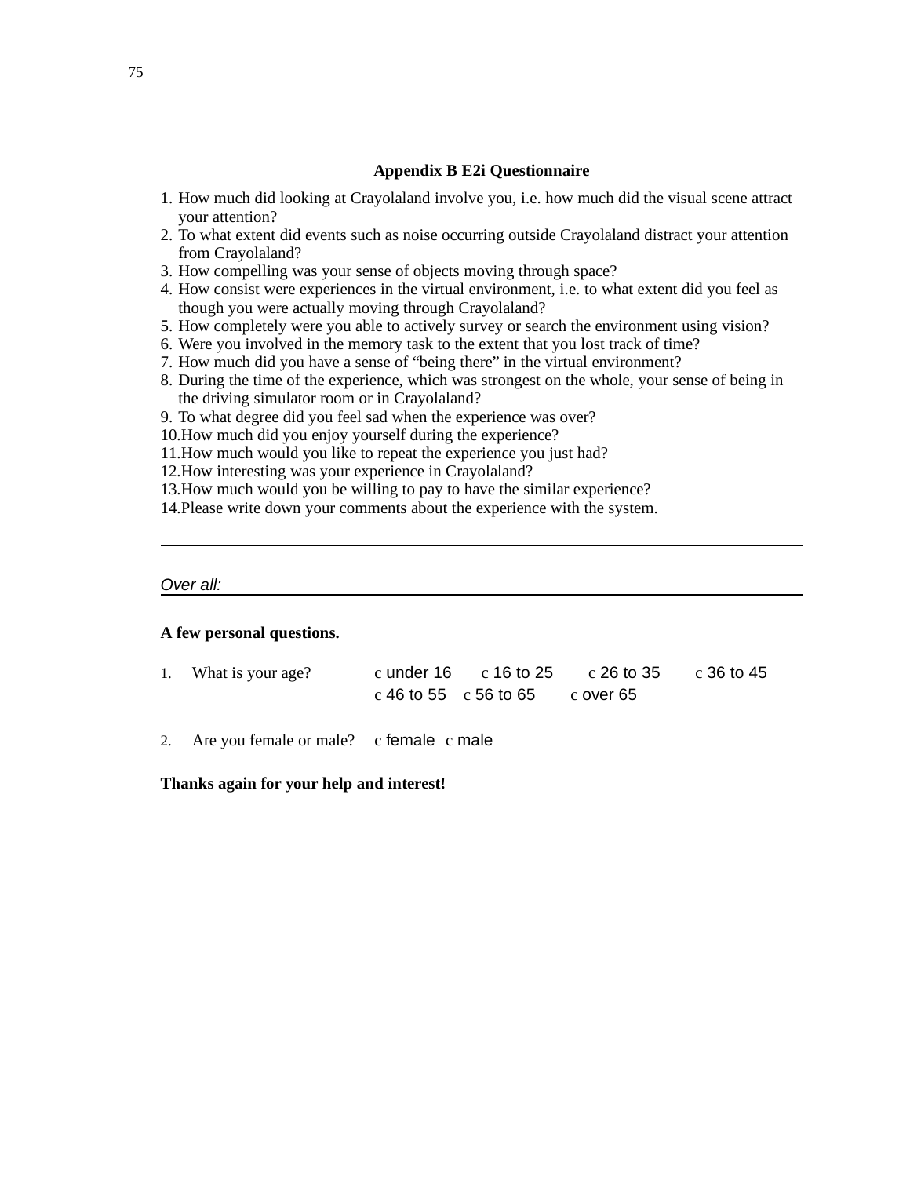## Appendix B E2i Questionnaire

1. How much did looking at Crayolaland involve you, i.e. how much did the visual scene attract your attention?
2. To what extent did events such as noise occurring outside Crayolaland distract your attention from Crayolaland?
3. How compelling was your sense of objects moving through space?
4. How consist were experiences in the virtual environment, i.e. to what extent did you feel as though you were actually moving through Crayolaland?
5. How completely were you able to actively survey or search the environment using vision?
6. Were you involved in the memory task to the extent that you lost track of time?
7. How much did you have a sense of "being there" in the virtual environment?
8. During the time of the experience, which was strongest on the whole, your sense of being in the driving simulator room or in Crayolaland?
9. To what degree did you feel sad when the experience was over?
10. How much did you enjoy yourself during the experience?
11. How much would you like to repeat the experience you just had?
12. How interesting was your experience in Crayolaland?
13. How much would you be willing to pay to have the similar experience?
14. Please write down your comments about the experience with the system.

______________________________________________________________________

*Over all:* ______________________________________________________________

**A few personal questions.**

1. What is your age? c under 16 c 16 to 25 c 26 to 35 c 36 to 45 c 46 to 55 c 56 to 65 c over 65

2. Are you female or male? c female c male

**Thanks again for your help and interest!**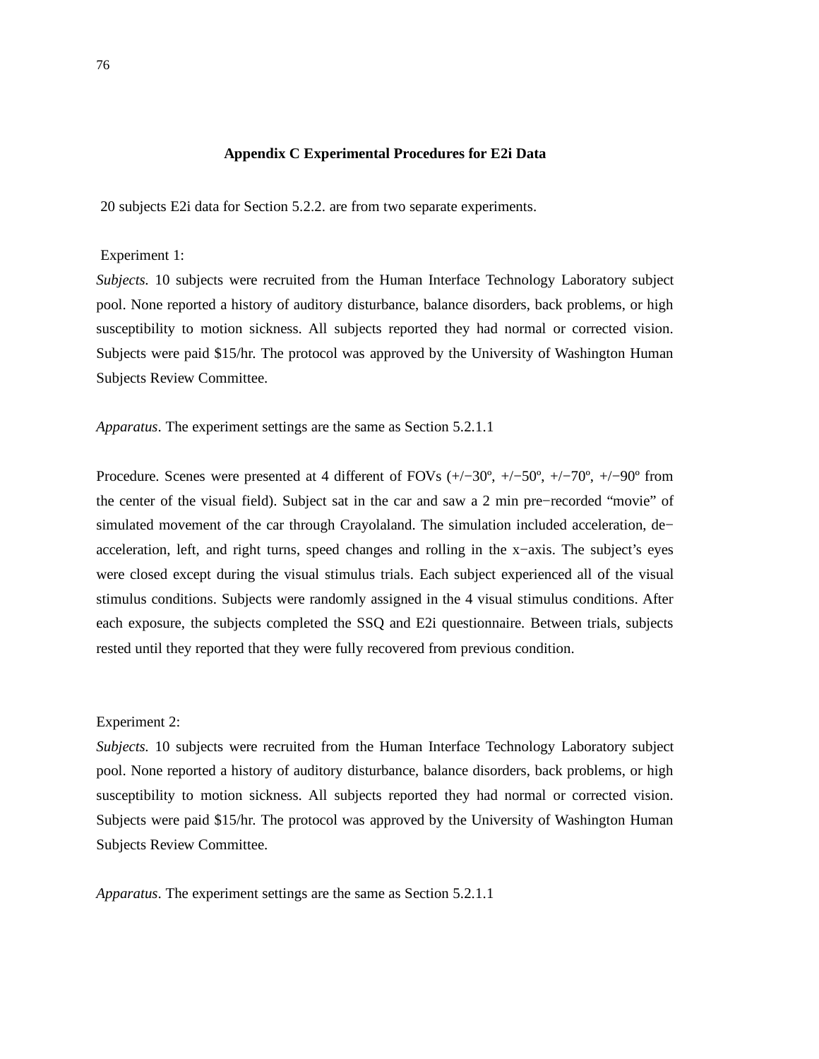# Appendix C Experimental Procedures for E2i Data

20 subjects E2i data for Section 5.2.2. are from two separate experiments.

Experiment 1:

*Subjects.* 10 subjects were recruited from the Human Interface Technology Laboratory subject pool. None reported a history of auditory disturbance, balance disorders, back problems, or high susceptibility to motion sickness. All subjects reported they had normal or corrected vision. Subjects were paid $15/hr. The protocol was approved by the University of Washington Human Subjects Review Committee.

*Apparatus*. The experiment settings are the same as Section 5.2.1.1

Procedure. Scenes were presented at 4 different of FOVs (+/−30º, +/−50º, +/−70º, +/−90º from the center of the visual field). Subject sat in the car and saw a 2 min pre−recorded "movie" of simulated movement of the car through Crayolaland. The simulation included acceleration, de−acceleration, left, and right turns, speed changes and rolling in the x−axis. The subject's eyes were closed except during the visual stimulus trials. Each subject experienced all of the visual stimulus conditions. Subjects were randomly assigned in the 4 visual stimulus conditions. After each exposure, the subjects completed the SSQ and E2i questionnaire. Between trials, subjects rested until they reported that they were fully recovered from previous condition.

Experiment 2:

*Subjects.* 10 subjects were recruited from the Human Interface Technology Laboratory subject pool. None reported a history of auditory disturbance, balance disorders, back problems, or high susceptibility to motion sickness. All subjects reported they had normal or corrected vision. Subjects were paid $15/hr. The protocol was approved by the University of Washington Human Subjects Review Committee.

*Apparatus*. The experiment settings are the same as Section 5.2.1.1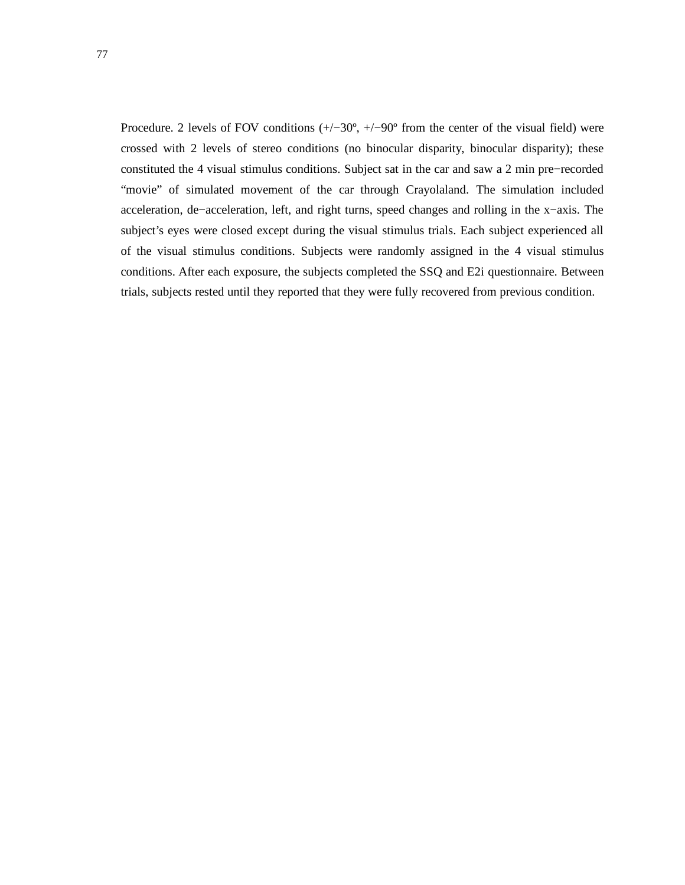Procedure. 2 levels of FOV conditions (+/−30º, +/−90º from the center of the visual field) were crossed with 2 levels of stereo conditions (no binocular disparity, binocular disparity); these constituted the 4 visual stimulus conditions. Subject sat in the car and saw a 2 min pre−recorded “movie” of simulated movement of the car through Crayolaland. The simulation included acceleration, de−acceleration, left, and right turns, speed changes and rolling in the x−axis. The subject’s eyes were closed except during the visual stimulus trials. Each subject experienced all of the visual stimulus conditions. Subjects were randomly assigned in the 4 visual stimulus conditions. After each exposure, the subjects completed the SSQ and E2i questionnaire. Between trials, subjects rested until they reported that they were fully recovered from previous condition.